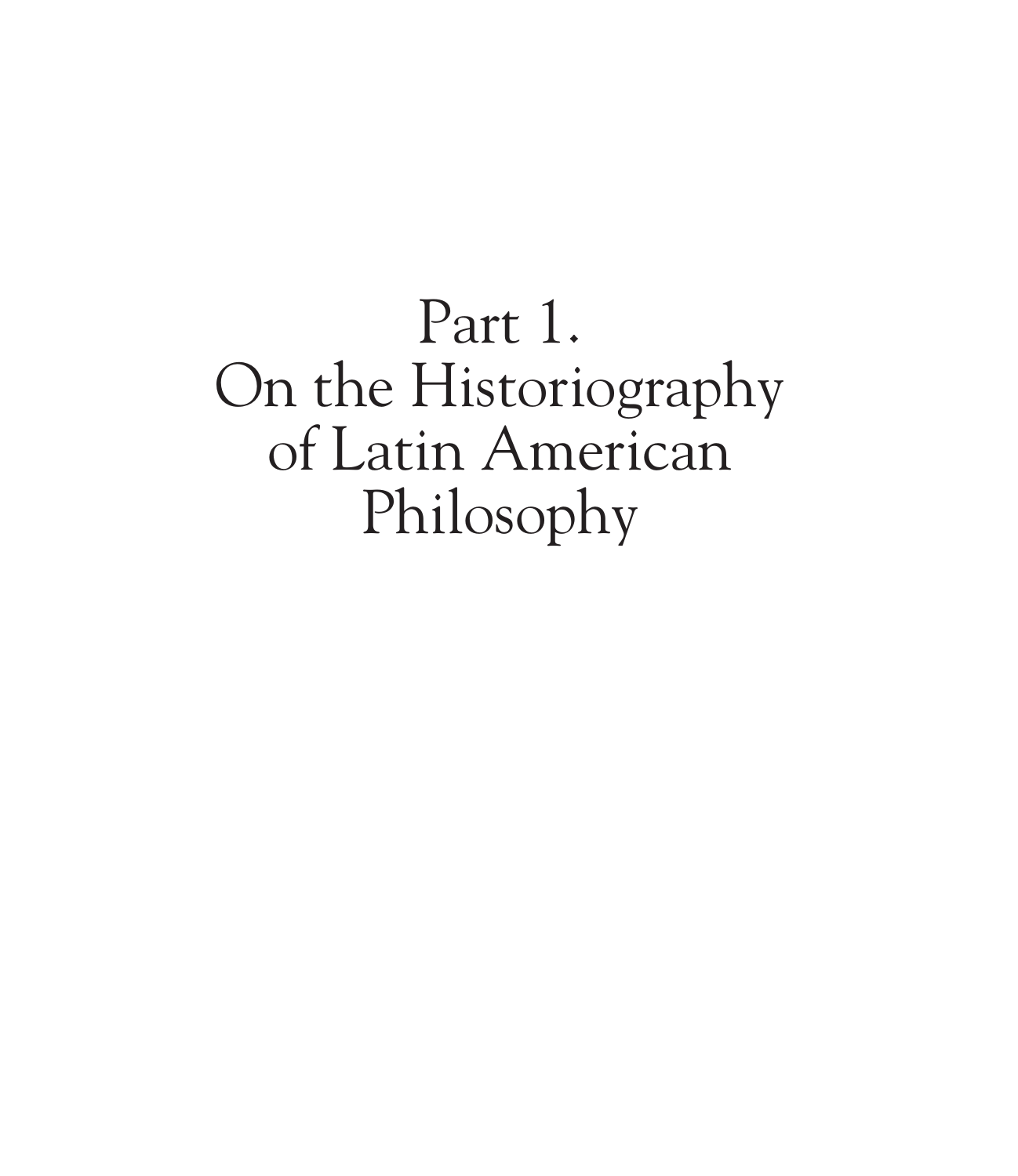# Part 1.
# On the Historiography of Latin American Philosophy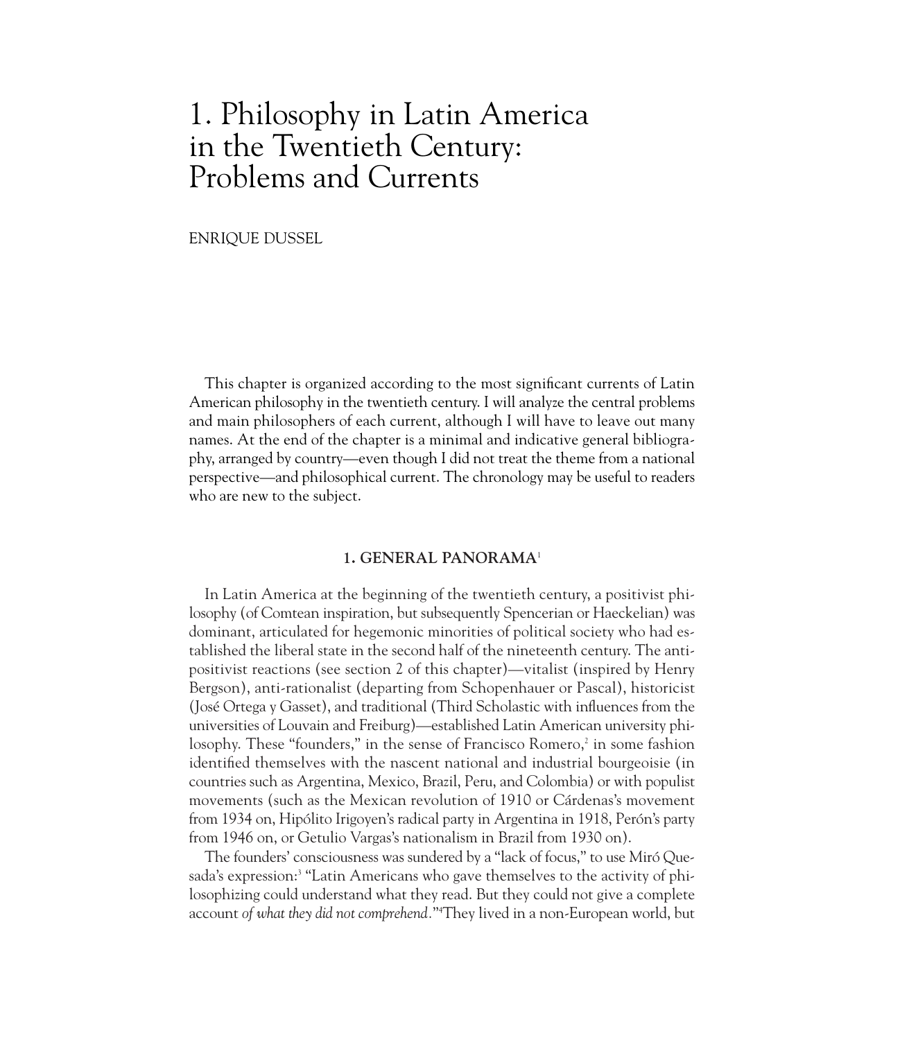# 1. Philosophy in Latin America in the Twentieth Century: Problems and Currents

ENRIQUE DUSSEL

This chapter is organized according to the most significant currents of Latin American philosophy in the twentieth century. I will analyze the central problems and main philosophers of each current, although I will have to leave out many names. At the end of the chapter is a minimal and indicative general bibliography, arranged by country—even though I did not treat the theme from a national perspective—and philosophical current. The chronology may be useful to readers who are new to the subject.

## 1. GENERAL PANORAMA[1]

In Latin America at the beginning of the twentieth century, a positivist philosophy (of Comtean inspiration, but subsequently Spencerian or Haeckelian) was dominant, articulated for hegemonic minorities of political society who had established the liberal state in the second half of the nineteenth century. The anti-positivist reactions (see section 2 of this chapter)—vitalist (inspired by Henry Bergson), anti-rationalist (departing from Schopenhauer or Pascal), historicist (José Ortega y Gasset), and traditional (Third Scholastic with influences from the universities of Louvain and Freiburg)—established Latin American university philosophy. These "founders," in the sense of Francisco Romero,[2] in some fashion identified themselves with the nascent national and industrial bourgeoisie (in countries such as Argentina, Mexico, Brazil, Peru, and Colombia) or with populist movements (such as the Mexican revolution of 1910 or Cárdenas's movement from 1934 on, Hipólito Irigoyen's radical party in Argentina in 1918, Perón's party from 1946 on, or Getulio Vargas's nationalism in Brazil from 1930 on).

The founders' consciousness was sundered by a "lack of focus," to use Miró Quesada's expression:[3] "Latin Americans who gave themselves to the activity of philosophizing could understand what they read. But they could not give a complete account *of what they did not comprehend*."[4] They lived in a non-European world, but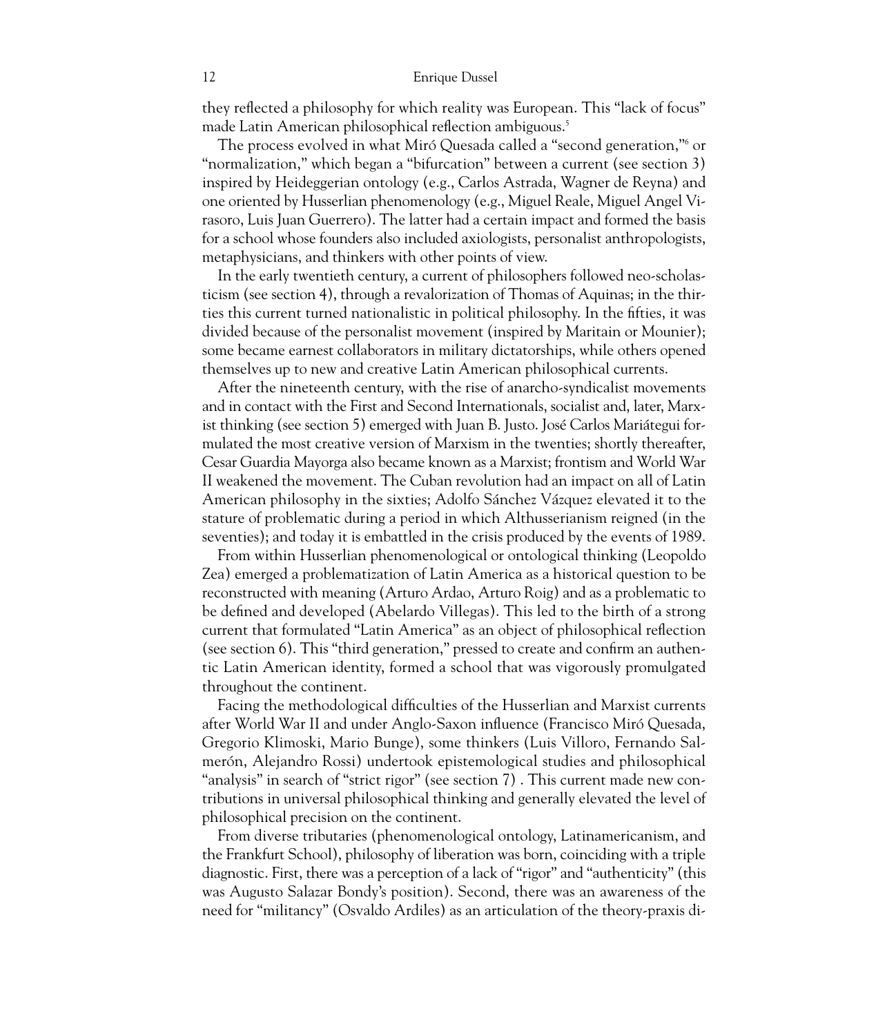they reflected a philosophy for which reality was European. This "lack of focus" made Latin American philosophical reflection ambiguous.[5]

The process evolved in what Miró Quesada called a "second generation,"[6] or "normalization," which began a "bifurcation" between a current (see section 3) inspired by Heideggerian ontology (e.g., Carlos Astrada, Wagner de Reyna) and one oriented by Husserlian phenomenology (e.g., Miguel Reale, Miguel Angel Virasoro, Luis Juan Guerrero). The latter had a certain impact and formed the basis for a school whose founders also included axiologists, personalist anthropologists, metaphysicians, and thinkers with other points of view.

In the early twentieth century, a current of philosophers followed neo-scholasticism (see section 4), through a revalorization of Thomas of Aquinas; in the thirties this current turned nationalistic in political philosophy. In the fifties, it was divided because of the personalist movement (inspired by Maritain or Mounier); some became earnest collaborators in military dictatorships, while others opened themselves up to new and creative Latin American philosophical currents.

After the nineteenth century, with the rise of anarcho-syndicalist movements and in contact with the First and Second Internationals, socialist and, later, Marxist thinking (see section 5) emerged with Juan B. Justo. José Carlos Mariátegui formulated the most creative version of Marxism in the twenties; shortly thereafter, Cesar Guardia Mayorga also became known as a Marxist; frontism and World War II weakened the movement. The Cuban revolution had an impact on all of Latin American philosophy in the sixties; Adolfo Sánchez Vázquez elevated it to the stature of problematic during a period in which Althusserianism reigned (in the seventies); and today it is embattled in the crisis produced by the events of 1989.

From within Husserlian phenomenological or ontological thinking (Leopoldo Zea) emerged a problematization of Latin America as a historical question to be reconstructed with meaning (Arturo Ardao, Arturo Roig) and as a problematic to be defined and developed (Abelardo Villegas). This led to the birth of a strong current that formulated "Latin America" as an object of philosophical reflection (see section 6). This "third generation," pressed to create and confirm an authentic Latin American identity, formed a school that was vigorously promulgated throughout the continent.

Facing the methodological difficulties of the Husserlian and Marxist currents after World War II and under Anglo-Saxon influence (Francisco Miró Quesada, Gregorio Klimoski, Mario Bunge), some thinkers (Luis Villoro, Fernando Salmerón, Alejandro Rossi) undertook epistemological studies and philosophical "analysis" in search of "strict rigor" (see section 7) . This current made new contributions in universal philosophical thinking and generally elevated the level of philosophical precision on the continent.

From diverse tributaries (phenomenological ontology, Latinamericanism, and the Frankfurt School), philosophy of liberation was born, coinciding with a triple diagnostic. First, there was a perception of a lack of "rigor" and "authenticity" (this was Augusto Salazar Bondy's position). Second, there was an awareness of the need for "militancy" (Osvaldo Ardiles) as an articulation of the theory-praxis di-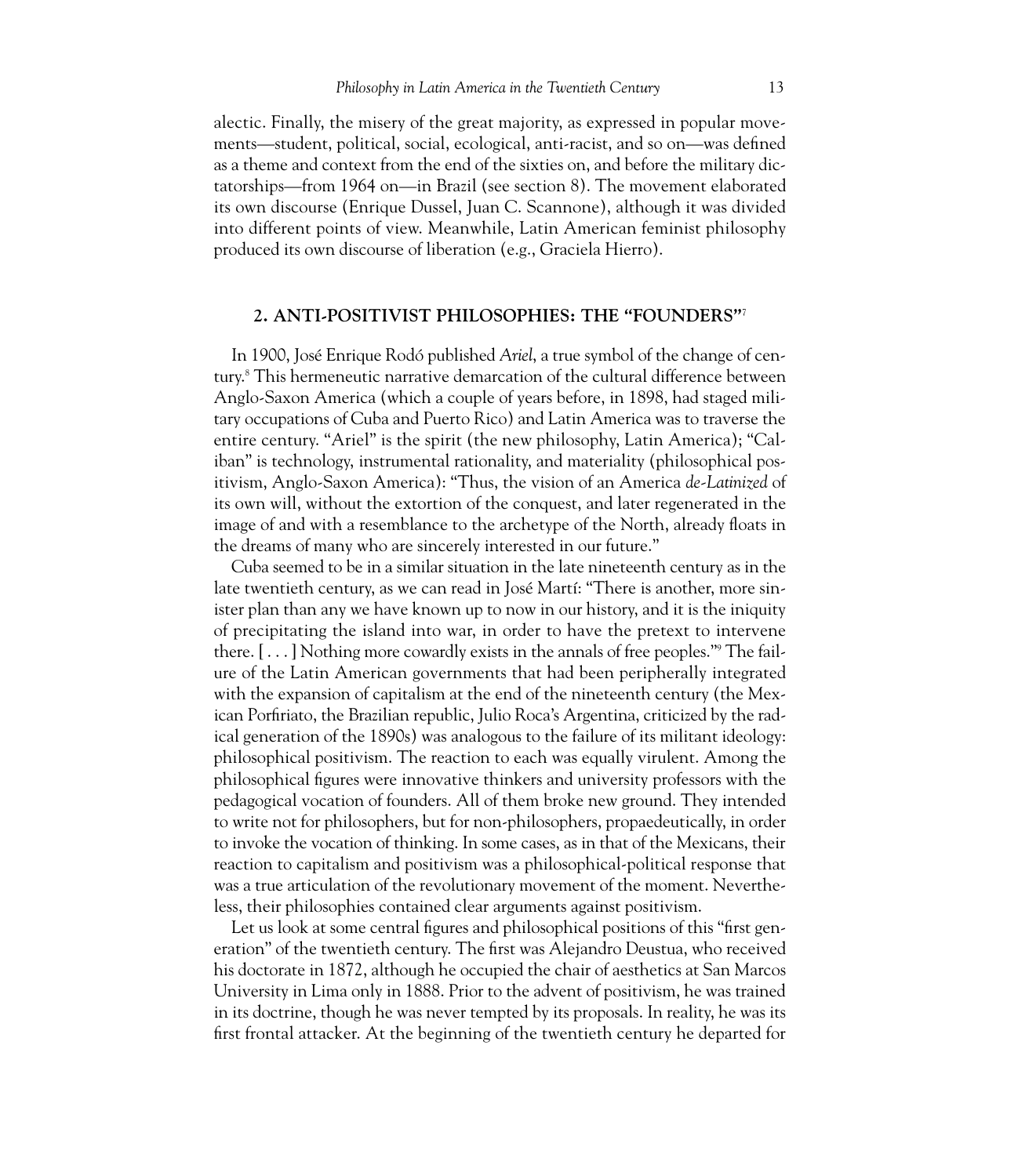alectic. Finally, the misery of the great majority, as expressed in popular movements—student, political, social, ecological, anti-racist, and so on—was defined as a theme and context from the end of the sixties on, and before the military dictatorships—from 1964 on—in Brazil (see section 8). The movement elaborated its own discourse (Enrique Dussel, Juan C. Scannone), although it was divided into different points of view. Meanwhile, Latin American feminist philosophy produced its own discourse of liberation (e.g., Graciela Hierro).

## 2. ANTI-POSITIVIST PHILOSOPHIES: THE "FOUNDERS"[7]

In 1900, José Enrique Rodó published *Ariel*, a true symbol of the change of century.[8] This hermeneutic narrative demarcation of the cultural difference between Anglo-Saxon America (which a couple of years before, in 1898, had staged military occupations of Cuba and Puerto Rico) and Latin America was to traverse the entire century. "Ariel" is the spirit (the new philosophy, Latin America); "Caliban" is technology, instrumental rationality, and materiality (philosophical positivism, Anglo-Saxon America): "Thus, the vision of an America *de-Latinized* of its own will, without the extortion of the conquest, and later regenerated in the image of and with a resemblance to the archetype of the North, already floats in the dreams of many who are sincerely interested in our future."

Cuba seemed to be in a similar situation in the late nineteenth century as in the late twentieth century, as we can read in José Martí: "There is another, more sinister plan than any we have known up to now in our history, and it is the iniquity of precipitating the island into war, in order to have the pretext to intervene there. [ . . . ] Nothing more cowardly exists in the annals of free peoples."[9] The failure of the Latin American governments that had been peripherally integrated with the expansion of capitalism at the end of the nineteenth century (the Mexican Porfiriato, the Brazilian republic, Julio Roca's Argentina, criticized by the radical generation of the 1890s) was analogous to the failure of its militant ideology: philosophical positivism. The reaction to each was equally virulent. Among the philosophical figures were innovative thinkers and university professors with the pedagogical vocation of founders. All of them broke new ground. They intended to write not for philosophers, but for non-philosophers, propaedeutically, in order to invoke the vocation of thinking. In some cases, as in that of the Mexicans, their reaction to capitalism and positivism was a philosophical-political response that was a true articulation of the revolutionary movement of the moment. Nevertheless, their philosophies contained clear arguments against positivism.

Let us look at some central figures and philosophical positions of this "first generation" of the twentieth century. The first was Alejandro Deustua, who received his doctorate in 1872, although he occupied the chair of aesthetics at San Marcos University in Lima only in 1888. Prior to the advent of positivism, he was trained in its doctrine, though he was never tempted by its proposals. In reality, he was its first frontal attacker. At the beginning of the twentieth century he departed for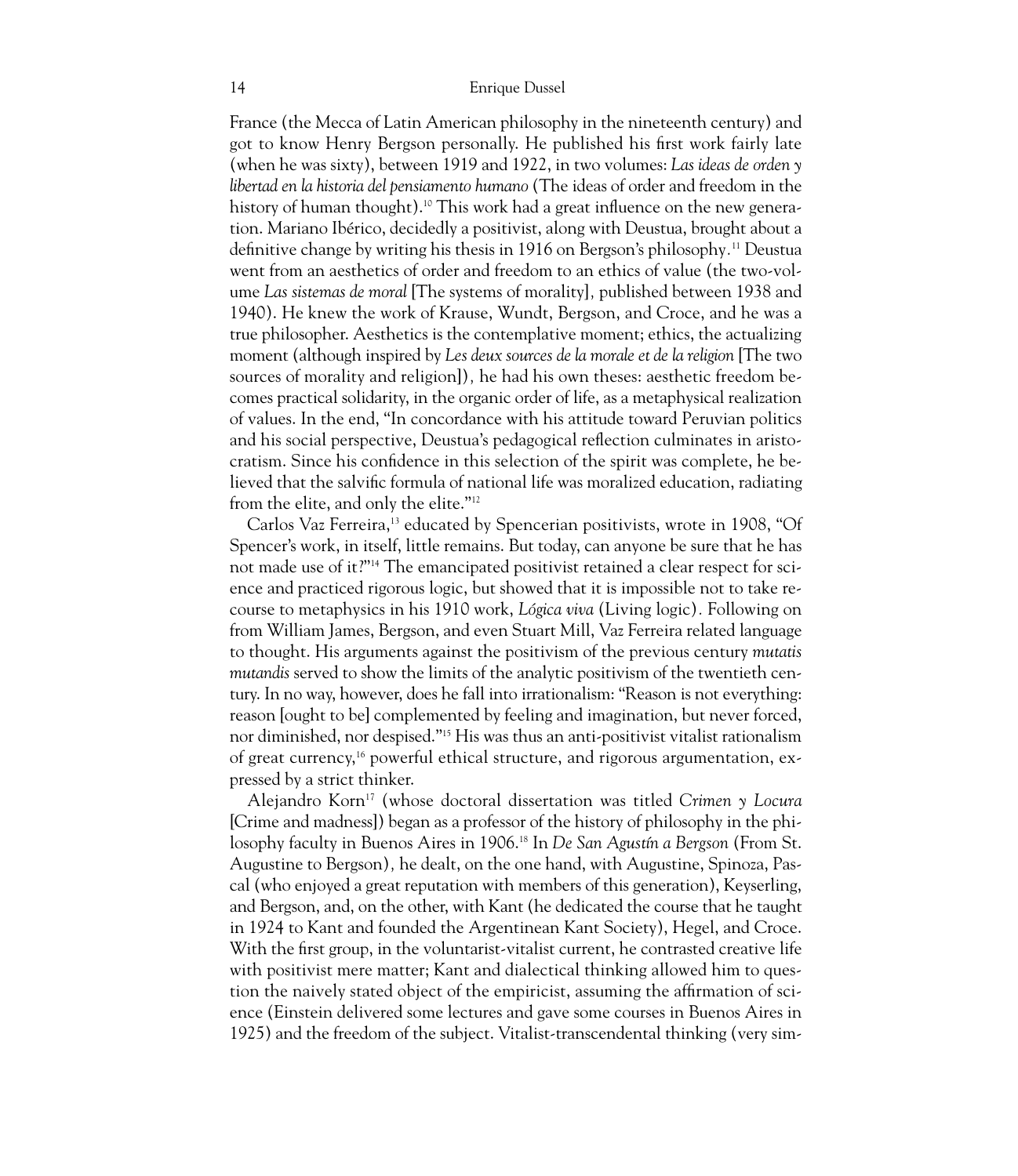France (the Mecca of Latin American philosophy in the nineteenth century) and got to know Henry Bergson personally. He published his first work fairly late (when he was sixty), between 1919 and 1922, in two volumes: *Las ideas de orden y libertad en la historia del pensiamento humano* (The ideas of order and freedom in the history of human thought).[10] This work had a great influence on the new generation. Mariano Ibérico, decidedly a positivist, along with Deustua, brought about a definitive change by writing his thesis in 1916 on Bergson's philosophy.[11] Deustua went from an aesthetics of order and freedom to an ethics of value (the two-volume *Las sistemas de moral* [The systems of morality], published between 1938 and 1940). He knew the work of Krause, Wundt, Bergson, and Croce, and he was a true philosopher. Aesthetics is the contemplative moment; ethics, the actualizing moment (although inspired by *Les deux sources de la morale et de la religion* [The two sources of morality and religion]), he had his own theses: aesthetic freedom becomes practical solidarity, in the organic order of life, as a metaphysical realization of values. In the end, "In concordance with his attitude toward Peruvian politics and his social perspective, Deustua's pedagogical reflection culminates in aristocratism. Since his confidence in this selection of the spirit was complete, he believed that the salvific formula of national life was moralized education, radiating from the elite, and only the elite."[12]

Carlos Vaz Ferreira,[13] educated by Spencerian positivists, wrote in 1908, "Of Spencer's work, in itself, little remains. But today, can anyone be sure that he has not made use of it?"[14] The emancipated positivist retained a clear respect for science and practiced rigorous logic, but showed that it is impossible not to take recourse to metaphysics in his 1910 work, *Lógica viva* (Living logic). Following on from William James, Bergson, and even Stuart Mill, Vaz Ferreira related language to thought. His arguments against the positivism of the previous century *mutatis mutandis* served to show the limits of the analytic positivism of the twentieth century. In no way, however, does he fall into irrationalism: "Reason is not everything: reason [ought to be] complemented by feeling and imagination, but never forced, nor diminished, nor despised."[15] His was thus an anti-positivist vitalist rationalism of great currency,[16] powerful ethical structure, and rigorous argumentation, expressed by a strict thinker.

Alejandro Korn[17] (whose doctoral dissertation was titled *Crimen y Locura* [Crime and madness]) began as a professor of the history of philosophy in the philosophy faculty in Buenos Aires in 1906.[18] In *De San Agustín a Bergson* (From St. Augustine to Bergson), he dealt, on the one hand, with Augustine, Spinoza, Pascal (who enjoyed a great reputation with members of this generation), Keyserling, and Bergson, and, on the other, with Kant (he dedicated the course that he taught in 1924 to Kant and founded the Argentinean Kant Society), Hegel, and Croce. With the first group, in the voluntarist-vitalist current, he contrasted creative life with positivist mere matter; Kant and dialectical thinking allowed him to question the naively stated object of the empiricist, assuming the affirmation of science (Einstein delivered some lectures and gave some courses in Buenos Aires in 1925) and the freedom of the subject. Vitalist-transcendental thinking (very sim-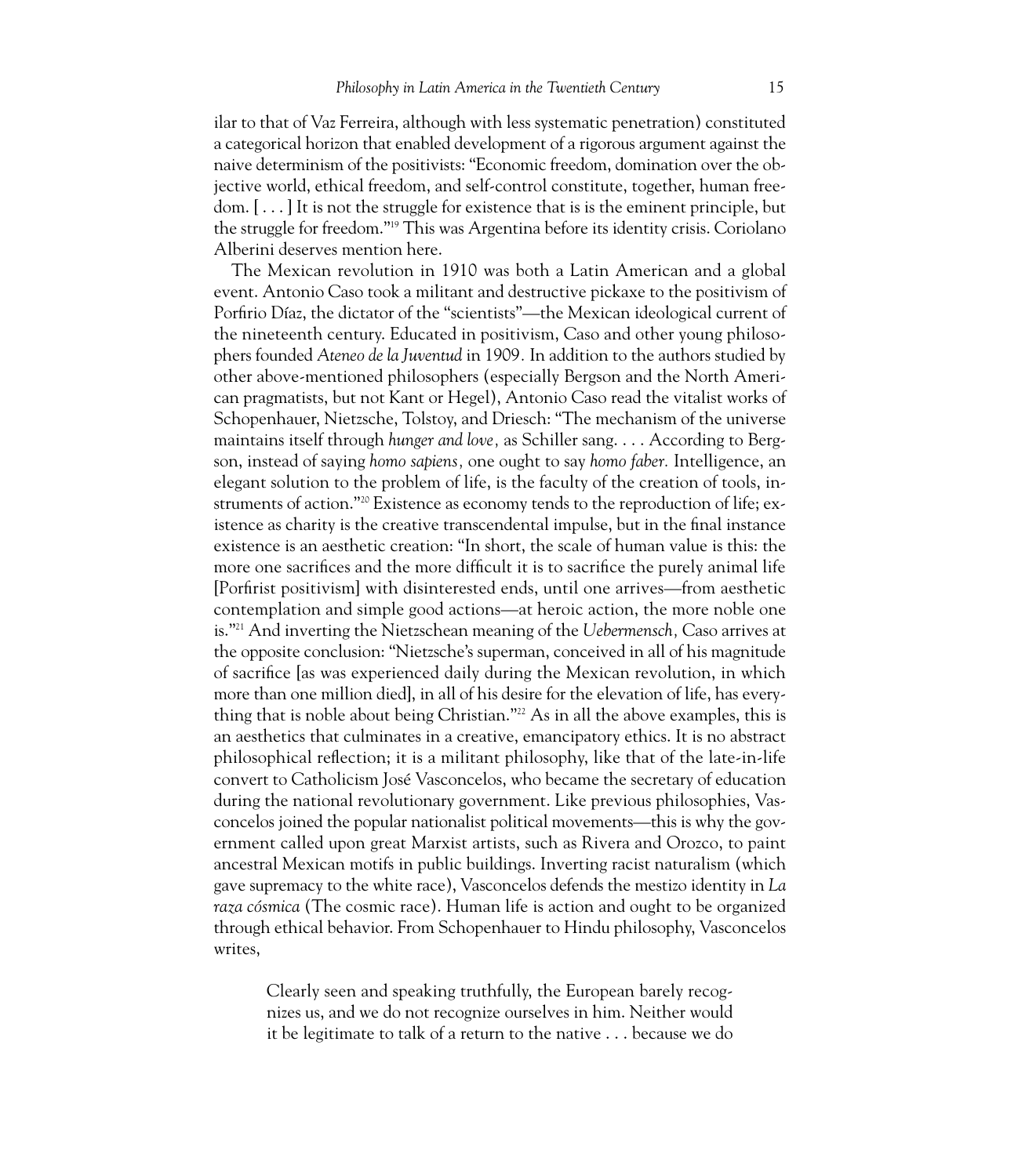ilar to that of Vaz Ferreira, although with less systematic penetration) constituted a categorical horizon that enabled development of a rigorous argument against the naive determinism of the positivists: "Economic freedom, domination over the objective world, ethical freedom, and self-control constitute, together, human freedom. [ . . . ] It is not the struggle for existence that is is the eminent principle, but the struggle for freedom."[19] This was Argentina before its identity crisis. Coriolano Alberini deserves mention here.

The Mexican revolution in 1910 was both a Latin American and a global event. Antonio Caso took a militant and destructive pickaxe to the positivism of Porfirio Díaz, the dictator of the "scientists"—the Mexican ideological current of the nineteenth century. Educated in positivism, Caso and other young philosophers founded *Ateneo de la Juventud* in 1909. In addition to the authors studied by other above-mentioned philosophers (especially Bergson and the North American pragmatists, but not Kant or Hegel), Antonio Caso read the vitalist works of Schopenhauer, Nietzsche, Tolstoy, and Driesch: "The mechanism of the universe maintains itself through *hunger and love,* as Schiller sang. . . . According to Bergson, instead of saying *homo sapiens,* one ought to say *homo faber.* Intelligence, an elegant solution to the problem of life, is the faculty of the creation of tools, instruments of action."[20] Existence as economy tends to the reproduction of life; existence as charity is the creative transcendental impulse, but in the final instance existence is an aesthetic creation: "In short, the scale of human value is this: the more one sacrifices and the more difficult it is to sacrifice the purely animal life [Porfirist positivism] with disinterested ends, until one arrives—from aesthetic contemplation and simple good actions—at heroic action, the more noble one is."[21] And inverting the Nietzschean meaning of the *Uebermensch,* Caso arrives at the opposite conclusion: "Nietzsche's superman, conceived in all of his magnitude of sacrifice [as was experienced daily during the Mexican revolution, in which more than one million died], in all of his desire for the elevation of life, has everything that is noble about being Christian."[22] As in all the above examples, this is an aesthetics that culminates in a creative, emancipatory ethics. It is no abstract philosophical reflection; it is a militant philosophy, like that of the late-in-life convert to Catholicism José Vasconcelos, who became the secretary of education during the national revolutionary government. Like previous philosophies, Vasconcelos joined the popular nationalist political movements—this is why the government called upon great Marxist artists, such as Rivera and Orozco, to paint ancestral Mexican motifs in public buildings. Inverting racist naturalism (which gave supremacy to the white race), Vasconcelos defends the mestizo identity in *La raza cósmica* (The cosmic race). Human life is action and ought to be organized through ethical behavior. From Schopenhauer to Hindu philosophy, Vasconcelos writes,

> Clearly seen and speaking truthfully, the European barely recognizes us, and we do not recognize ourselves in him. Neither would it be legitimate to talk of a return to the native . . . because we do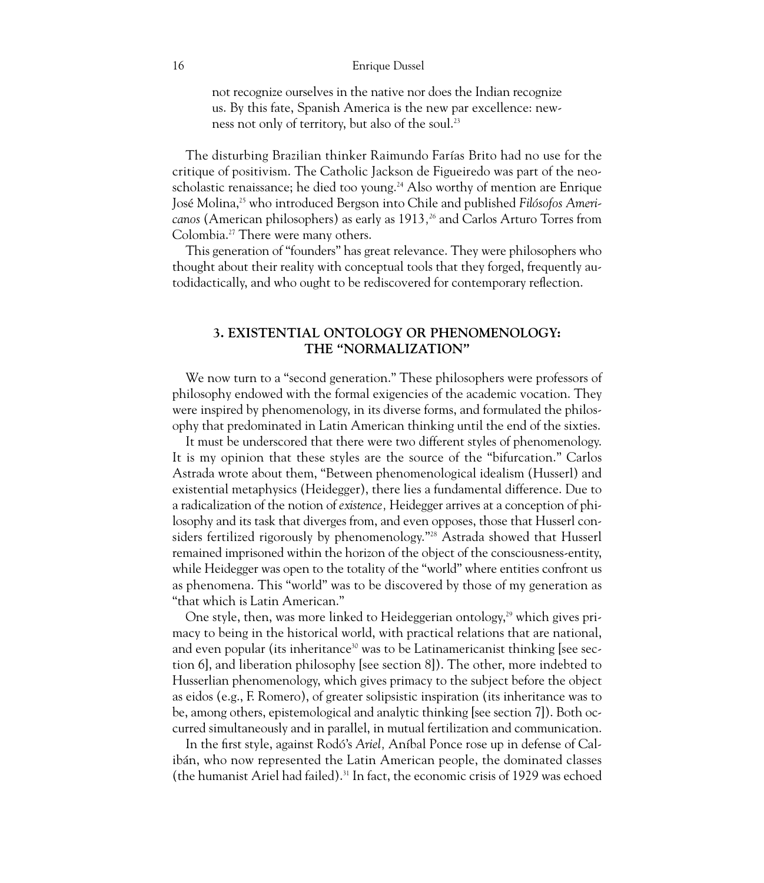> not recognize ourselves in the native nor does the Indian recognize us. By this fate, Spanish America is the new par excellence: newness not only of territory, but also of the soul.[23]

The disturbing Brazilian thinker Raimundo Farías Brito had no use for the critique of positivism. The Catholic Jackson de Figueiredo was part of the neoscholastic renaissance; he died too young.[24] Also worthy of mention are Enrique José Molina,[25] who introduced Bergson into Chile and published *Filósofos Americanos* (American philosophers) as early as 1913,[26] and Carlos Arturo Torres from Colombia.[27] There were many others.

This generation of "founders" has great relevance. They were philosophers who thought about their reality with conceptual tools that they forged, frequently autodidactically, and who ought to be rediscovered for contemporary reflection.

## 3. EXISTENTIAL ONTOLOGY OR PHENOMENOLOGY: THE "NORMALIZATION"

We now turn to a "second generation." These philosophers were professors of philosophy endowed with the formal exigencies of the academic vocation. They were inspired by phenomenology, in its diverse forms, and formulated the philosophy that predominated in Latin American thinking until the end of the sixties.

It must be underscored that there were two different styles of phenomenology. It is my opinion that these styles are the source of the "bifurcation." Carlos Astrada wrote about them, "Between phenomenological idealism (Husserl) and existential metaphysics (Heidegger), there lies a fundamental difference. Due to a radicalization of the notion of *existence,* Heidegger arrives at a conception of philosophy and its task that diverges from, and even opposes, those that Husserl considers fertilized rigorously by phenomenology."[28] Astrada showed that Husserl remained imprisoned within the horizon of the object of the consciousness-entity, while Heidegger was open to the totality of the "world" where entities confront us as phenomena. This "world" was to be discovered by those of my generation as "that which is Latin American."

One style, then, was more linked to Heideggerian ontology,[29] which gives primacy to being in the historical world, with practical relations that are national, and even popular (its inheritance[30] was to be Latinamericanist thinking [see section 6], and liberation philosophy [see section 8]). The other, more indebted to Husserlian phenomenology, which gives primacy to the subject before the object as eidos (e.g., F. Romero), of greater solipsistic inspiration (its inheritance was to be, among others, epistemological and analytic thinking [see section 7]). Both occurred simultaneously and in parallel, in mutual fertilization and communication.

In the first style, against Rodó's *Ariel,* Aníbal Ponce rose up in defense of Calibán, who now represented the Latin American people, the dominated classes (the humanist Ariel had failed).[31] In fact, the economic crisis of 1929 was echoed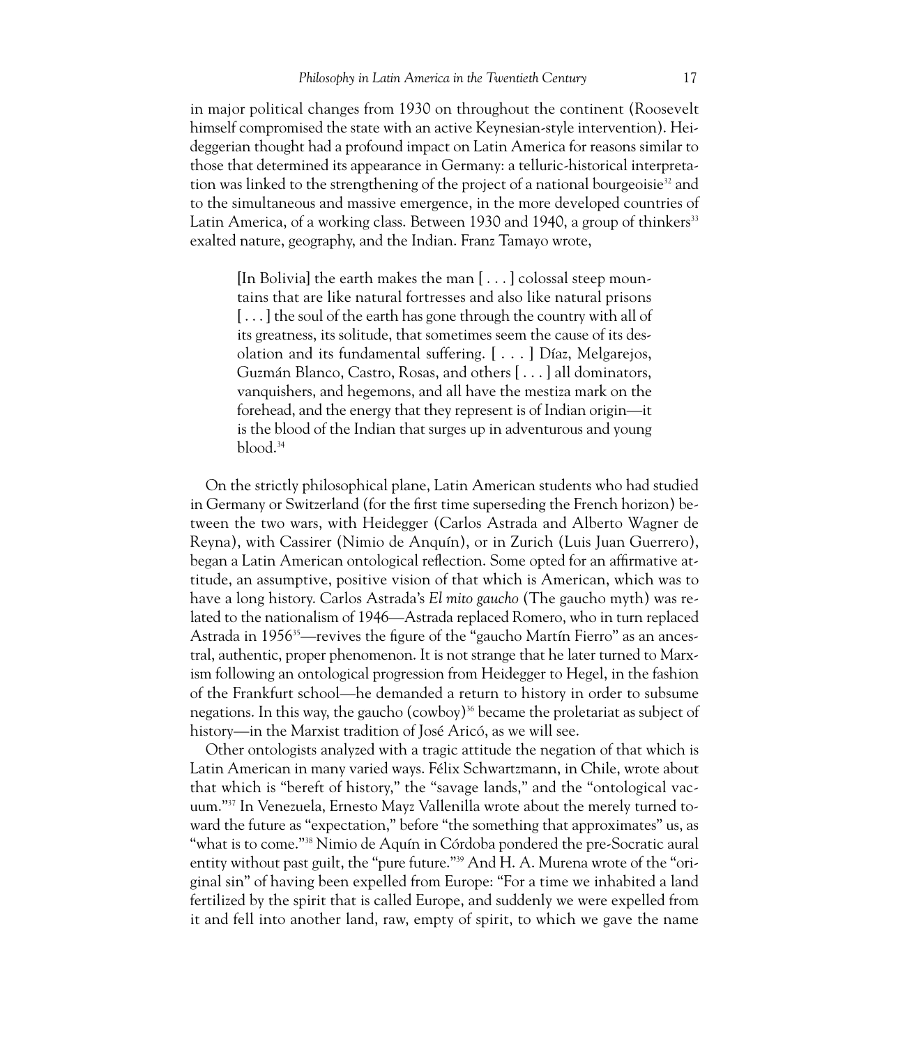in major political changes from 1930 on throughout the continent (Roosevelt himself compromised the state with an active Keynesian-style intervention). Heideggerian thought had a profound impact on Latin America for reasons similar to those that determined its appearance in Germany: a telluric-historical interpretation was linked to the strengthening of the project of a national bourgeoisie[32] and to the simultaneous and massive emergence, in the more developed countries of Latin America, of a working class. Between 1930 and 1940, a group of thinkers[33] exalted nature, geography, and the Indian. Franz Tamayo wrote,

> [In Bolivia] the earth makes the man [ . . . ] colossal steep mountains that are like natural fortresses and also like natural prisons [ . . . ] the soul of the earth has gone through the country with all of its greatness, its solitude, that sometimes seem the cause of its desolation and its fundamental suffering. [ . . . ] Díaz, Melgarejos, Guzmán Blanco, Castro, Rosas, and others [ . . . ] all dominators, vanquishers, and hegemons, and all have the mestiza mark on the forehead, and the energy that they represent is of Indian origin—it is the blood of the Indian that surges up in adventurous and young blood.[34]

On the strictly philosophical plane, Latin American students who had studied in Germany or Switzerland (for the first time superseding the French horizon) between the two wars, with Heidegger (Carlos Astrada and Alberto Wagner de Reyna), with Cassirer (Nimio de Anquín), or in Zurich (Luis Juan Guerrero), began a Latin American ontological reflection. Some opted for an affirmative attitude, an assumptive, positive vision of that which is American, which was to have a long history. Carlos Astrada's *El mito gaucho* (The gaucho myth) was related to the nationalism of 1946—Astrada replaced Romero, who in turn replaced Astrada in 1956[35]—revives the figure of the "gaucho Martín Fierro" as an ancestral, authentic, proper phenomenon. It is not strange that he later turned to Marxism following an ontological progression from Heidegger to Hegel, in the fashion of the Frankfurt school—he demanded a return to history in order to subsume negations. In this way, the gaucho (cowboy)[36] became the proletariat as subject of history—in the Marxist tradition of José Aricó, as we will see.

Other ontologists analyzed with a tragic attitude the negation of that which is Latin American in many varied ways. Félix Schwartzmann, in Chile, wrote about that which is "bereft of history," the "savage lands," and the "ontological vacuum."[37] In Venezuela, Ernesto Mayz Vallenilla wrote about the merely turned toward the future as "expectation," before "the something that approximates" us, as "what is to come."[38] Nimio de Aquín in Córdoba pondered the pre-Socratic aural entity without past guilt, the "pure future."[39] And H. A. Murena wrote of the "original sin" of having been expelled from Europe: "For a time we inhabited a land fertilized by the spirit that is called Europe, and suddenly we were expelled from it and fell into another land, raw, empty of spirit, to which we gave the name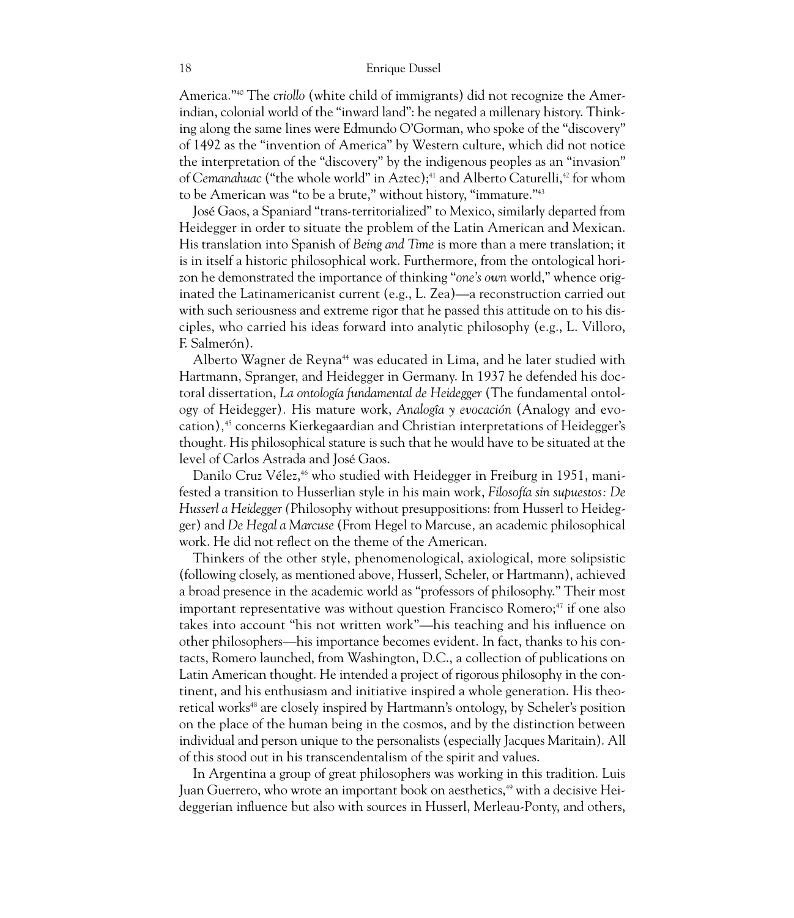America."[40] The *criollo* (white child of immigrants) did not recognize the Amerindian, colonial world of the "inward land": he negated a millenary history. Thinking along the same lines were Edmundo O'Gorman, who spoke of the "discovery" of 1492 as the "invention of America" by Western culture, which did not notice the interpretation of the "discovery" by the indigenous peoples as an "invasion" of *Cemanahuac* ("the whole world" in Aztec);[41] and Alberto Caturelli,[42] for whom to be American was "to be a brute," without history, "immature."[43]

José Gaos, a Spaniard "trans-territorialized" to Mexico, similarly departed from Heidegger in order to situate the problem of the Latin American and Mexican. His translation into Spanish of *Being and Time* is more than a mere translation; it is in itself a historic philosophical work. Furthermore, from the ontological horizon he demonstrated the importance of thinking "*one's own* world," whence originated the Latinamericanist current (e.g., L. Zea)—a reconstruction carried out with such seriousness and extreme rigor that he passed this attitude on to his disciples, who carried his ideas forward into analytic philosophy (e.g., L. Villoro, F. Salmerón).

Alberto Wagner de Reyna[44] was educated in Lima, and he later studied with Hartmann, Spranger, and Heidegger in Germany. In 1937 he defended his doctoral dissertation, *La ontología fundamental de Heidegger* (The fundamental ontology of Heidegger). His mature work, *Analogía y evocación* (Analogy and evocation),[45] concerns Kierkegaardian and Christian interpretations of Heidegger's thought. His philosophical stature is such that he would have to be situated at the level of Carlos Astrada and José Gaos.

Danilo Cruz Vélez,[46] who studied with Heidegger in Freiburg in 1951, manifested a transition to Husserlian style in his main work, *Filosofía sin supuestos: De Husserl a Heidegger (*Philosophy without presuppositions: from Husserl to Heidegger) and *De Hegal a Marcuse* (From Hegel to Marcuse*,* an academic philosophical work. He did not reflect on the theme of the American.

Thinkers of the other style, phenomenological, axiological, more solipsistic (following closely, as mentioned above, Husserl, Scheler, or Hartmann), achieved a broad presence in the academic world as "professors of philosophy." Their most important representative was without question Francisco Romero;[47] if one also takes into account "his not written work"—his teaching and his influence on other philosophers—his importance becomes evident. In fact, thanks to his contacts, Romero launched, from Washington, D.C., a collection of publications on Latin American thought. He intended a project of rigorous philosophy in the continent, and his enthusiasm and initiative inspired a whole generation. His theoretical works[48] are closely inspired by Hartmann's ontology, by Scheler's position on the place of the human being in the cosmos, and by the distinction between individual and person unique to the personalists (especially Jacques Maritain). All of this stood out in his transcendentalism of the spirit and values.

In Argentina a group of great philosophers was working in this tradition. Luis Juan Guerrero, who wrote an important book on aesthetics,[49] with a decisive Heideggerian influence but also with sources in Husserl, Merleau-Ponty, and others,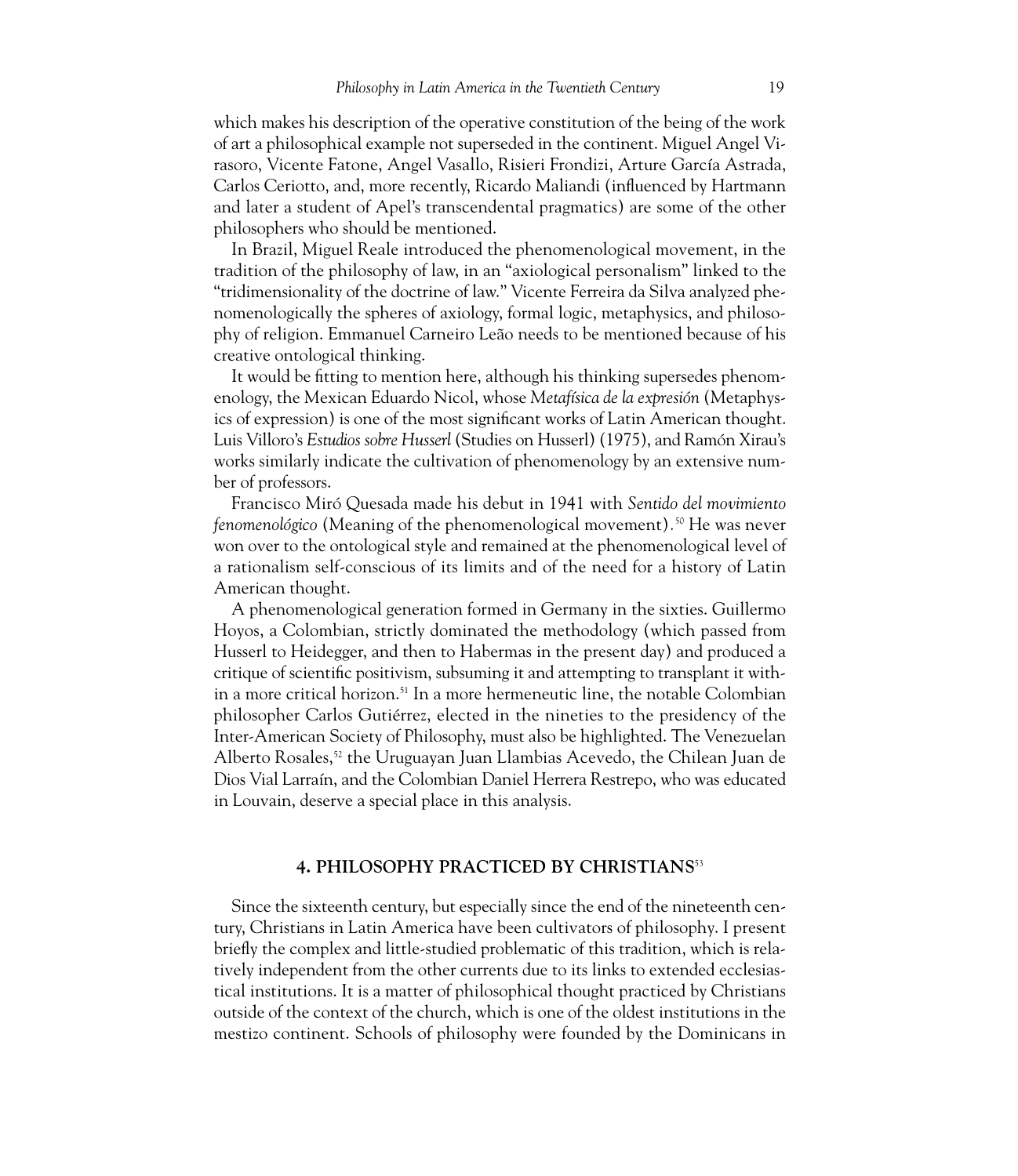which makes his description of the operative constitution of the being of the work of art a philosophical example not superseded in the continent. Miguel Angel Virasoro, Vicente Fatone, Angel Vasallo, Risieri Frondizi, Arture García Astrada, Carlos Ceriotto, and, more recently, Ricardo Maliandi (influenced by Hartmann and later a student of Apel's transcendental pragmatics) are some of the other philosophers who should be mentioned.

In Brazil, Miguel Reale introduced the phenomenological movement, in the tradition of the philosophy of law, in an "axiological personalism" linked to the "tridimensionality of the doctrine of law." Vicente Ferreira da Silva analyzed phenomenologically the spheres of axiology, formal logic, metaphysics, and philosophy of religion. Emmanuel Carneiro Leão needs to be mentioned because of his creative ontological thinking.

It would be fitting to mention here, although his thinking supersedes phenomenology, the Mexican Eduardo Nicol, whose *Metafísica de la expresión* (Metaphysics of expression) is one of the most significant works of Latin American thought. Luis Villoro's *Estudios sobre Husserl* (Studies on Husserl) (1975), and Ramón Xirau's works similarly indicate the cultivation of phenomenology by an extensive number of professors.

Francisco Miró Quesada made his debut in 1941 with *Sentido del movimiento fenomenológico* (Meaning of the phenomenological movement).[50] He was never won over to the ontological style and remained at the phenomenological level of a rationalism self-conscious of its limits and of the need for a history of Latin American thought.

A phenomenological generation formed in Germany in the sixties. Guillermo Hoyos, a Colombian, strictly dominated the methodology (which passed from Husserl to Heidegger, and then to Habermas in the present day) and produced a critique of scientific positivism, subsuming it and attempting to transplant it within a more critical horizon.[51] In a more hermeneutic line, the notable Colombian philosopher Carlos Gutiérrez, elected in the nineties to the presidency of the Inter-American Society of Philosophy, must also be highlighted. The Venezuelan Alberto Rosales,[52] the Uruguayan Juan Llambias Acevedo, the Chilean Juan de Dios Vial Larraín, and the Colombian Daniel Herrera Restrepo, who was educated in Louvain, deserve a special place in this analysis.

## 4. PHILOSOPHY PRACTICED BY CHRISTIANS[53]

Since the sixteenth century, but especially since the end of the nineteenth century, Christians in Latin America have been cultivators of philosophy. I present briefly the complex and little-studied problematic of this tradition, which is relatively independent from the other currents due to its links to extended ecclesiastical institutions. It is a matter of philosophical thought practiced by Christians outside of the context of the church, which is one of the oldest institutions in the mestizo continent. Schools of philosophy were founded by the Dominicans in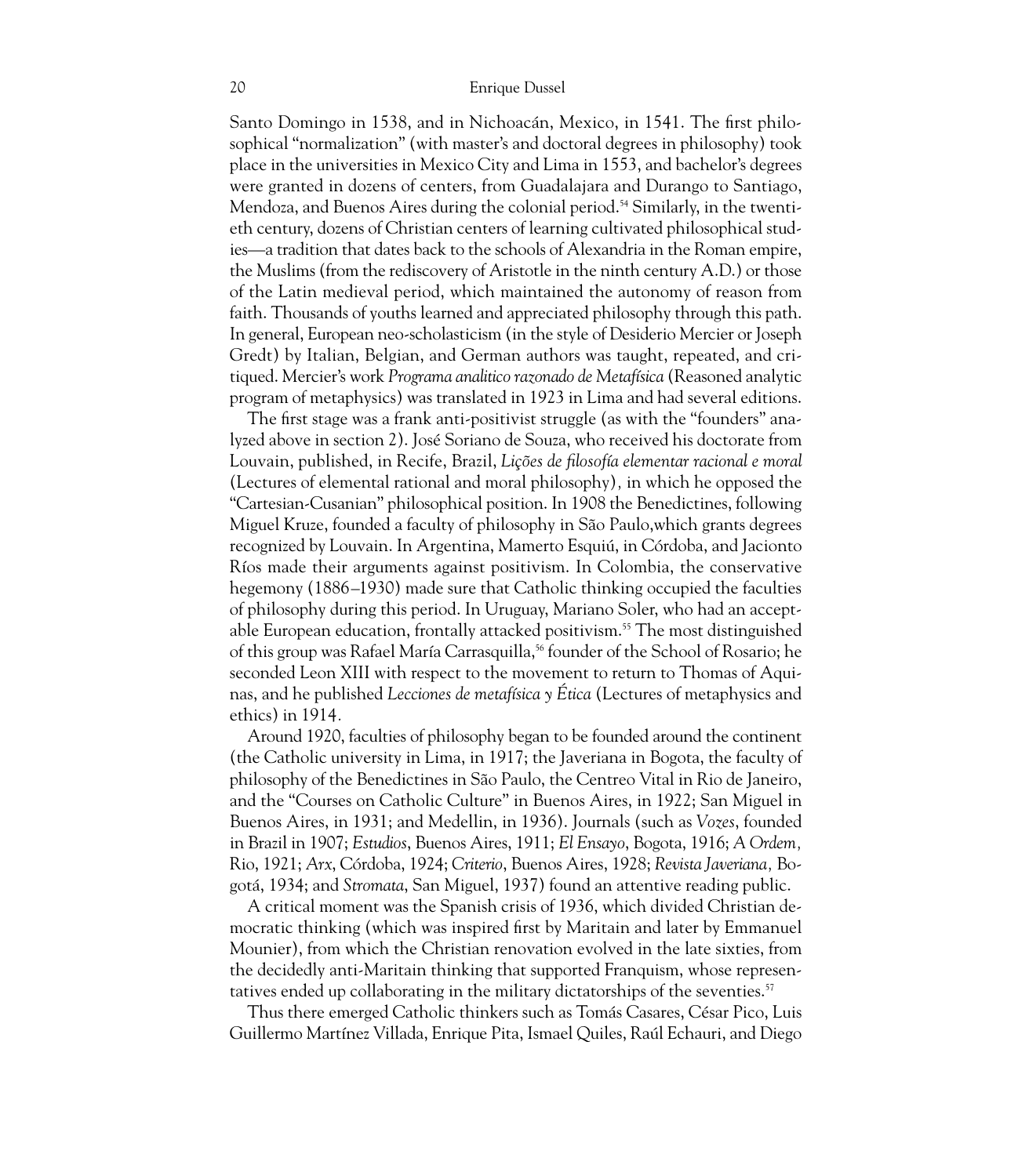Santo Domingo in 1538, and in Nichoacán, Mexico, in 1541. The first philosophical "normalization" (with master's and doctoral degrees in philosophy) took place in the universities in Mexico City and Lima in 1553, and bachelor's degrees were granted in dozens of centers, from Guadalajara and Durango to Santiago, Mendoza, and Buenos Aires during the colonial period.[54] Similarly, in the twentieth century, dozens of Christian centers of learning cultivated philosophical studies—a tradition that dates back to the schools of Alexandria in the Roman empire, the Muslims (from the rediscovery of Aristotle in the ninth century A.D.) or those of the Latin medieval period, which maintained the autonomy of reason from faith. Thousands of youths learned and appreciated philosophy through this path. In general, European neo-scholasticism (in the style of Desiderio Mercier or Joseph Gredt) by Italian, Belgian, and German authors was taught, repeated, and critiqued. Mercier's work *Programa analitico razonado de Metafísica* (Reasoned analytic program of metaphysics) was translated in 1923 in Lima and had several editions.

The first stage was a frank anti-positivist struggle (as with the "founders" analyzed above in section 2). José Soriano de Souza, who received his doctorate from Louvain, published, in Recife, Brazil, *Lições de filosofía elementar racional e moral* (Lectures of elemental rational and moral philosophy), in which he opposed the "Cartesian-Cusanian" philosophical position. In 1908 the Benedictines, following Miguel Kruze, founded a faculty of philosophy in São Paulo,which grants degrees recognized by Louvain. In Argentina, Mamerto Esquiú, in Córdoba, and Jacionto Ríos made their arguments against positivism. In Colombia, the conservative hegemony (1886–1930) made sure that Catholic thinking occupied the faculties of philosophy during this period. In Uruguay, Mariano Soler, who had an acceptable European education, frontally attacked positivism.[55] The most distinguished of this group was Rafael María Carrasquilla,[56] founder of the School of Rosario; he seconded Leon XIII with respect to the movement to return to Thomas of Aquinas, and he published *Lecciones de metafísica y Ética* (Lectures of metaphysics and ethics) in 1914.

Around 1920, faculties of philosophy began to be founded around the continent (the Catholic university in Lima, in 1917; the Javeriana in Bogota, the faculty of philosophy of the Benedictines in São Paulo, the Centreo Vital in Rio de Janeiro, and the "Courses on Catholic Culture" in Buenos Aires, in 1922; San Miguel in Buenos Aires, in 1931; and Medellin, in 1936). Journals (such as *Vozes*, founded in Brazil in 1907; *Estudios*, Buenos Aires, 1911; *El Ensayo*, Bogota, 1916; *A Ordem*, Rio, 1921; *Arx*, Córdoba, 1924; *Criterio*, Buenos Aires, 1928; *Revista Javeriana*, Bogotá, 1934; and *Stromata*, San Miguel, 1937) found an attentive reading public.

A critical moment was the Spanish crisis of 1936, which divided Christian democratic thinking (which was inspired first by Maritain and later by Emmanuel Mounier), from which the Christian renovation evolved in the late sixties, from the decidedly anti-Maritain thinking that supported Franquism, whose representatives ended up collaborating in the military dictatorships of the seventies.[57]

Thus there emerged Catholic thinkers such as Tomás Casares, César Pico, Luis Guillermo Martínez Villada, Enrique Pita, Ismael Quiles, Raúl Echauri, and Diego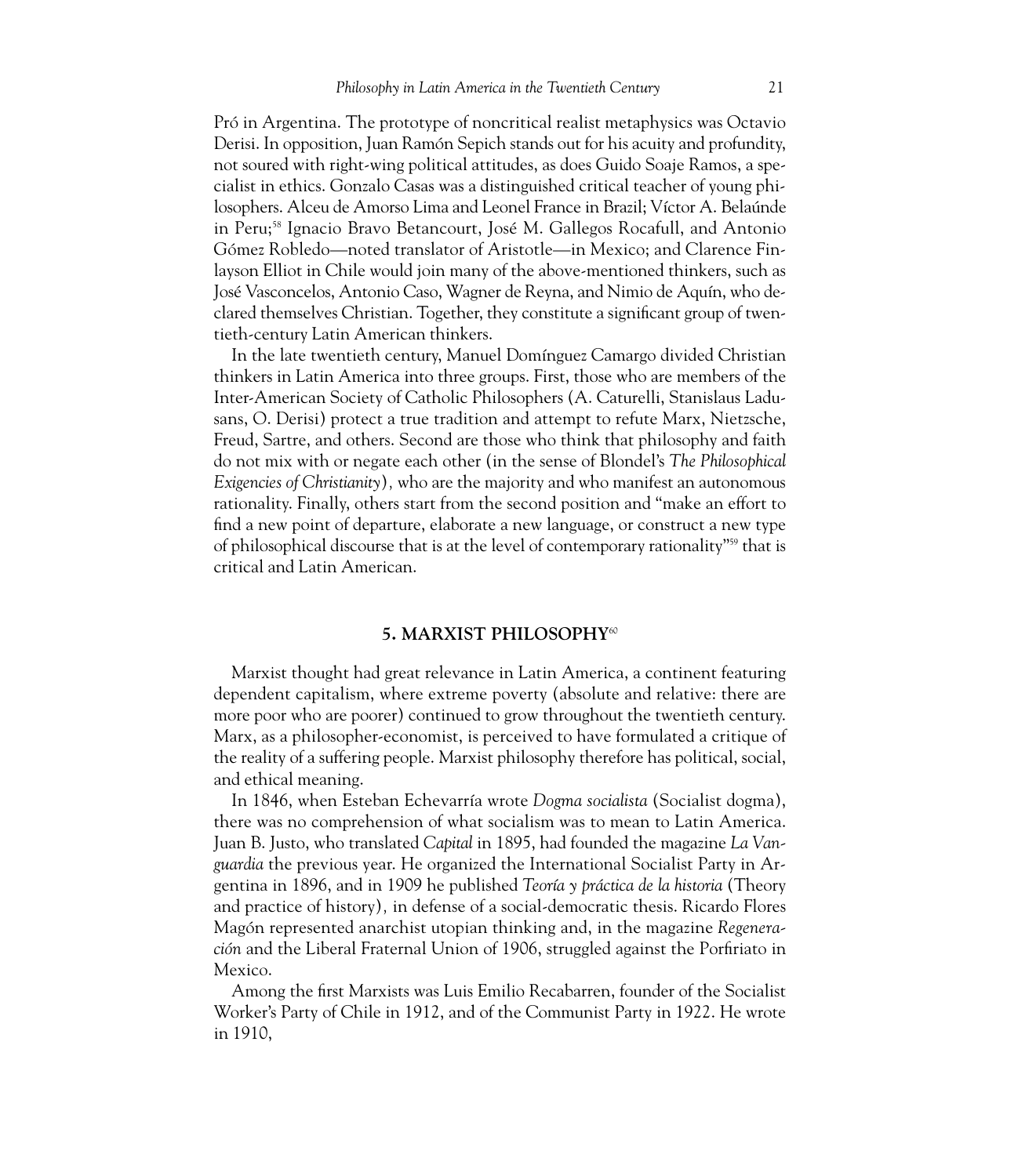Pró in Argentina. The prototype of noncritical realist metaphysics was Octavio Derisi. In opposition, Juan Ramón Sepich stands out for his acuity and profundity, not soured with right-wing political attitudes, as does Guido Soaje Ramos, a specialist in ethics. Gonzalo Casas was a distinguished critical teacher of young philosophers. Alceu de Amorso Lima and Leonel France in Brazil; Víctor A. Belaúnde in Peru;[58] Ignacio Bravo Betancourt, José M. Gallegos Rocafull, and Antonio Gómez Robledo—noted translator of Aristotle—in Mexico; and Clarence Finlayson Elliot in Chile would join many of the above-mentioned thinkers, such as José Vasconcelos, Antonio Caso, Wagner de Reyna, and Nimio de Aquín, who declared themselves Christian. Together, they constitute a significant group of twentieth-century Latin American thinkers.

In the late twentieth century, Manuel Domínguez Camargo divided Christian thinkers in Latin America into three groups. First, those who are members of the Inter-American Society of Catholic Philosophers (A. Caturelli, Stanislaus Ladusans, O. Derisi) protect a true tradition and attempt to refute Marx, Nietzsche, Freud, Sartre, and others. Second are those who think that philosophy and faith do not mix with or negate each other (in the sense of Blondel's *The Philosophical Exigencies of Christianity*), who are the majority and who manifest an autonomous rationality. Finally, others start from the second position and "make an effort to find a new point of departure, elaborate a new language, or construct a new type of philosophical discourse that is at the level of contemporary rationality"[59] that is critical and Latin American.

## 5. MARXIST PHILOSOPHY[60]

Marxist thought had great relevance in Latin America, a continent featuring dependent capitalism, where extreme poverty (absolute and relative: there are more poor who are poorer) continued to grow throughout the twentieth century. Marx, as a philosopher-economist, is perceived to have formulated a critique of the reality of a suffering people. Marxist philosophy therefore has political, social, and ethical meaning.

In 1846, when Esteban Echevarría wrote *Dogma socialista* (Socialist dogma), there was no comprehension of what socialism was to mean to Latin America. Juan B. Justo, who translated *Capital* in 1895, had founded the magazine *La Vanguardia* the previous year. He organized the International Socialist Party in Argentina in 1896, and in 1909 he published *Teoría y práctica de la historia* (Theory and practice of history), in defense of a social-democratic thesis. Ricardo Flores Magón represented anarchist utopian thinking and, in the magazine *Regeneración* and the Liberal Fraternal Union of 1906, struggled against the Porfiriato in Mexico.

Among the first Marxists was Luis Emilio Recabarren, founder of the Socialist Worker's Party of Chile in 1912, and of the Communist Party in 1922. He wrote in 1910,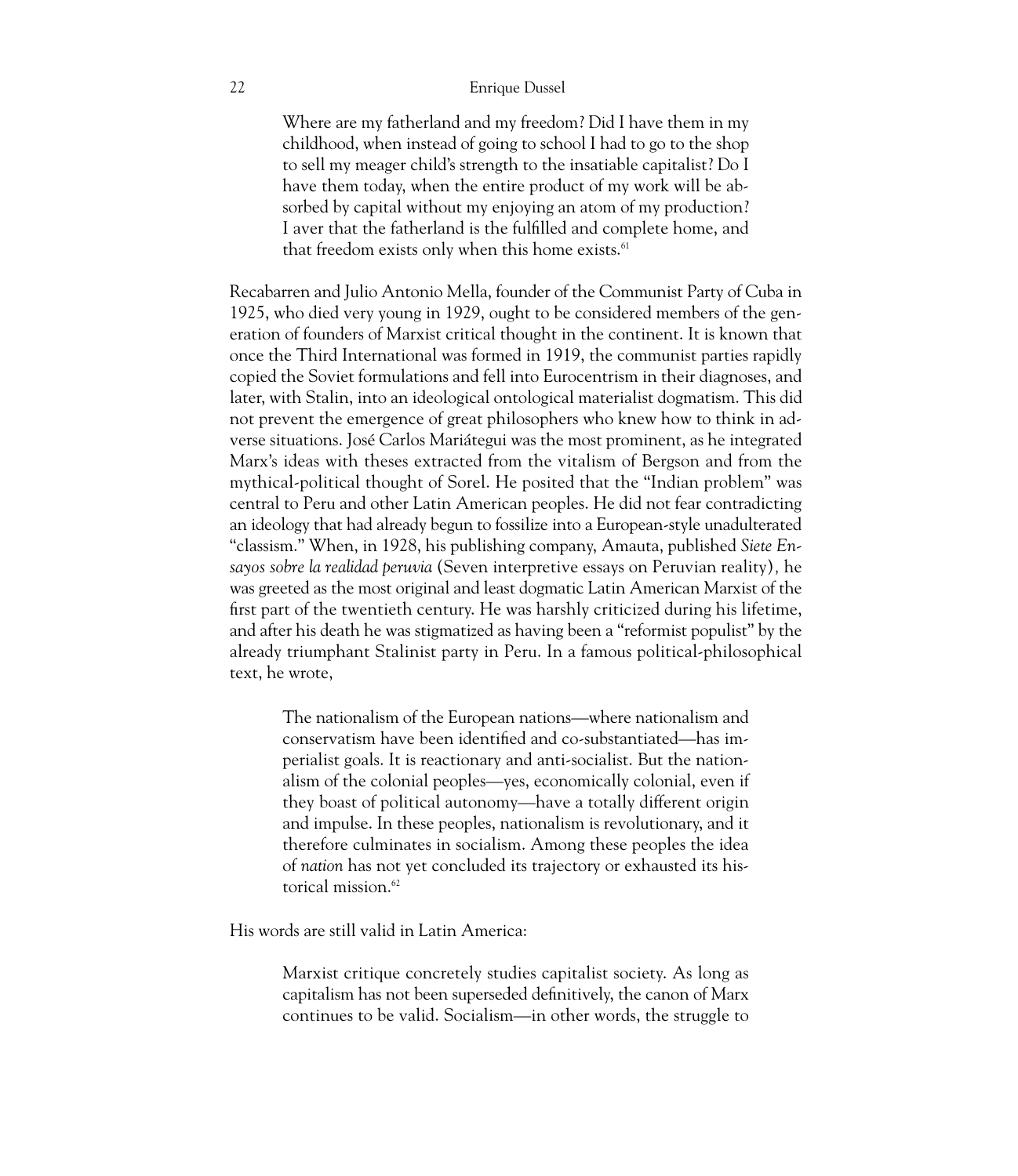> Where are my fatherland and my freedom? Did I have them in my childhood, when instead of going to school I had to go to the shop to sell my meager child's strength to the insatiable capitalist? Do I have them today, when the entire product of my work will be absorbed by capital without my enjoying an atom of my production? I aver that the fatherland is the fulfilled and complete home, and that freedom exists only when this home exists.[61]

Recabarren and Julio Antonio Mella, founder of the Communist Party of Cuba in 1925, who died very young in 1929, ought to be considered members of the generation of founders of Marxist critical thought in the continent. It is known that once the Third International was formed in 1919, the communist parties rapidly copied the Soviet formulations and fell into Eurocentrism in their diagnoses, and later, with Stalin, into an ideological ontological materialist dogmatism. This did not prevent the emergence of great philosophers who knew how to think in adverse situations. José Carlos Mariátegui was the most prominent, as he integrated Marx's ideas with theses extracted from the vitalism of Bergson and from the mythical-political thought of Sorel. He posited that the "Indian problem" was central to Peru and other Latin American peoples. He did not fear contradicting an ideology that had already begun to fossilize into a European-style unadulterated "classism." When, in 1928, his publishing company, Amauta, published *Siete Ensayos sobre la realidad peruvia* (Seven interpretive essays on Peruvian reality), he was greeted as the most original and least dogmatic Latin American Marxist of the first part of the twentieth century. He was harshly criticized during his lifetime, and after his death he was stigmatized as having been a "reformist populist" by the already triumphant Stalinist party in Peru. In a famous political-philosophical text, he wrote,

> The nationalism of the European nations—where nationalism and conservatism have been identified and co-substantiated—has imperialist goals. It is reactionary and anti-socialist. But the nationalism of the colonial peoples—yes, economically colonial, even if they boast of political autonomy—have a totally different origin and impulse. In these peoples, nationalism is revolutionary, and it therefore culminates in socialism. Among these peoples the idea of *nation* has not yet concluded its trajectory or exhausted its historical mission.[62]

His words are still valid in Latin America:

> Marxist critique concretely studies capitalist society. As long as capitalism has not been superseded definitively, the canon of Marx continues to be valid. Socialism—in other words, the struggle to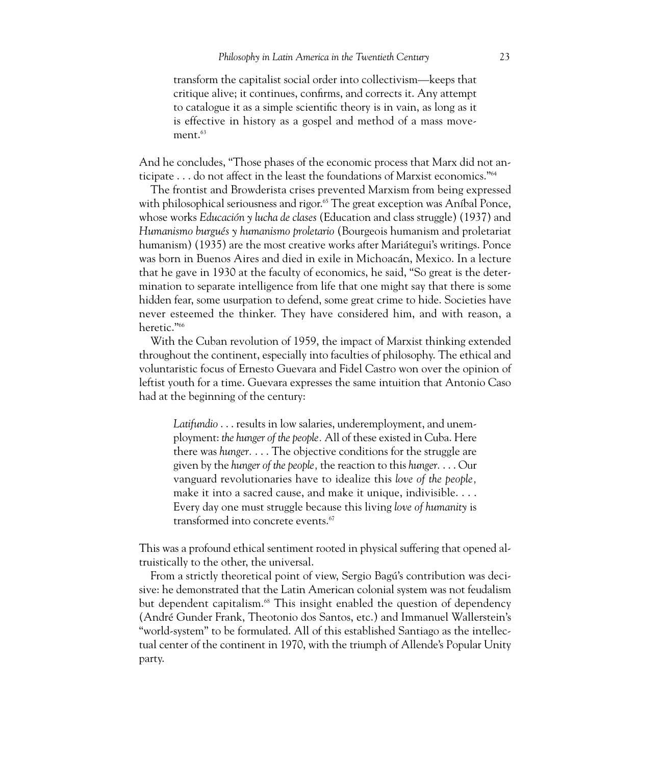> transform the capitalist social order into collectivism—keeps that critique alive; it continues, confirms, and corrects it. Any attempt to catalogue it as a simple scientific theory is in vain, as long as it is effective in history as a gospel and method of a mass movement.[63]

And he concludes, "Those phases of the economic process that Marx did not anticipate . . . do not affect in the least the foundations of Marxist economics."[64]

The frontist and Browderista crises prevented Marxism from being expressed with philosophical seriousness and rigor.[65] The great exception was Aníbal Ponce, whose works *Educación y lucha de clases* (Education and class struggle) (1937) and *Humanismo burgués y humanismo proletario* (Bourgeois humanism and proletariat humanism) (1935) are the most creative works after Mariátegui's writings. Ponce was born in Buenos Aires and died in exile in Michoacán, Mexico. In a lecture that he gave in 1930 at the faculty of economics, he said, "So great is the determination to separate intelligence from life that one might say that there is some hidden fear, some usurpation to defend, some great crime to hide. Societies have never esteemed the thinker. They have considered him, and with reason, a heretic."[66]

With the Cuban revolution of 1959, the impact of Marxist thinking extended throughout the continent, especially into faculties of philosophy. The ethical and voluntaristic focus of Ernesto Guevara and Fidel Castro won over the opinion of leftist youth for a time. Guevara expresses the same intuition that Antonio Caso had at the beginning of the century:

> *Latifundio* . . . results in low salaries, underemployment, and unemployment: *the hunger of the people*. All of these existed in Cuba. Here there was *hunger*. . . . The objective conditions for the struggle are given by the *hunger of the people,* the reaction to this *hunger*. . . . Our vanguard revolutionaries have to idealize this *love of the people,* make it into a sacred cause, and make it unique, indivisible. . . . Every day one must struggle because this living *love of humanity* is transformed into concrete events.[67]

This was a profound ethical sentiment rooted in physical suffering that opened altruistically to the other, the universal.

From a strictly theoretical point of view, Sergio Bagú's contribution was decisive: he demonstrated that the Latin American colonial system was not feudalism but dependent capitalism.[68] This insight enabled the question of dependency (André Gunder Frank, Theotonio dos Santos, etc.) and Immanuel Wallerstein's "world-system" to be formulated. All of this established Santiago as the intellectual center of the continent in 1970, with the triumph of Allende's Popular Unity party.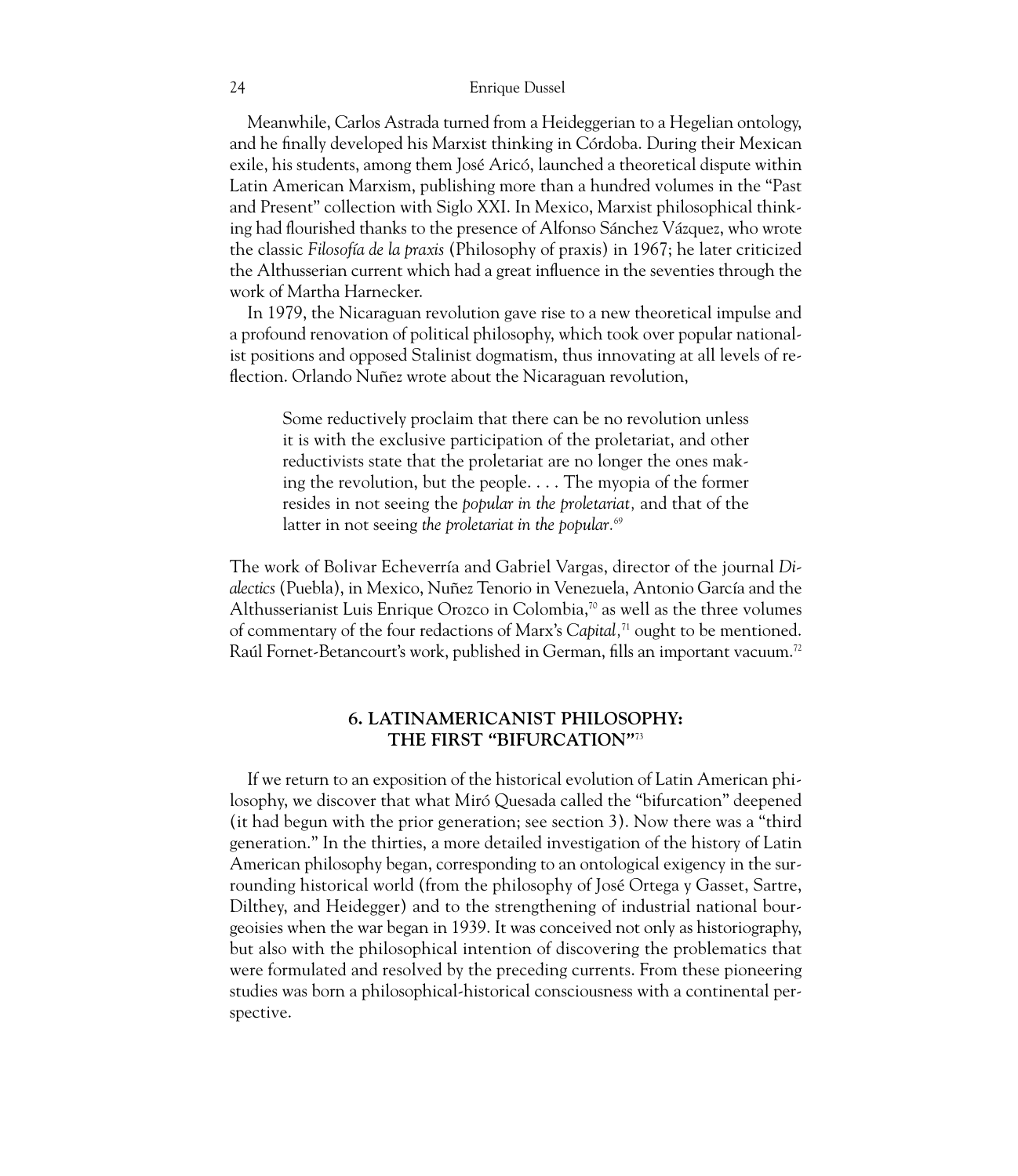Meanwhile, Carlos Astrada turned from a Heideggerian to a Hegelian ontology, and he finally developed his Marxist thinking in Córdoba. During their Mexican exile, his students, among them José Aricó, launched a theoretical dispute within Latin American Marxism, publishing more than a hundred volumes in the "Past and Present" collection with Siglo XXI. In Mexico, Marxist philosophical thinking had flourished thanks to the presence of Alfonso Sánchez Vázquez, who wrote the classic *Filosofía de la praxis* (Philosophy of praxis) in 1967; he later criticized the Althusserian current which had a great influence in the seventies through the work of Martha Harnecker.

In 1979, the Nicaraguan revolution gave rise to a new theoretical impulse and a profound renovation of political philosophy, which took over popular nationalist positions and opposed Stalinist dogmatism, thus innovating at all levels of reflection. Orlando Nuñez wrote about the Nicaraguan revolution,

> Some reductively proclaim that there can be no revolution unless it is with the exclusive participation of the proletariat, and other reductivists state that the proletariat are no longer the ones making the revolution, but the people. . . . The myopia of the former resides in not seeing the *popular in the proletariat,* and that of the latter in not seeing *the proletariat in the popular.*[69]

The work of Bolivar Echeverría and Gabriel Vargas, director of the journal *Dialectics* (Puebla), in Mexico, Nuñez Tenorio in Venezuela, Antonio García and the Althusserianist Luis Enrique Orozco in Colombia,[70] as well as the three volumes of commentary of the four redactions of Marx's *Capital*,[71] ought to be mentioned. Raúl Fornet-Betancourt's work, published in German, fills an important vacuum.[72]

## 6. LATINAMERICANIST PHILOSOPHY: THE FIRST "BIFURCATION"[73]

If we return to an exposition of the historical evolution of Latin American philosophy, we discover that what Miró Quesada called the "bifurcation" deepened (it had begun with the prior generation; see section 3). Now there was a "third generation." In the thirties, a more detailed investigation of the history of Latin American philosophy began, corresponding to an ontological exigency in the surrounding historical world (from the philosophy of José Ortega y Gasset, Sartre, Dilthey, and Heidegger) and to the strengthening of industrial national bourgeoisies when the war began in 1939. It was conceived not only as historiography, but also with the philosophical intention of discovering the problematics that were formulated and resolved by the preceding currents. From these pioneering studies was born a philosophical-historical consciousness with a continental perspective.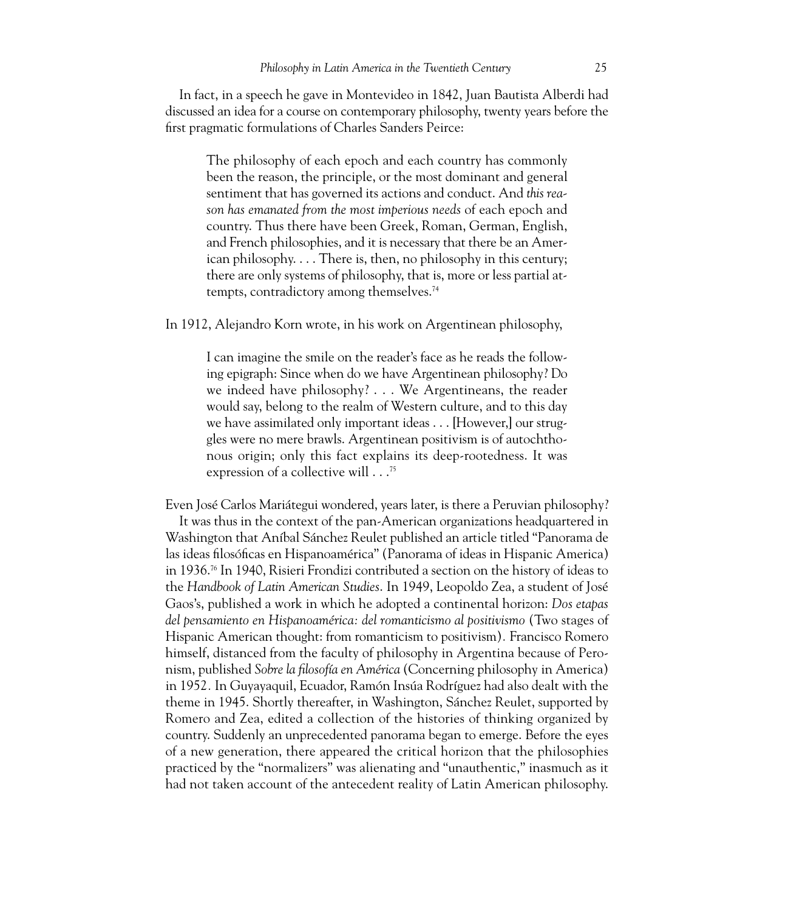In fact, in a speech he gave in Montevideo in 1842, Juan Bautista Alberdi had discussed an idea for a course on contemporary philosophy, twenty years before the first pragmatic formulations of Charles Sanders Peirce:

> The philosophy of each epoch and each country has commonly been the reason, the principle, or the most dominant and general sentiment that has governed its actions and conduct. And *this reason has emanated from the most imperious needs* of each epoch and country. Thus there have been Greek, Roman, German, English, and French philosophies, and it is necessary that there be an American philosophy. . . . There is, then, no philosophy in this century; there are only systems of philosophy, that is, more or less partial attempts, contradictory among themselves.[74]

In 1912, Alejandro Korn wrote, in his work on Argentinean philosophy,

> I can imagine the smile on the reader's face as he reads the following epigraph: Since when do we have Argentinean philosophy? Do we indeed have philosophy? . . . We Argentineans, the reader would say, belong to the realm of Western culture, and to this day we have assimilated only important ideas . . . [However,] our struggles were no mere brawls. Argentinean positivism is of autochthonous origin; only this fact explains its deep-rootedness. It was expression of a collective will . . .[75]

Even José Carlos Mariátegui wondered, years later, is there a Peruvian philosophy?

It was thus in the context of the pan-American organizations headquartered in Washington that Aníbal Sánchez Reulet published an article titled "Panorama de las ideas filosóficas en Hispanoamérica" (Panorama of ideas in Hispanic America) in 1936.[76] In 1940, Risieri Frondizi contributed a section on the history of ideas to the *Handbook of Latin American Studies*. In 1949, Leopoldo Zea, a student of José Gaos's, published a work in which he adopted a continental horizon: *Dos etapas del pensamiento en Hispanoamérica: del romanticismo al positivismo* (Two stages of Hispanic American thought: from romanticism to positivism). Francisco Romero himself, distanced from the faculty of philosophy in Argentina because of Peronism, published *Sobre la filosofía en América* (Concerning philosophy in America) in 1952. In Guyayaquil, Ecuador, Ramón Insúa Rodríguez had also dealt with the theme in 1945. Shortly thereafter, in Washington, Sánchez Reulet, supported by Romero and Zea, edited a collection of the histories of thinking organized by country. Suddenly an unprecedented panorama began to emerge. Before the eyes of a new generation, there appeared the critical horizon that the philosophies practiced by the "normalizers" was alienating and "unauthentic," inasmuch as it had not taken account of the antecedent reality of Latin American philosophy.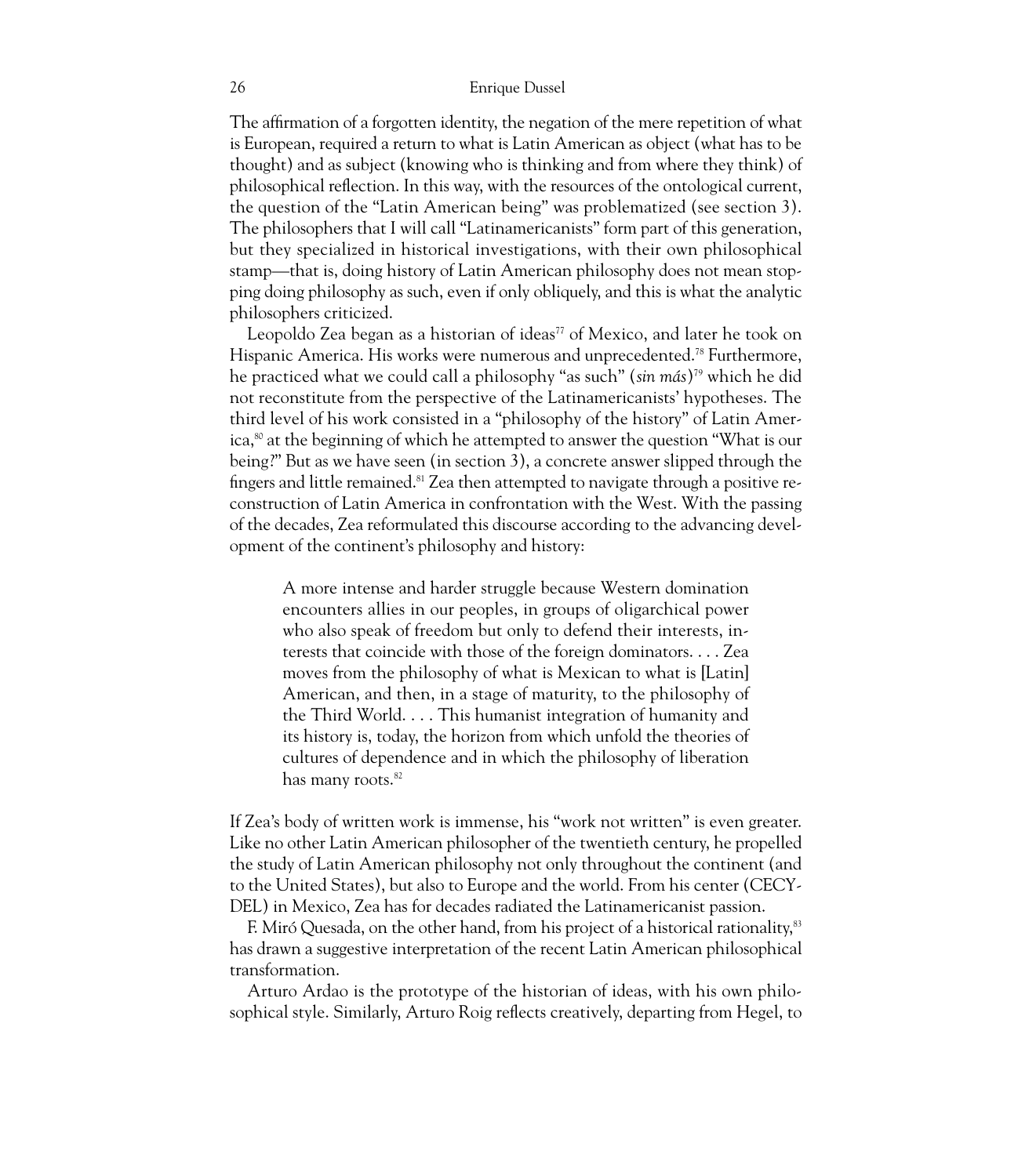The affirmation of a forgotten identity, the negation of the mere repetition of what is European, required a return to what is Latin American as object (what has to be thought) and as subject (knowing who is thinking and from where they think) of philosophical reflection. In this way, with the resources of the ontological current, the question of the "Latin American being" was problematized (see section 3). The philosophers that I will call "Latinamericanists" form part of this generation, but they specialized in historical investigations, with their own philosophical stamp—that is, doing history of Latin American philosophy does not mean stopping doing philosophy as such, even if only obliquely, and this is what the analytic philosophers criticized.

Leopoldo Zea began as a historian of ideas[77] of Mexico, and later he took on Hispanic America. His works were numerous and unprecedented.[78] Furthermore, he practiced what we could call a philosophy "as such" (*sin más*)[79] which he did not reconstitute from the perspective of the Latinamericanists' hypotheses. The third level of his work consisted in a "philosophy of the history" of Latin America,[80] at the beginning of which he attempted to answer the question "What is our being?" But as we have seen (in section 3), a concrete answer slipped through the fingers and little remained.[81] Zea then attempted to navigate through a positive reconstruction of Latin America in confrontation with the West. With the passing of the decades, Zea reformulated this discourse according to the advancing development of the continent's philosophy and history:

> A more intense and harder struggle because Western domination encounters allies in our peoples, in groups of oligarchical power who also speak of freedom but only to defend their interests, interests that coincide with those of the foreign dominators. . . . Zea moves from the philosophy of what is Mexican to what is [Latin] American, and then, in a stage of maturity, to the philosophy of the Third World. . . . This humanist integration of humanity and its history is, today, the horizon from which unfold the theories of cultures of dependence and in which the philosophy of liberation has many roots.[82]

If Zea's body of written work is immense, his "work not written" is even greater. Like no other Latin American philosopher of the twentieth century, he propelled the study of Latin American philosophy not only throughout the continent (and to the United States), but also to Europe and the world. From his center (CECYDEL) in Mexico, Zea has for decades radiated the Latinamericanist passion.

F. Miró Quesada, on the other hand, from his project of a historical rationality,[83] has drawn a suggestive interpretation of the recent Latin American philosophical transformation.

Arturo Ardao is the prototype of the historian of ideas, with his own philosophical style. Similarly, Arturo Roig reflects creatively, departing from Hegel, to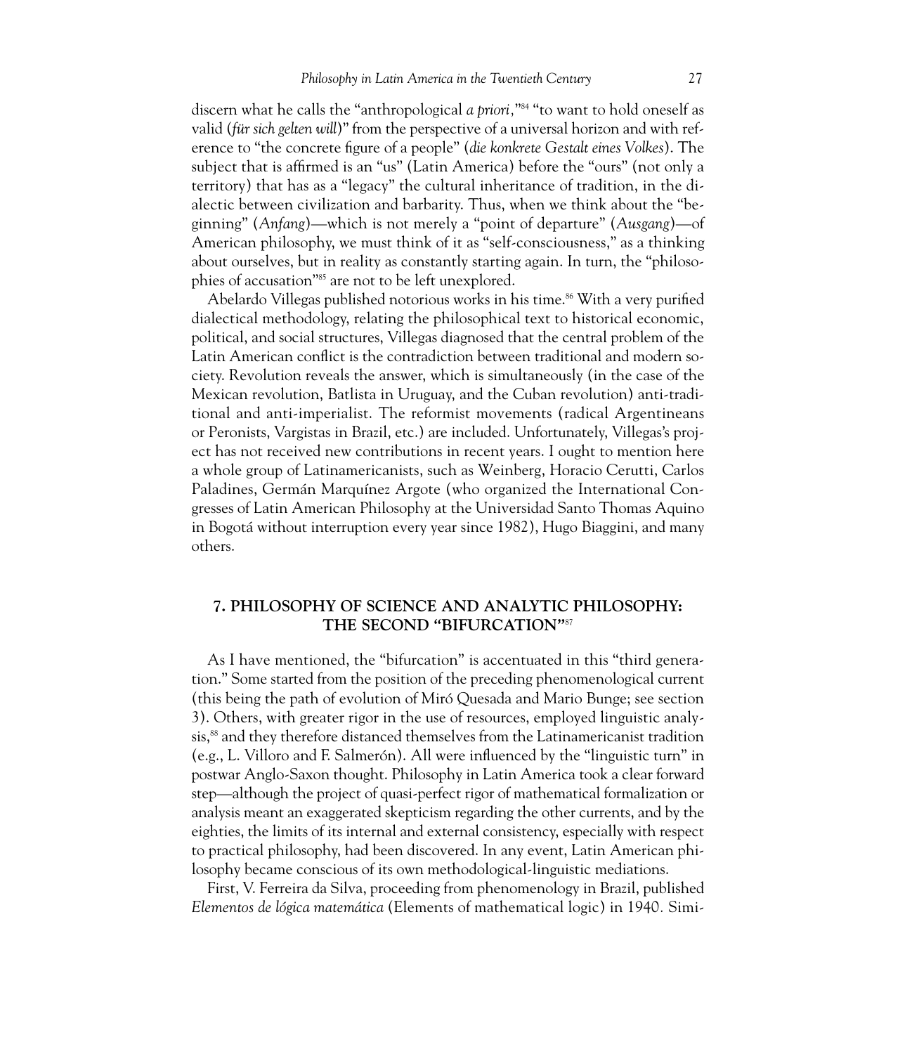discern what he calls the "anthropological *a priori*,"[84] "to want to hold oneself as valid (*für sich gelten will*)" from the perspective of a universal horizon and with reference to "the concrete figure of a people" (*die konkrete Gestalt eines Volkes*). The subject that is affirmed is an "us" (Latin America) before the "ours" (not only a territory) that has as a "legacy" the cultural inheritance of tradition, in the dialectic between civilization and barbarity. Thus, when we think about the "beginning" (*Anfang*)—which is not merely a "point of departure" (*Ausgang*)—of American philosophy, we must think of it as "self-consciousness," as a thinking about ourselves, but in reality as constantly starting again. In turn, the "philosophies of accusation"[85] are not to be left unexplored.

Abelardo Villegas published notorious works in his time.[86] With a very purified dialectical methodology, relating the philosophical text to historical economic, political, and social structures, Villegas diagnosed that the central problem of the Latin American conflict is the contradiction between traditional and modern society. Revolution reveals the answer, which is simultaneously (in the case of the Mexican revolution, Batlista in Uruguay, and the Cuban revolution) anti-traditional and anti-imperialist. The reformist movements (radical Argentineans or Peronists, Vargistas in Brazil, etc.) are included. Unfortunately, Villegas's project has not received new contributions in recent years. I ought to mention here a whole group of Latinamericanists, such as Weinberg, Horacio Cerutti, Carlos Paladines, Germán Marquínez Argote (who organized the International Congresses of Latin American Philosophy at the Universidad Santo Thomas Aquino in Bogotá without interruption every year since 1982), Hugo Biaggini, and many others.

## 7. PHILOSOPHY OF SCIENCE AND ANALYTIC PHILOSOPHY: THE SECOND "BIFURCATION"[87]

As I have mentioned, the "bifurcation" is accentuated in this "third generation." Some started from the position of the preceding phenomenological current (this being the path of evolution of Miró Quesada and Mario Bunge; see section 3). Others, with greater rigor in the use of resources, employed linguistic analysis,[88] and they therefore distanced themselves from the Latinamericanist tradition (e.g., L. Villoro and F. Salmerón). All were influenced by the "linguistic turn" in postwar Anglo-Saxon thought. Philosophy in Latin America took a clear forward step—although the project of quasi-perfect rigor of mathematical formalization or analysis meant an exaggerated skepticism regarding the other currents, and by the eighties, the limits of its internal and external consistency, especially with respect to practical philosophy, had been discovered. In any event, Latin American philosophy became conscious of its own methodological-linguistic mediations.

First, V. Ferreira da Silva, proceeding from phenomenology in Brazil, published *Elementos de lógica matemática* (Elements of mathematical logic) in 1940. Simi-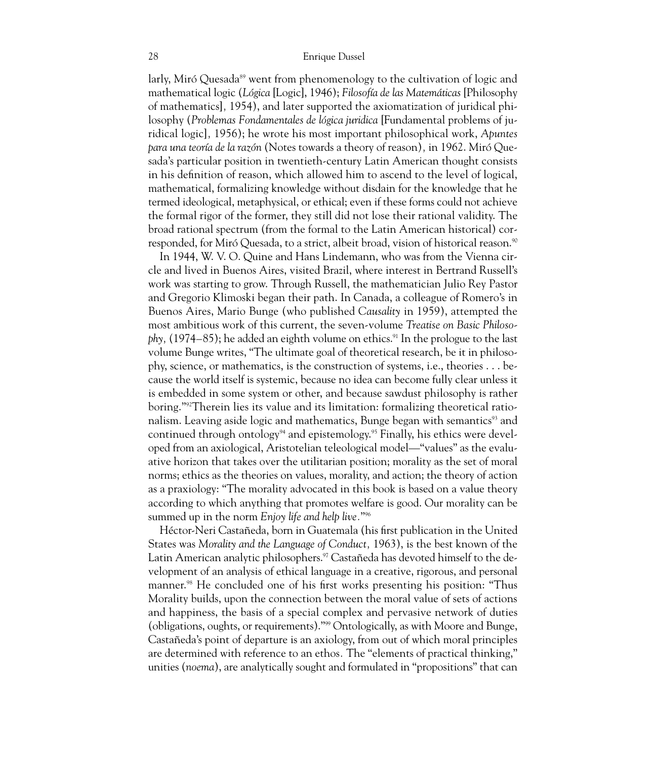larly, Miró Quesada[89] went from phenomenology to the cultivation of logic and mathematical logic (*Lógica* [Logic], 1946); *Filosofía de las Matemáticas* [Philosophy of mathematics], 1954), and later supported the axiomatization of juridical philosophy (*Problemas Fondamentales de lógica juridica* [Fundamental problems of juridical logic], 1956); he wrote his most important philosophical work, *Apuntes para una teoría de la razón* (Notes towards a theory of reason), in 1962. Miró Quesada's particular position in twentieth-century Latin American thought consists in his definition of reason, which allowed him to ascend to the level of logical, mathematical, formalizing knowledge without disdain for the knowledge that he termed ideological, metaphysical, or ethical; even if these forms could not achieve the formal rigor of the former, they still did not lose their rational validity. The broad rational spectrum (from the formal to the Latin American historical) corresponded, for Miró Quesada, to a strict, albeit broad, vision of historical reason.[90]

In 1944, W. V. O. Quine and Hans Lindemann, who was from the Vienna circle and lived in Buenos Aires, visited Brazil, where interest in Bertrand Russell's work was starting to grow. Through Russell, the mathematician Julio Rey Pastor and Gregorio Klimoski began their path. In Canada, a colleague of Romero's in Buenos Aires, Mario Bunge (who published *Causality* in 1959), attempted the most ambitious work of this current, the seven-volume *Treatise on Basic Philosophy,* (1974–85); he added an eighth volume on ethics.[91] In the prologue to the last volume Bunge writes, "The ultimate goal of theoretical research, be it in philosophy, science, or mathematics, is the construction of systems, i.e., theories . . . because the world itself is systemic, because no idea can become fully clear unless it is embedded in some system or other, and because sawdust philosophy is rather boring."[92] Therein lies its value and its limitation: formalizing theoretical rationalism. Leaving aside logic and mathematics, Bunge began with semantics[93] and continued through ontology[94] and epistemology.[95] Finally, his ethics were developed from an axiological, Aristotelian teleological model—"values" as the evaluative horizon that takes over the utilitarian position; morality as the set of moral norms; ethics as the theories on values, morality, and action; the theory of action as a praxiology: "The morality advocated in this book is based on a value theory according to which anything that promotes welfare is good. Our morality can be summed up in the norm *Enjoy life and help live*."[96]

Héctor-Neri Castañeda, born in Guatemala (his first publication in the United States was *Morality and the Language of Conduct,* 1963), is the best known of the Latin American analytic philosophers.[97] Castañeda has devoted himself to the development of an analysis of ethical language in a creative, rigorous, and personal manner.[98] He concluded one of his first works presenting his position: "Thus Morality builds, upon the connection between the moral value of sets of actions and happiness, the basis of a special complex and pervasive network of duties (obligations, oughts, or requirements)."[99] Ontologically, as with Moore and Bunge, Castañeda's point of departure is an axiology, from out of which moral principles are determined with reference to an ethos. The "elements of practical thinking," unities (*noema*), are analytically sought and formulated in "propositions" that can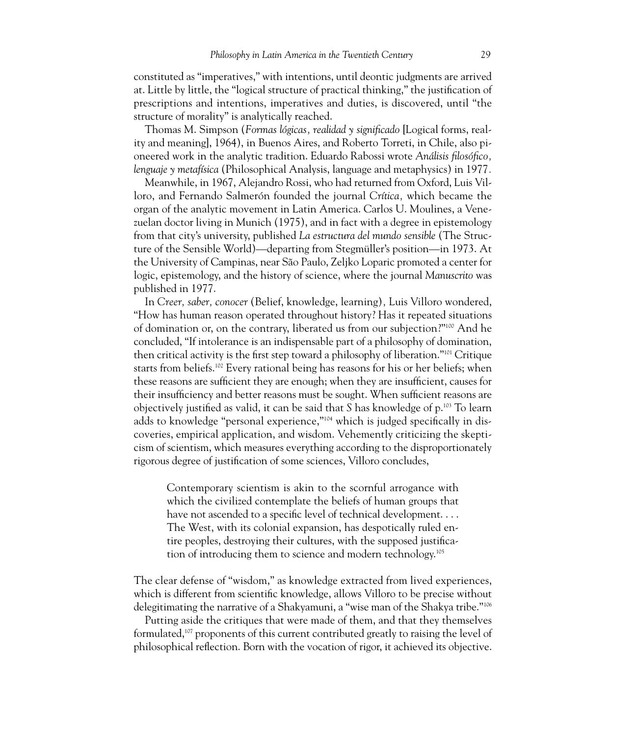constituted as "imperatives," with intentions, until deontic judgments are arrived at. Little by little, the "logical structure of practical thinking," the justification of prescriptions and intentions, imperatives and duties, is discovered, until "the structure of morality" is analytically reached.

Thomas M. Simpson (*Formas lógicas, realidad y significado* [Logical forms, reality and meaning], 1964), in Buenos Aires, and Roberto Torreti, in Chile, also pioneered work in the analytic tradition. Eduardo Rabossi wrote *Análisis filosófico, lenguaje y metafísica* (Philosophical Analysis, language and metaphysics) in 1977.

Meanwhile, in 1967, Alejandro Rossi, who had returned from Oxford, Luis Villoro, and Fernando Salmerón founded the journal *Crítica,* which became the organ of the analytic movement in Latin America. Carlos U. Moulines, a Venezuelan doctor living in Munich (1975), and in fact with a degree in epistemology from that city's university, published *La estructura del mundo sensible* (The Structure of the Sensible World)—departing from Stegmüller's position—in 1973. At the University of Campinas, near São Paulo, Zeljko Loparic promoted a center for logic, epistemology, and the history of science, where the journal *Manuscrito* was published in 1977.

In *Creer, saber, conocer* (Belief, knowledge, learning)*,* Luis Villoro wondered, "How has human reason operated throughout history? Has it repeated situations of domination or, on the contrary, liberated us from our subjection?"[100] And he concluded, "If intolerance is an indispensable part of a philosophy of domination, then critical activity is the first step toward a philosophy of liberation."[101] Critique starts from beliefs.[102] Every rational being has reasons for his or her beliefs; when these reasons are sufficient they are enough; when they are insufficient, causes for their insufficiency and better reasons must be sought. When sufficient reasons are objectively justified as valid, it can be said that *S* has knowledge of p.[103] To learn adds to knowledge "personal experience,"[104] which is judged specifically in discoveries, empirical application, and wisdom. Vehemently criticizing the skepticism of scientism, which measures everything according to the disproportionately rigorous degree of justification of some sciences, Villoro concludes,

> Contemporary scientism is akin to the scornful arrogance with which the civilized contemplate the beliefs of human groups that have not ascended to a specific level of technical development. . . . The West, with its colonial expansion, has despotically ruled entire peoples, destroying their cultures, with the supposed justification of introducing them to science and modern technology.[105]

The clear defense of "wisdom," as knowledge extracted from lived experiences, which is different from scientific knowledge, allows Villoro to be precise without delegitimating the narrative of a Shakyamuni, a "wise man of the Shakya tribe."[106]

Putting aside the critiques that were made of them, and that they themselves formulated,[107] proponents of this current contributed greatly to raising the level of philosophical reflection. Born with the vocation of rigor, it achieved its objective.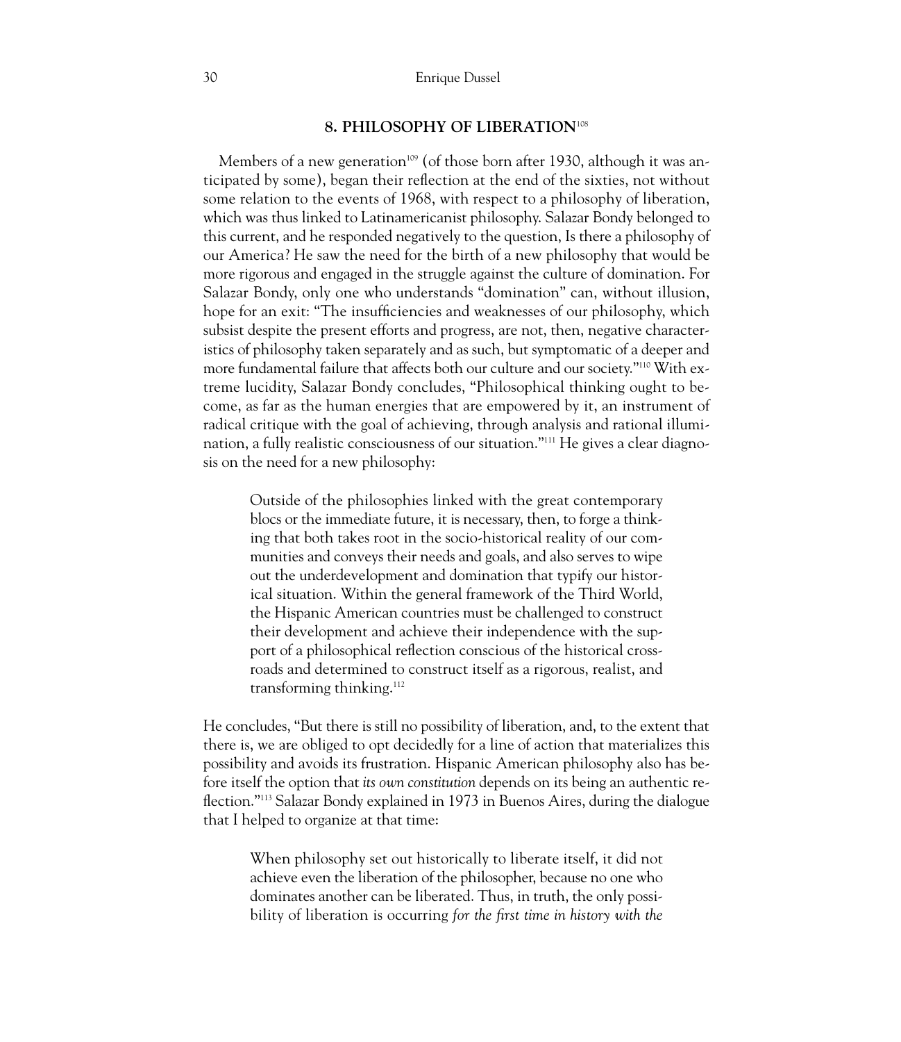## 8. PHILOSOPHY OF LIBERATION[108]

Members of a new generation[109] (of those born after 1930, although it was anticipated by some), began their reflection at the end of the sixties, not without some relation to the events of 1968, with respect to a philosophy of liberation, which was thus linked to Latinamericanist philosophy. Salazar Bondy belonged to this current, and he responded negatively to the question, Is there a philosophy of our America? He saw the need for the birth of a new philosophy that would be more rigorous and engaged in the struggle against the culture of domination. For Salazar Bondy, only one who understands "domination" can, without illusion, hope for an exit: "The insufficiencies and weaknesses of our philosophy, which subsist despite the present efforts and progress, are not, then, negative characteristics of philosophy taken separately and as such, but symptomatic of a deeper and more fundamental failure that affects both our culture and our society."[110] With extreme lucidity, Salazar Bondy concludes, "Philosophical thinking ought to become, as far as the human energies that are empowered by it, an instrument of radical critique with the goal of achieving, through analysis and rational illumination, a fully realistic consciousness of our situation."[111] He gives a clear diagnosis on the need for a new philosophy:

> Outside of the philosophies linked with the great contemporary blocs or the immediate future, it is necessary, then, to forge a thinking that both takes root in the socio-historical reality of our communities and conveys their needs and goals, and also serves to wipe out the underdevelopment and domination that typify our historical situation. Within the general framework of the Third World, the Hispanic American countries must be challenged to construct their development and achieve their independence with the support of a philosophical reflection conscious of the historical crossroads and determined to construct itself as a rigorous, realist, and transforming thinking.[112]

He concludes, "But there is still no possibility of liberation, and, to the extent that there is, we are obliged to opt decidedly for a line of action that materializes this possibility and avoids its frustration. Hispanic American philosophy also has before itself the option that *its own constitution* depends on its being an authentic reflection."[113] Salazar Bondy explained in 1973 in Buenos Aires, during the dialogue that I helped to organize at that time:

> When philosophy set out historically to liberate itself, it did not achieve even the liberation of the philosopher, because no one who dominates another can be liberated. Thus, in truth, the only possibility of liberation is occurring *for the first time in history with the*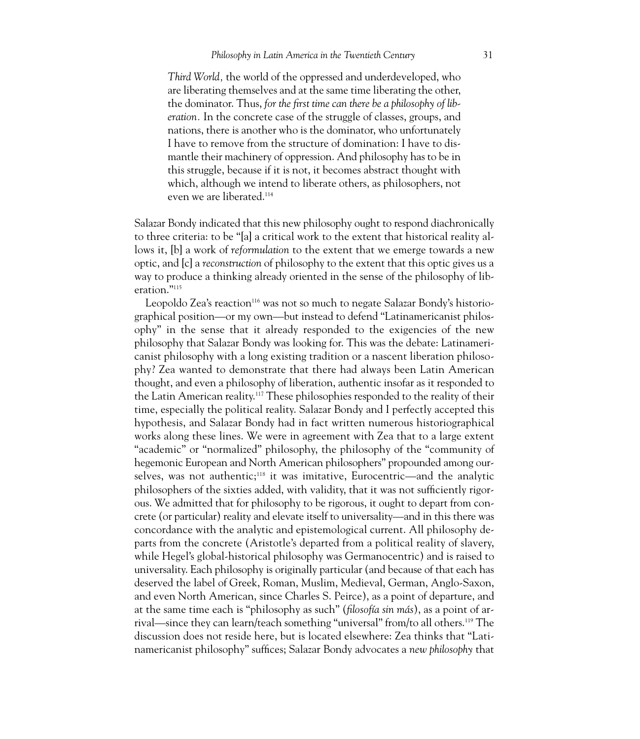> *Third World,* the world of the oppressed and underdeveloped, who are liberating themselves and at the same time liberating the other, the dominator. Thus, *for the first time can there be a philosophy of liberation.* In the concrete case of the struggle of classes, groups, and nations, there is another who is the dominator, who unfortunately I have to remove from the structure of domination: I have to dismantle their machinery of oppression. And philosophy has to be in this struggle, because if it is not, it becomes abstract thought with which, although we intend to liberate others, as philosophers, not even we are liberated.[114]

Salazar Bondy indicated that this new philosophy ought to respond diachronically to three criteria: to be "[a] a critical work to the extent that historical reality allows it, [b] a work of *reformulation* to the extent that we emerge towards a new optic, and [c] a *reconstruction* of philosophy to the extent that this optic gives us a way to produce a thinking already oriented in the sense of the philosophy of liberation."[115]

Leopoldo Zea's reaction[116] was not so much to negate Salazar Bondy's historiographical position—or my own—but instead to defend "Latinamericanist philosophy" in the sense that it already responded to the exigencies of the new philosophy that Salazar Bondy was looking for. This was the debate: Latinamericanist philosophy with a long existing tradition or a nascent liberation philosophy? Zea wanted to demonstrate that there had always been Latin American thought, and even a philosophy of liberation, authentic insofar as it responded to the Latin American reality.[117] These philosophies responded to the reality of their time, especially the political reality. Salazar Bondy and I perfectly accepted this hypothesis, and Salazar Bondy had in fact written numerous historiographical works along these lines. We were in agreement with Zea that to a large extent "academic" or "normalized" philosophy, the philosophy of the "community of hegemonic European and North American philosophers" propounded among ourselves, was not authentic;[118] it was imitative, Eurocentric—and the analytic philosophers of the sixties added, with validity, that it was not sufficiently rigorous. We admitted that for philosophy to be rigorous, it ought to depart from concrete (or particular) reality and elevate itself to universality—and in this there was concordance with the analytic and epistemological current. All philosophy departs from the concrete (Aristotle's departed from a political reality of slavery, while Hegel's global-historical philosophy was Germanocentric) and is raised to universality. Each philosophy is originally particular (and because of that each has deserved the label of Greek, Roman, Muslim, Medieval, German, Anglo-Saxon, and even North American, since Charles S. Peirce), as a point of departure, and at the same time each is "philosophy as such" (*filosofía sin más*), as a point of arrival—since they can learn/teach something "universal" from/to all others.[119] The discussion does not reside here, but is located elsewhere: Zea thinks that "Latinamericanist philosophy" suffices; Salazar Bondy advocates a *new philosophy* that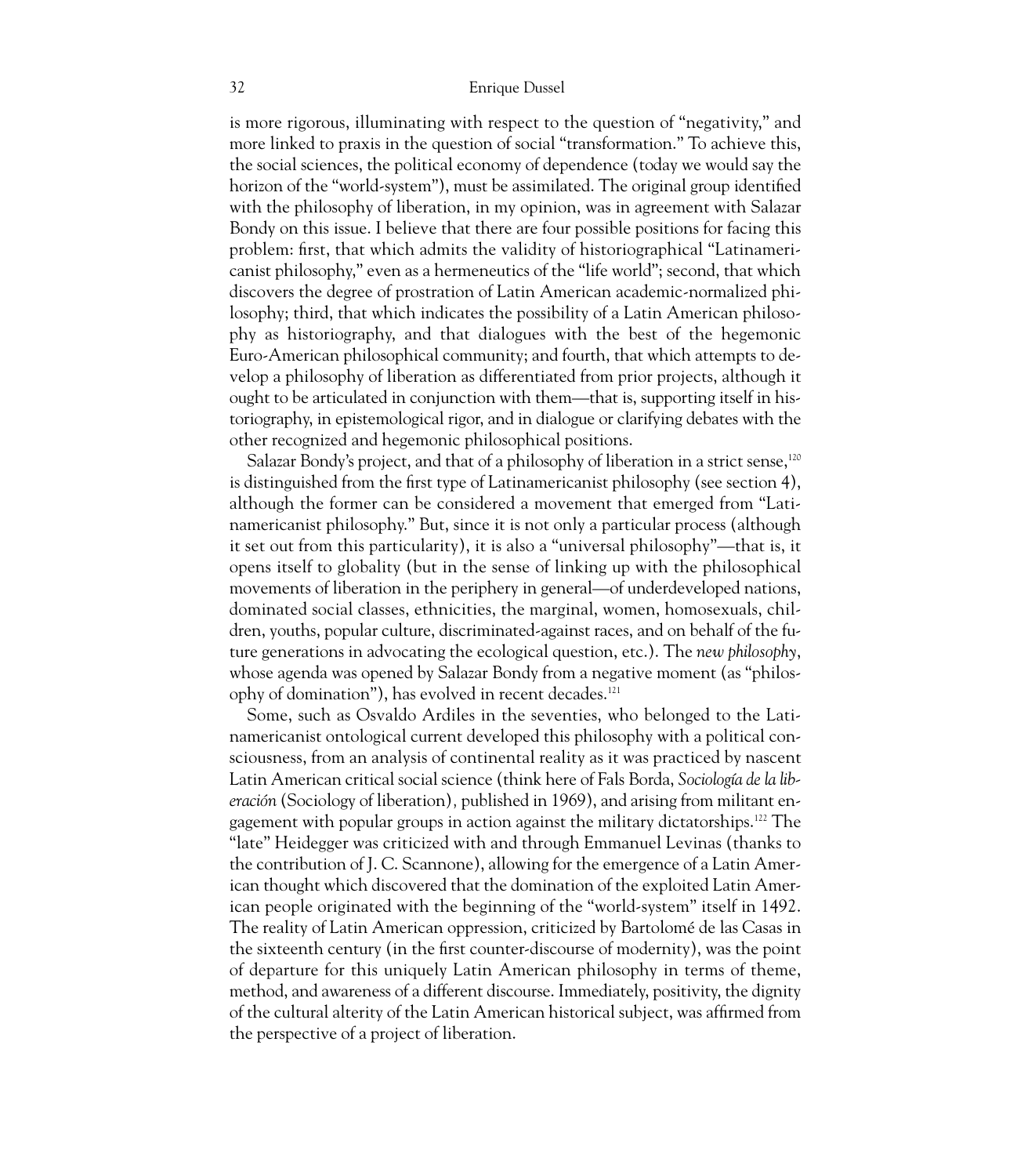is more rigorous, illuminating with respect to the question of "negativity," and more linked to praxis in the question of social "transformation." To achieve this, the social sciences, the political economy of dependence (today we would say the horizon of the "world-system"), must be assimilated. The original group identified with the philosophy of liberation, in my opinion, was in agreement with Salazar Bondy on this issue. I believe that there are four possible positions for facing this problem: first, that which admits the validity of historiographical "Latinamericanist philosophy," even as a hermeneutics of the "life world"; second, that which discovers the degree of prostration of Latin American academic-normalized philosophy; third, that which indicates the possibility of a Latin American philosophy as historiography, and that dialogues with the best of the hegemonic Euro-American philosophical community; and fourth, that which attempts to develop a philosophy of liberation as differentiated from prior projects, although it ought to be articulated in conjunction with them—that is, supporting itself in historiography, in epistemological rigor, and in dialogue or clarifying debates with the other recognized and hegemonic philosophical positions.

Salazar Bondy's project, and that of a philosophy of liberation in a strict sense,[120] is distinguished from the first type of Latinamericanist philosophy (see section 4), although the former can be considered a movement that emerged from "Latinamericanist philosophy." But, since it is not only a particular process (although it set out from this particularity), it is also a "universal philosophy"—that is, it opens itself to globality (but in the sense of linking up with the philosophical movements of liberation in the periphery in general—of underdeveloped nations, dominated social classes, ethnicities, the marginal, women, homosexuals, children, youths, popular culture, discriminated-against races, and on behalf of the future generations in advocating the ecological question, etc.). The *new philosophy*, whose agenda was opened by Salazar Bondy from a negative moment (as "philosophy of domination"), has evolved in recent decades.[121]

Some, such as Osvaldo Ardiles in the seventies, who belonged to the Latinamericanist ontological current developed this philosophy with a political consciousness, from an analysis of continental reality as it was practiced by nascent Latin American critical social science (think here of Fals Borda, *Sociología de la liberación* (Sociology of liberation), published in 1969), and arising from militant engagement with popular groups in action against the military dictatorships.[122] The "late" Heidegger was criticized with and through Emmanuel Levinas (thanks to the contribution of J. C. Scannone), allowing for the emergence of a Latin American thought which discovered that the domination of the exploited Latin American people originated with the beginning of the "world-system" itself in 1492. The reality of Latin American oppression, criticized by Bartolomé de las Casas in the sixteenth century (in the first counter-discourse of modernity), was the point of departure for this uniquely Latin American philosophy in terms of theme, method, and awareness of a different discourse. Immediately, positivity, the dignity of the cultural alterity of the Latin American historical subject, was affirmed from the perspective of a project of liberation.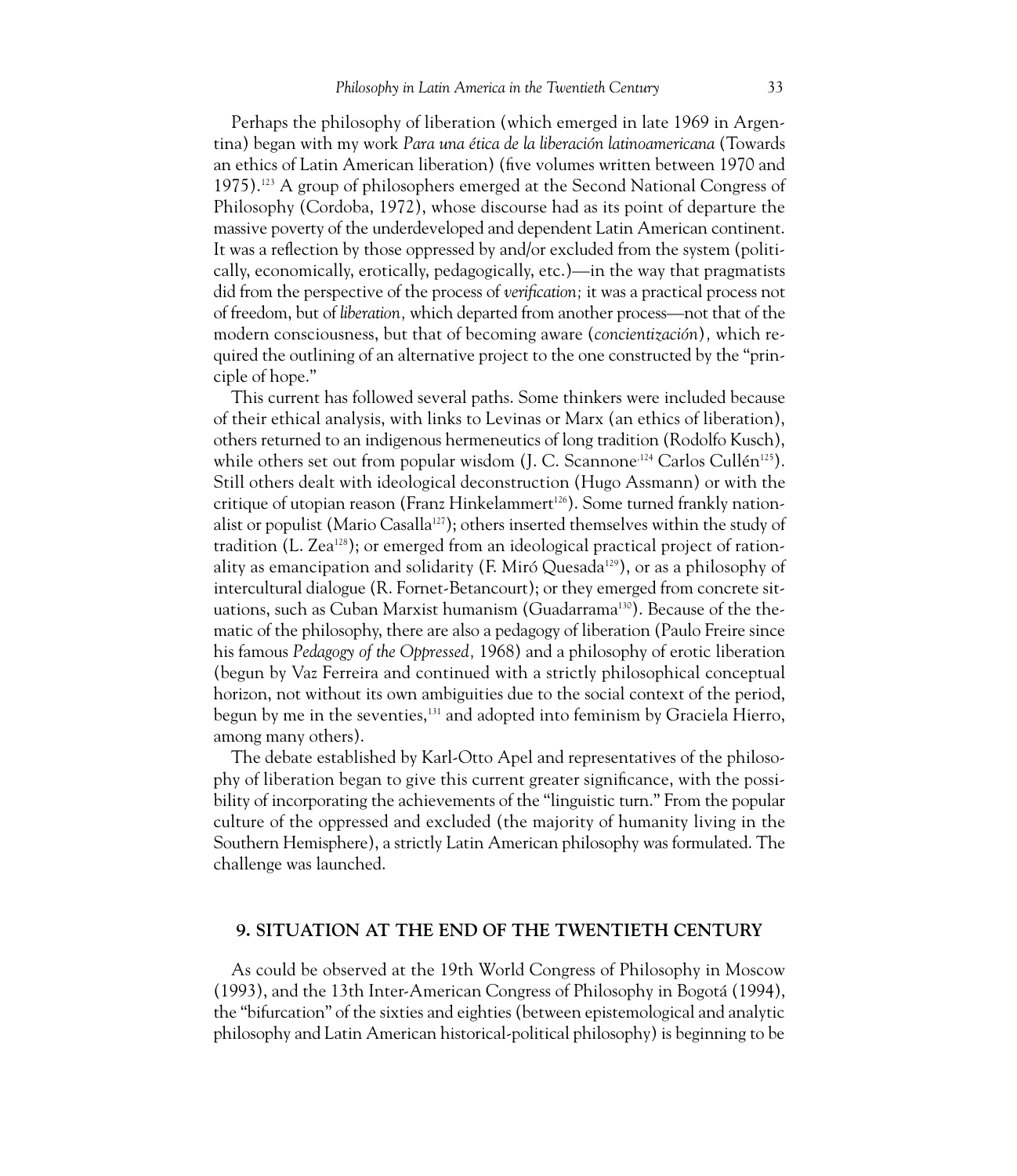Perhaps the philosophy of liberation (which emerged in late 1969 in Argentina) began with my work *Para una ética de la liberación latinoamericana* (Towards an ethics of Latin American liberation) (five volumes written between 1970 and 1975).[123] A group of philosophers emerged at the Second National Congress of Philosophy (Cordoba, 1972), whose discourse had as its point of departure the massive poverty of the underdeveloped and dependent Latin American continent. It was a reflection by those oppressed by and/or excluded from the system (politically, economically, erotically, pedagogically, etc.)—in the way that pragmatists did from the perspective of the process of *verification;* it was a practical process not of freedom, but of *liberation,* which departed from another process—not that of the modern consciousness, but that of becoming aware (*concientización*), which required the outlining of an alternative project to the one constructed by the "principle of hope."

This current has followed several paths. Some thinkers were included because of their ethical analysis, with links to Levinas or Marx (an ethics of liberation), others returned to an indigenous hermeneutics of long tradition (Rodolfo Kusch), while others set out from popular wisdom (J. C. Scannone,[124] Carlos Cullén[125]). Still others dealt with ideological deconstruction (Hugo Assmann) or with the critique of utopian reason (Franz Hinkelammert[126]). Some turned frankly nationalist or populist (Mario Casalla[127]); others inserted themselves within the study of tradition (L. Zea[128]); or emerged from an ideological practical project of rationality as emancipation and solidarity (F. Miró Quesada[129]), or as a philosophy of intercultural dialogue (R. Fornet-Betancourt); or they emerged from concrete situations, such as Cuban Marxist humanism (Guadarrama[130]). Because of the thematic of the philosophy, there are also a pedagogy of liberation (Paulo Freire since his famous *Pedagogy of the Oppressed,* 1968) and a philosophy of erotic liberation (begun by Vaz Ferreira and continued with a strictly philosophical conceptual horizon, not without its own ambiguities due to the social context of the period, begun by me in the seventies,[131] and adopted into feminism by Graciela Hierro, among many others).

The debate established by Karl-Otto Apel and representatives of the philosophy of liberation began to give this current greater significance, with the possibility of incorporating the achievements of the "linguistic turn." From the popular culture of the oppressed and excluded (the majority of humanity living in the Southern Hemisphere), a strictly Latin American philosophy was formulated. The challenge was launched.

## 9. SITUATION AT THE END OF THE TWENTIETH CENTURY

As could be observed at the 19th World Congress of Philosophy in Moscow (1993), and the 13th Inter-American Congress of Philosophy in Bogotá (1994), the "bifurcation" of the sixties and eighties (between epistemological and analytic philosophy and Latin American historical-political philosophy) is beginning to be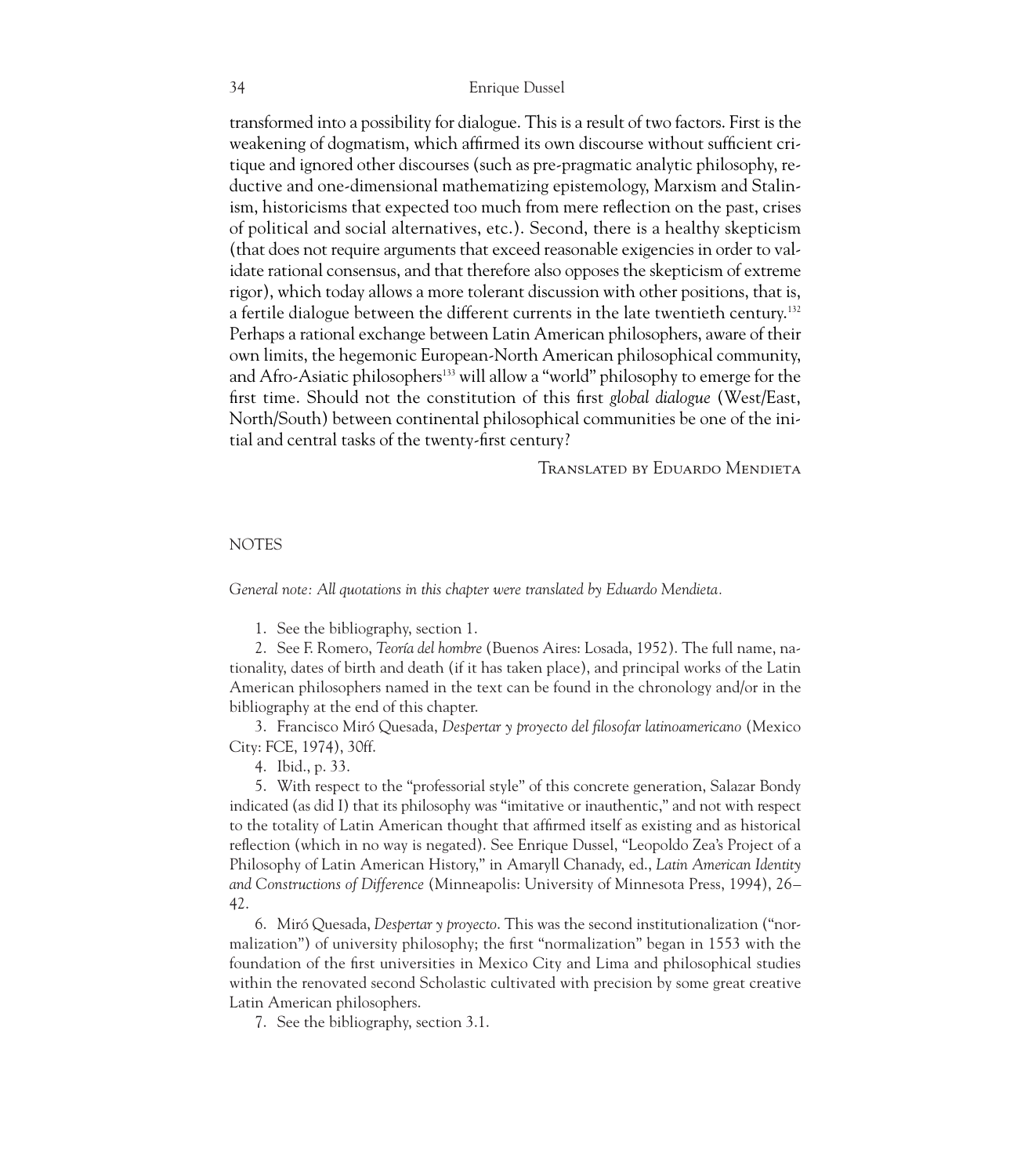transformed into a possibility for dialogue. This is a result of two factors. First is the weakening of dogmatism, which affirmed its own discourse without sufficient critique and ignored other discourses (such as pre-pragmatic analytic philosophy, reductive and one-dimensional mathematizing epistemology, Marxism and Stalinism, historicisms that expected too much from mere reflection on the past, crises of political and social alternatives, etc.). Second, there is a healthy skepticism (that does not require arguments that exceed reasonable exigencies in order to validate rational consensus, and that therefore also opposes the skepticism of extreme rigor), which today allows a more tolerant discussion with other positions, that is, a fertile dialogue between the different currents in the late twentieth century.[132] Perhaps a rational exchange between Latin American philosophers, aware of their own limits, the hegemonic European-North American philosophical community, and Afro-Asiatic philosophers[133] will allow a "world" philosophy to emerge for the first time. Should not the constitution of this first *global dialogue* (West/East, North/South) between continental philosophical communities be one of the initial and central tasks of the twenty-first century?

Translated by Eduardo Mendieta

## NOTES

*General note: All quotations in this chapter were translated by Eduardo Mendieta.*

1. See the bibliography, section 1.

2. See F. Romero, *Teoría del hombre* (Buenos Aires: Losada, 1952). The full name, nationality, dates of birth and death (if it has taken place), and principal works of the Latin American philosophers named in the text can be found in the chronology and/or in the bibliography at the end of this chapter.

3. Francisco Miró Quesada, *Despertar y proyecto del filosofar latinoamericano* (Mexico City: FCE, 1974), 30ff.

4. Ibid., p. 33.

5. With respect to the "professorial style" of this concrete generation, Salazar Bondy indicated (as did I) that its philosophy was "imitative or inauthentic," and not with respect to the totality of Latin American thought that affirmed itself as existing and as historical reflection (which in no way is negated). See Enrique Dussel, "Leopoldo Zea's Project of a Philosophy of Latin American History," in Amaryll Chanady, ed., *Latin American Identity and Constructions of Difference* (Minneapolis: University of Minnesota Press, 1994), 26–42.

6. Miró Quesada, *Despertar y proyecto*. This was the second institutionalization ("normalization") of university philosophy; the first "normalization" began in 1553 with the foundation of the first universities in Mexico City and Lima and philosophical studies within the renovated second Scholastic cultivated with precision by some great creative Latin American philosophers.

7. See the bibliography, section 3.1.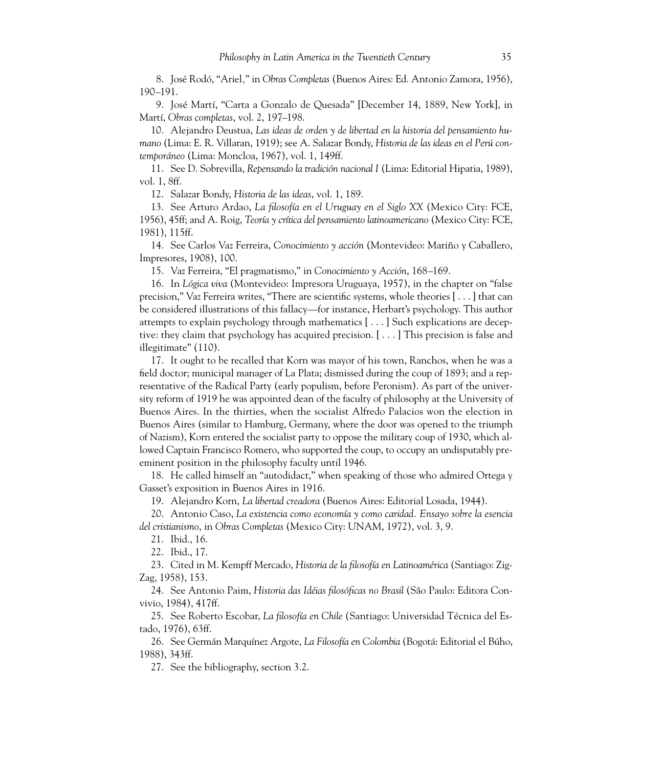8. José Rodó, "Ariel," in *Obras Completas* (Buenos Aires: Ed. Antonio Zamora, 1956), 190–191.

9. José Martí, "Carta a Gonzalo de Quesada" [December 14, 1889, New York], in Martí, *Obras completas*, vol. 2, 197–198.

10. Alejandro Deustua, *Las ideas de orden y de libertad en la historia del pensamiento humano* (Lima: E. R. Villaran, 1919); see A. Salazar Bondy, *Historia de las ideas en el Perú contemporáneo* (Lima: Moncloa, 1967), vol. 1, 149ff.

11. See D. Sobrevilla, *Repensando la tradición nacional I* (Lima: Editorial Hipatia, 1989), vol. 1, 8ff.

12. Salazar Bondy, *Historia de las ideas*, vol. 1, 189.

13. See Arturo Ardao, *La filosofía en el Uruguay en el Siglo XX* (Mexico City: FCE, 1956), 45ff; and A. Roig, *Teoría y crítica del pensamiento latinoamericano* (Mexico City: FCE, 1981), 115ff.

14. See Carlos Vaz Ferreira, *Conocimiento y acción* (Montevideo: Mariño y Caballero, Impresores, 1908), 100.

15. Vaz Ferreira, "El pragmatismo," in *Conocimiento y Acción*, 168–169.

16. In *Lógica viva* (Montevideo: Impresora Uruguaya, 1957), in the chapter on "false precision," Vaz Ferreira writes, "There are scientific systems, whole theories [ . . . ] that can be considered illustrations of this fallacy—for instance, Herbart's psychology. This author attempts to explain psychology through mathematics [ . . . ] Such explications are deceptive: they claim that psychology has acquired precision. [ . . . ] This precision is false and illegitimate" (110).

17. It ought to be recalled that Korn was mayor of his town, Ranchos, when he was a field doctor; municipal manager of La Plata; dismissed during the coup of 1893; and a representative of the Radical Party (early populism, before Peronism). As part of the university reform of 1919 he was appointed dean of the faculty of philosophy at the University of Buenos Aires. In the thirties, when the socialist Alfredo Palacios won the election in Buenos Aires (similar to Hamburg, Germany, where the door was opened to the triumph of Nazism), Korn entered the socialist party to oppose the military coup of 1930, which allowed Captain Francisco Romero, who supported the coup, to occupy an undisputably preeminent position in the philosophy faculty until 1946.

18. He called himself an "autodidact," when speaking of those who admired Ortega y Gasset's exposition in Buenos Aires in 1916.

19. Alejandro Korn, *La libertad creadora* (Buenos Aires: Editorial Losada, 1944).

20. Antonio Caso, *La existencia como economía y como caridad. Ensayo sobre la esencia del cristianismo*, in *Obras Completas* (Mexico City: UNAM, 1972), vol. 3, 9.

21. Ibid., 16.

22. Ibid., 17.

23. Cited in M. Kempff Mercado, *Historia de la filosofía en Latinoamérica* (Santiago: Zig-Zag, 1958), 153.

24. See Antonio Paim, *Historia das Idéias filosóficas no Brasil* (São Paulo: Editora Convivio, 1984), 417ff.

25. See Roberto Escobar, *La filosofía en Chile* (Santiago: Universidad Técnica del Estado, 1976), 63ff.

26. See Germán Marquínez Argote, *La Filosofía en Colombia* (Bogotá: Editorial el Búho, 1988), 343ff.

27. See the bibliography, section 3.2.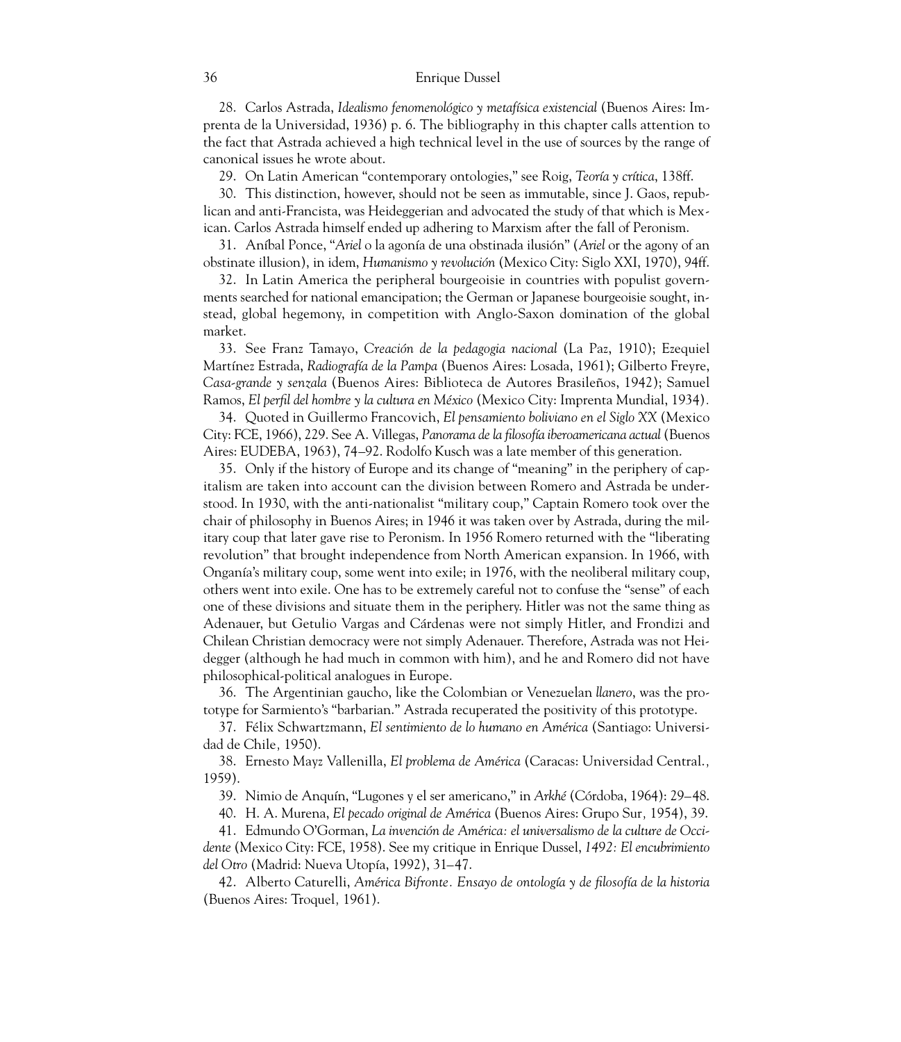28. Carlos Astrada, *Idealismo fenomenológico y metafísica existencial* (Buenos Aires: Imprenta de la Universidad, 1936) p. 6. The bibliography in this chapter calls attention to the fact that Astrada achieved a high technical level in the use of sources by the range of canonical issues he wrote about.

29. On Latin American "contemporary ontologies," see Roig, *Teoría y crítica*, 138ff.

30. This distinction, however, should not be seen as immutable, since J. Gaos, republican and anti-Francista, was Heideggerian and advocated the study of that which is Mexican. Carlos Astrada himself ended up adhering to Marxism after the fall of Peronism.

31. Aníbal Ponce, "*Ariel* o la agonía de una obstinada ilusión" (*Ariel* or the agony of an obstinate illusion), in idem, *Humanismo y revolución* (Mexico City: Siglo XXI, 1970), 94ff.

32. In Latin America the peripheral bourgeoisie in countries with populist governments searched for national emancipation; the German or Japanese bourgeoisie sought, instead, global hegemony, in competition with Anglo-Saxon domination of the global market.

33. See Franz Tamayo, *Creación de la pedagogia nacional* (La Paz, 1910); Ezequiel Martínez Estrada, *Radiografía de la Pampa* (Buenos Aires: Losada, 1961); Gilberto Freyre, *Casa-grande y senzala* (Buenos Aires: Biblioteca de Autores Brasileños, 1942); Samuel Ramos, *El perfil del hombre y la cultura en México* (Mexico City: Imprenta Mundial, 1934).

34. Quoted in Guillermo Francovich, *El pensamiento boliviano en el Siglo XX* (Mexico City: FCE, 1966), 229. See A. Villegas, *Panorama de la filosofía iberoamericana actual* (Buenos Aires: EUDEBA, 1963), 74–92. Rodolfo Kusch was a late member of this generation.

35. Only if the history of Europe and its change of "meaning" in the periphery of capitalism are taken into account can the division between Romero and Astrada be understood. In 1930, with the anti-nationalist "military coup," Captain Romero took over the chair of philosophy in Buenos Aires; in 1946 it was taken over by Astrada, during the military coup that later gave rise to Peronism. In 1956 Romero returned with the "liberating revolution" that brought independence from North American expansion. In 1966, with Onganía's military coup, some went into exile; in 1976, with the neoliberal military coup, others went into exile. One has to be extremely careful not to confuse the "sense" of each one of these divisions and situate them in the periphery. Hitler was not the same thing as Adenauer, but Getulio Vargas and Cárdenas were not simply Hitler, and Frondizi and Chilean Christian democracy were not simply Adenauer. Therefore, Astrada was not Heidegger (although he had much in common with him), and he and Romero did not have philosophical-political analogues in Europe.

36. The Argentinian gaucho, like the Colombian or Venezuelan *llanero*, was the prototype for Sarmiento's "barbarian." Astrada recuperated the positivity of this prototype.

37. Félix Schwartzmann, *El sentimiento de lo humano en América* (Santiago: Universidad de Chile, 1950).

38. Ernesto Mayz Vallenilla, *El problema de América* (Caracas: Universidad Central., 1959).

39. Nimio de Anquín, "Lugones y el ser americano," in *Arkhé* (Córdoba, 1964): 29–48.

40. H. A. Murena, *El pecado original de América* (Buenos Aires: Grupo Sur, 1954), 39.

41. Edmundo O'Gorman, *La invención de América: el universalismo de la culture de Occidente* (Mexico City: FCE, 1958). See my critique in Enrique Dussel, *1492: El encubrimiento del Otro* (Madrid: Nueva Utopía, 1992), 31–47.

42. Alberto Caturelli, *América Bifronte. Ensayo de ontología y de filosofía de la historia* (Buenos Aires: Troquel, 1961).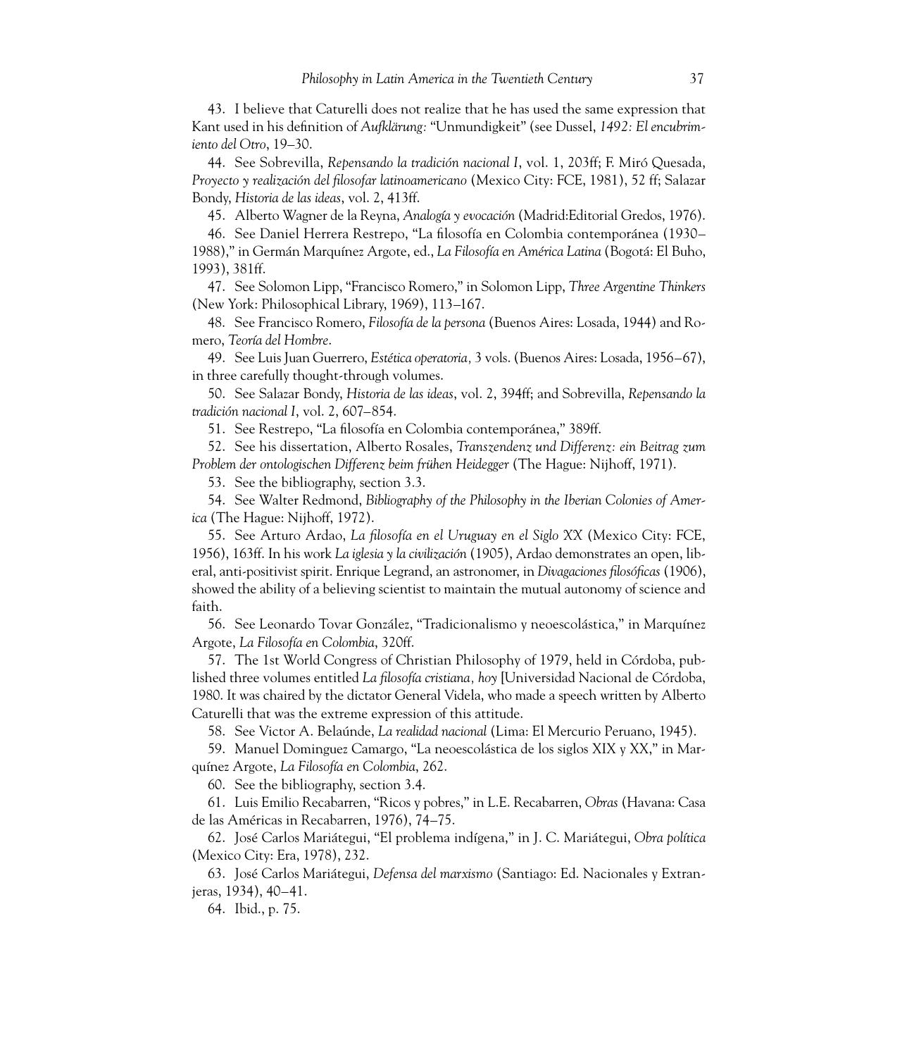43. I believe that Caturelli does not realize that he has used the same expression that Kant used in his definition of *Aufklärung:* "Unmundigkeit" (see Dussel, *1492: El encubrimiento del Otro*, 19–30.

44. See Sobrevilla, *Repensando la tradición nacional I*, vol. 1, 203ff; F. Miró Quesada, *Proyecto y realización del filosofar latinoamericano* (Mexico City: FCE, 1981), 52 ff; Salazar Bondy, *Historia de las ideas*, vol. 2, 413ff.

45. Alberto Wagner de la Reyna, *Analogía y evocación* (Madrid:Editorial Gredos, 1976).

46. See Daniel Herrera Restrepo, "La filosofía en Colombia contemporánea (1930–1988)," in Germán Marquínez Argote, ed., *La Filosofía en América Latina* (Bogotá: El Buho, 1993), 381ff.

47. See Solomon Lipp, "Francisco Romero," in Solomon Lipp, *Three Argentine Thinkers* (New York: Philosophical Library, 1969), 113–167.

48. See Francisco Romero, *Filosofía de la persona* (Buenos Aires: Losada, 1944) and Romero, *Teoría del Hombre*.

49. See Luis Juan Guerrero, *Estética operatoria,* 3 vols. (Buenos Aires: Losada, 1956–67), in three carefully thought-through volumes.

50. See Salazar Bondy, *Historia de las ideas*, vol. 2, 394ff; and Sobrevilla, *Repensando la tradición nacional I*, vol. 2, 607–854.

51. See Restrepo, "La filosofía en Colombia contemporánea," 389ff.

52. See his dissertation, Alberto Rosales, *Transzendenz und Differenz: ein Beitrag zum Problem der ontologischen Differenz beim frühen Heidegger* (The Hague: Nijhoff, 1971).

53. See the bibliography, section 3.3.

54. See Walter Redmond, *Bibliography of the Philosophy in the Iberian Colonies of America* (The Hague: Nijhoff, 1972).

55. See Arturo Ardao, *La filosofía en el Uruguay en el Siglo XX* (Mexico City: FCE, 1956), 163ff. In his work *La iglesia y la civilización* (1905), Ardao demonstrates an open, liberal, anti-positivist spirit. Enrique Legrand, an astronomer, in *Divagaciones filosóficas* (1906), showed the ability of a believing scientist to maintain the mutual autonomy of science and faith.

56. See Leonardo Tovar González, "Tradicionalismo y neoescolástica," in Marquínez Argote, *La Filosofía en Colombia*, 320ff.

57. The 1st World Congress of Christian Philosophy of 1979, held in Córdoba, published three volumes entitled *La filosofía cristiana, hoy* [Universidad Nacional de Córdoba, 1980. It was chaired by the dictator General Videla, who made a speech written by Alberto Caturelli that was the extreme expression of this attitude.

58. See Victor A. Belaúnde, *La realidad nacional* (Lima: El Mercurio Peruano, 1945).

59. Manuel Dominguez Camargo, "La neoescolástica de los siglos XIX y XX," in Marquínez Argote, *La Filosofía en Colombia*, 262.

60. See the bibliography, section 3.4.

61. Luis Emilio Recabarren, "Ricos y pobres," in L.E. Recabarren, *Obras* (Havana: Casa de las Américas in Recabarren, 1976), 74–75.

62. José Carlos Mariátegui, "El problema indígena," in J. C. Mariátegui, *Obra política* (Mexico City: Era, 1978), 232.

63. José Carlos Mariátegui, *Defensa del marxismo* (Santiago: Ed. Nacionales y Extranjeras, 1934), 40–41.

64. Ibid., p. 75.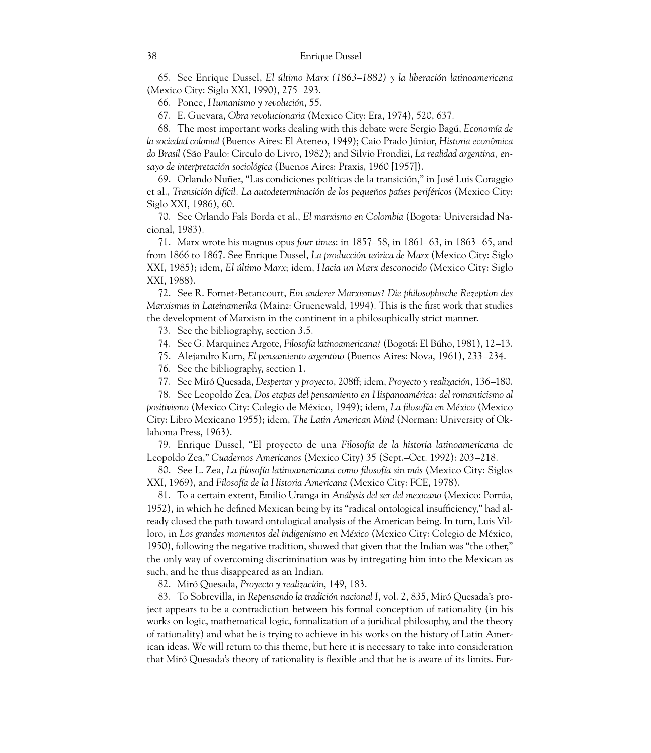65. See Enrique Dussel, *El último Marx (1863–1882) y la liberación latinoamericana* (Mexico City: Siglo XXI, 1990), 275–293.

66. Ponce, *Humanismo y revolución*, 55.

67. E. Guevara, *Obra revolucionaria* (Mexico City: Era, 1974), 520, 637.

68. The most important works dealing with this debate were Sergio Bagú, *Economía de la sociedad colonial* (Buenos Aires: El Ateneo, 1949); Caio Prado Júnior, *Historia econômica do Brasil* (São Paulo: Circulo do Livro, 1982); and Silvio Frondizi, *La realidad argentina, ensayo de interpretación sociológica* (Buenos Aires: Praxis, 1960 [1957]).

69. Orlando Nuñez, "Las condiciones políticas de la transición," in José Luis Coraggio et al., *Transición difícil. La autodeterminación de los pequeños países periféricos* (Mexico City: Siglo XXI, 1986), 60.

70. See Orlando Fals Borda et al., *El marxismo en Colombia* (Bogota: Universidad Nacional, 1983).

71. Marx wrote his magnus opus *four times*: in 1857–58, in 1861–63, in 1863–65, and from 1866 to 1867. See Enrique Dussel, *La producción teórica de Marx* (Mexico City: Siglo XXI, 1985); idem, *El último Marx*; idem, *Hacia un Marx desconocido* (Mexico City: Siglo XXI, 1988).

72. See R. Fornet-Betancourt, *Ein anderer Marxismus? Die philosophische Rezeption des Marxismus in Lateinamerika* (Mainz: Gruenewald, 1994). This is the first work that studies the development of Marxism in the continent in a philosophically strict manner.

73. See the bibliography, section 3.5.

74. See G. Marquinez Argote, *Filosofía latinoamericana?* (Bogotá: El Búho, 1981), 12–13.

75. Alejandro Korn, *El pensamiento argentino* (Buenos Aires: Nova, 1961), 233–234.

76. See the bibliography, section 1.

77. See Miró Quesada, *Despertar y proyecto*, 208ff; idem, *Proyecto y realización*, 136–180.

78. See Leopoldo Zea, *Dos etapas del pensamiento en Hispanoamérica: del romanticismo al positivismo* (Mexico City: Colegio de México, 1949); idem, *La filosofía en México* (Mexico City: Libro Mexicano 1955); idem, *The Latin American Mind* (Norman: University of Oklahoma Press, 1963).

79. Enrique Dussel, "El proyecto de una *Filosofía de la historia latinoamericana* de Leopoldo Zea," *Cuadernos Americanos* (Mexico City) 35 (Sept.–Oct. 1992): 203–218.

80. See L. Zea, *La filosofía latinoamericana como filosofía sin más* (Mexico City: Siglos XXI, 1969), and *Filosofía de la Historia Americana* (Mexico City: FCE, 1978).

81. To a certain extent, Emilio Uranga in *Análysis del ser del mexicano* (Mexico: Porrúa, 1952), in which he defined Mexican being by its "radical ontological insufficiency," had already closed the path toward ontological analysis of the American being. In turn, Luis Villoro, in *Los grandes momentos del indigenismo en México* (Mexico City: Colegio de México, 1950), following the negative tradition, showed that given that the Indian was "the other," the only way of overcoming discrimination was by intregating him into the Mexican as such, and he thus disappeared as an Indian.

82. Miró Quesada, *Proyecto y realización*, 149, 183.

83. To Sobrevilla, in *Repensando la tradición nacional I*, vol. 2, 835, Miró Quesada's project appears to be a contradiction between his formal conception of rationality (in his works on logic, mathematical logic, formalization of a juridical philosophy, and the theory of rationality) and what he is trying to achieve in his works on the history of Latin American ideas. We will return to this theme, but here it is necessary to take into consideration that Miró Quesada's theory of rationality is flexible and that he is aware of its limits. Fur-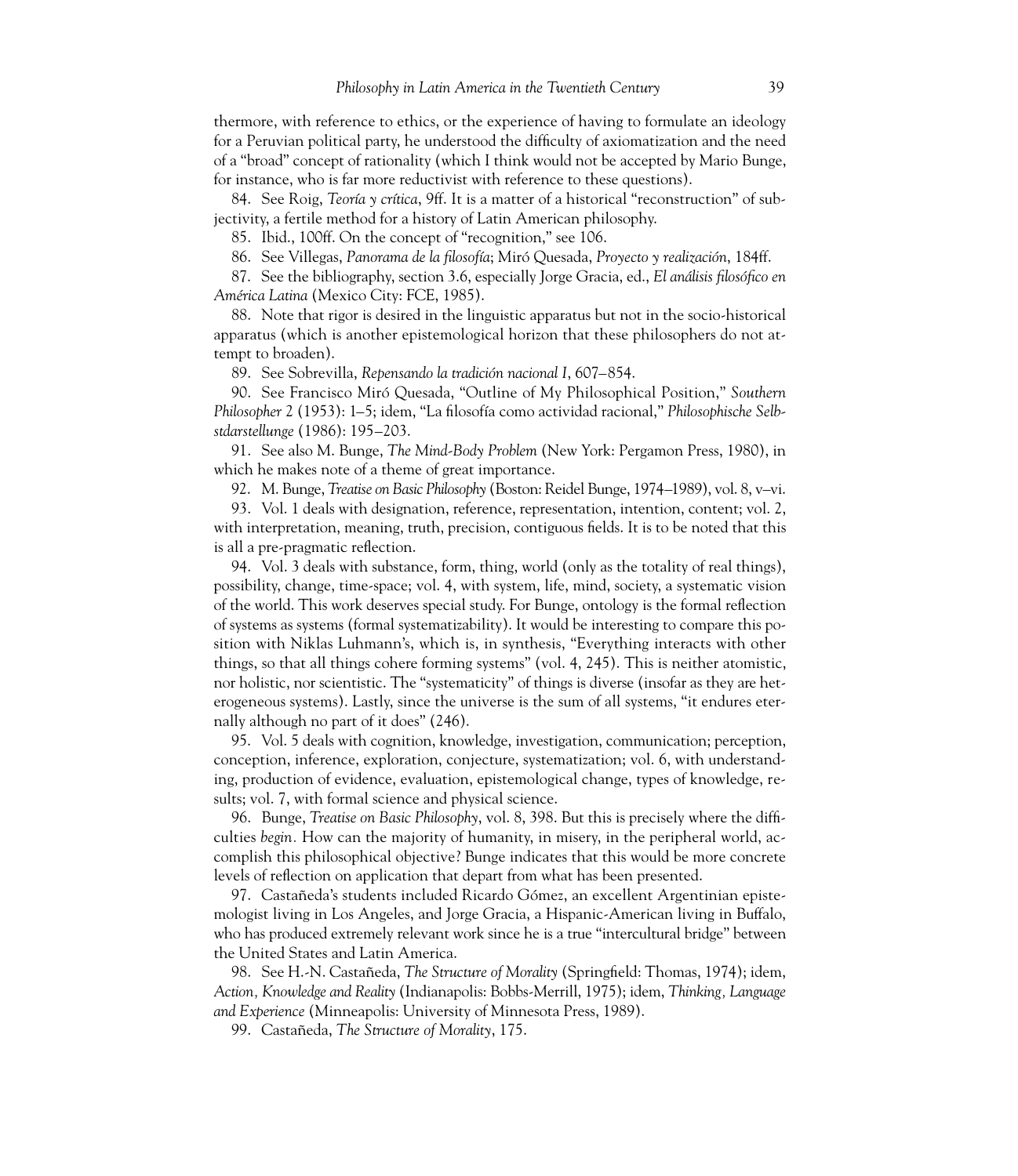thermore, with reference to ethics, or the experience of having to formulate an ideology for a Peruvian political party, he understood the difficulty of axiomatization and the need of a "broad" concept of rationality (which I think would not be accepted by Mario Bunge, for instance, who is far more reductivist with reference to these questions).

84. See Roig, *Teoría y crítica*, 9ff. It is a matter of a historical "reconstruction" of subjectivity, a fertile method for a history of Latin American philosophy.

85. Ibid., 100ff. On the concept of "recognition," see 106.

86. See Villegas, *Panorama de la filosofía*; Miró Quesada, *Proyecto y realización*, 184ff.

87. See the bibliography, section 3.6, especially Jorge Gracia, ed., *El análisis filosófico en América Latina* (Mexico City: FCE, 1985).

88. Note that rigor is desired in the linguistic apparatus but not in the socio-historical apparatus (which is another epistemological horizon that these philosophers do not attempt to broaden).

89. See Sobrevilla, *Repensando la tradición nacional I*, 607–854.

90. See Francisco Miró Quesada, "Outline of My Philosophical Position," *Southern Philosopher* 2 (1953): 1–5; idem, "La filosofía como actividad racional," *Philosophische Selbstdarstellunge* (1986): 195–203.

91. See also M. Bunge, *The Mind-Body Problem* (New York: Pergamon Press, 1980), in which he makes note of a theme of great importance.

92. M. Bunge, *Treatise on Basic Philosophy* (Boston: Reidel Bunge, 1974–1989), vol. 8, v–vi.

93. Vol. 1 deals with designation, reference, representation, intention, content; vol. 2, with interpretation, meaning, truth, precision, contiguous fields. It is to be noted that this is all a pre-pragmatic reflection.

94. Vol. 3 deals with substance, form, thing, world (only as the totality of real things), possibility, change, time-space; vol. 4, with system, life, mind, society, a systematic vision of the world. This work deserves special study. For Bunge, ontology is the formal reflection of systems as systems (formal systematizability). It would be interesting to compare this position with Niklas Luhmann's, which is, in synthesis, "Everything interacts with other things, so that all things cohere forming systems" (vol. 4, 245). This is neither atomistic, nor holistic, nor scientistic. The "systematicity" of things is diverse (insofar as they are heterogeneous systems). Lastly, since the universe is the sum of all systems, "it endures eternally although no part of it does" (246).

95. Vol. 5 deals with cognition, knowledge, investigation, communication; perception, conception, inference, exploration, conjecture, systematization; vol. 6, with understanding, production of evidence, evaluation, epistemological change, types of knowledge, results; vol. 7, with formal science and physical science.

96. Bunge, *Treatise on Basic Philosophy*, vol. 8, 398. But this is precisely where the difficulties *begin*. How can the majority of humanity, in misery, in the peripheral world, accomplish this philosophical objective? Bunge indicates that this would be more concrete levels of reflection on application that depart from what has been presented.

97. Castañeda's students included Ricardo Gómez, an excellent Argentinian epistemologist living in Los Angeles, and Jorge Gracia, a Hispanic-American living in Buffalo, who has produced extremely relevant work since he is a true "intercultural bridge" between the United States and Latin America.

98. See H.-N. Castañeda, *The Structure of Morality* (Springfield: Thomas, 1974); idem, *Action, Knowledge and Reality* (Indianapolis: Bobbs-Merrill, 1975); idem, *Thinking, Language and Experience* (Minneapolis: University of Minnesota Press, 1989).

99. Castañeda, *The Structure of Morality*, 175.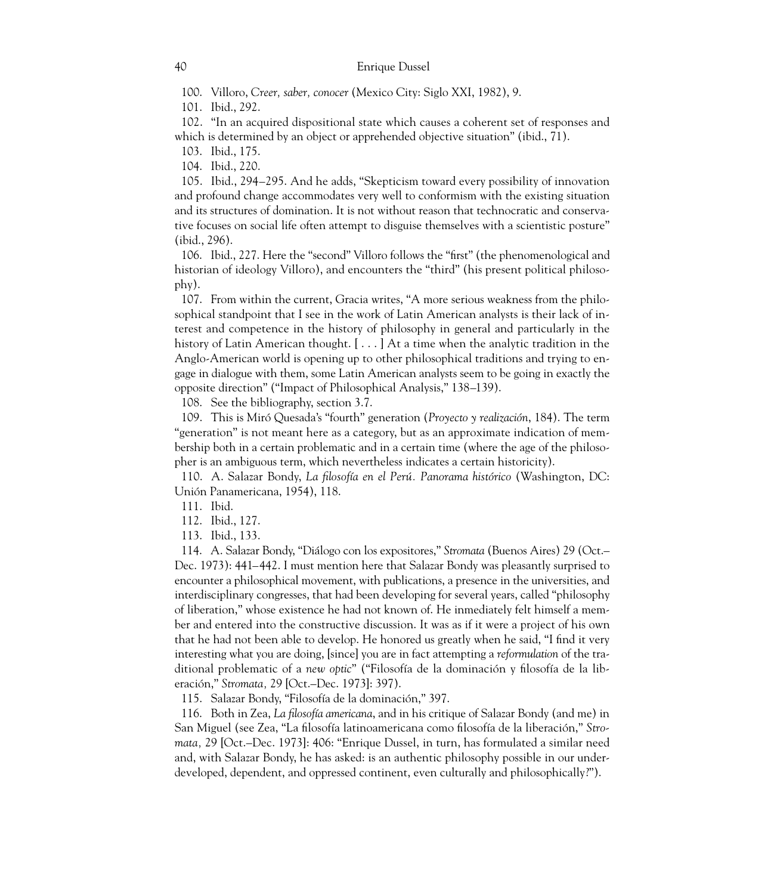100. Villoro, *Creer, saber, conocer* (Mexico City: Siglo XXI, 1982), 9.

101. Ibid., 292.

102. "In an acquired dispositional state which causes a coherent set of responses and which is determined by an object or apprehended objective situation" (ibid., 71).

103. Ibid., 175.

104. Ibid., 220.

105. Ibid., 294–295. And he adds, "Skepticism toward every possibility of innovation and profound change accommodates very well to conformism with the existing situation and its structures of domination. It is not without reason that technocratic and conservative focuses on social life often attempt to disguise themselves with a scientistic posture" (ibid., 296).

106. Ibid., 227. Here the "second" Villoro follows the "first" (the phenomenological and historian of ideology Villoro), and encounters the "third" (his present political philosophy).

107. From within the current, Gracia writes, "A more serious weakness from the philosophical standpoint that I see in the work of Latin American analysts is their lack of interest and competence in the history of philosophy in general and particularly in the history of Latin American thought. [ . . . ] At a time when the analytic tradition in the Anglo-American world is opening up to other philosophical traditions and trying to engage in dialogue with them, some Latin American analysts seem to be going in exactly the opposite direction" ("Impact of Philosophical Analysis," 138–139).

108. See the bibliography, section 3.7.

109. This is Miró Quesada's "fourth" generation (*Proyecto y realización*, 184). The term "generation" is not meant here as a category, but as an approximate indication of membership both in a certain problematic and in a certain time (where the age of the philosopher is an ambiguous term, which nevertheless indicates a certain historicity).

110. A. Salazar Bondy, *La filosofía en el Perú. Panorama histórico* (Washington, DC: Unión Panamericana, 1954), 118.

111. Ibid.

112. Ibid., 127.

113. Ibid., 133.

114. A. Salazar Bondy, "Diálogo con los expositores," *Stromata* (Buenos Aires) 29 (Oct.–Dec. 1973): 441–442. I must mention here that Salazar Bondy was pleasantly surprised to encounter a philosophical movement, with publications, a presence in the universities, and interdisciplinary congresses, that had been developing for several years, called "philosophy of liberation," whose existence he had not known of. He inmediately felt himself a member and entered into the constructive discussion. It was as if it were a project of his own that he had not been able to develop. He honored us greatly when he said, "I find it very interesting what you are doing, [since] you are in fact attempting a *reformulation* of the traditional problematic of a *new optic*" ("Filosofía de la dominación y filosofía de la liberación," *Stromata,* 29 [Oct.–Dec. 1973]: 397).

115. Salazar Bondy, "Filosofía de la dominación," 397.

116. Both in Zea, *La filosofía americana*, and in his critique of Salazar Bondy (and me) in San Miguel (see Zea, "La filosofía latinoamericana como filosofía de la liberación," *Stromata,* 29 [Oct.–Dec. 1973]: 406: "Enrique Dussel, in turn, has formulated a similar need and, with Salazar Bondy, he has asked: is an authentic philosophy possible in our underdeveloped, dependent, and oppressed continent, even culturally and philosophically?").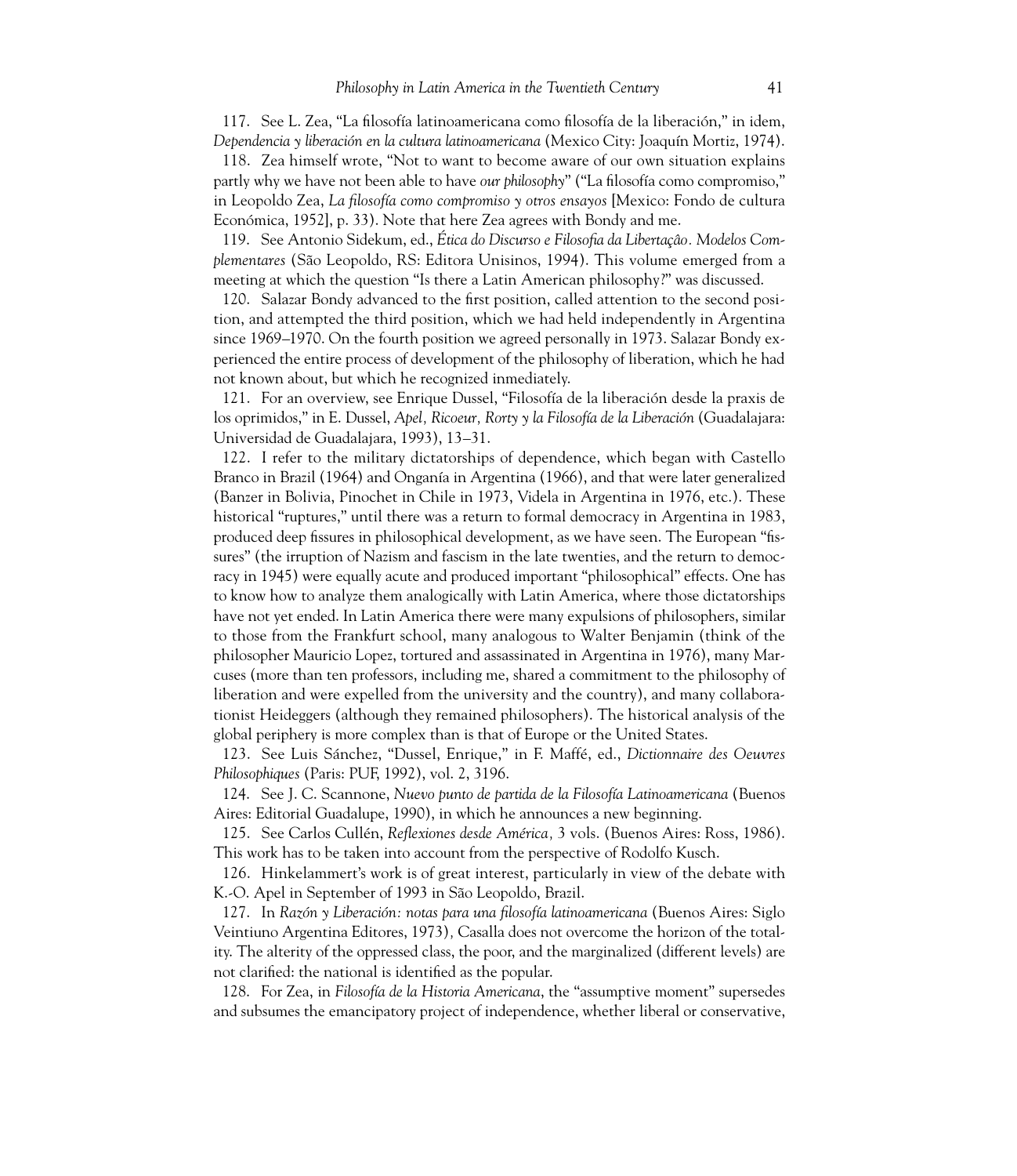117. See L. Zea, "La filosofía latinoamericana como filosofía de la liberación," in idem, *Dependencia y liberación en la cultura latinoamericana* (Mexico City: Joaquín Mortiz, 1974).

118. Zea himself wrote, "Not to want to become aware of our own situation explains partly why we have not been able to have *our philosophy*" ("La filosofía como compromiso," in Leopoldo Zea, *La filosofía como compromiso y otros ensayos* [Mexico: Fondo de cultura Económica, 1952], p. 33). Note that here Zea agrees with Bondy and me.

119. See Antonio Sidekum, ed., *Ética do Discurso e Filosofia da Libertação. Modelos Complementares* (São Leopoldo, RS: Editora Unisinos, 1994). This volume emerged from a meeting at which the question "Is there a Latin American philosophy?" was discussed.

120. Salazar Bondy advanced to the first position, called attention to the second position, and attempted the third position, which we had held independently in Argentina since 1969–1970. On the fourth position we agreed personally in 1973. Salazar Bondy experienced the entire process of development of the philosophy of liberation, which he had not known about, but which he recognized inmediately.

121. For an overview, see Enrique Dussel, "Filosofía de la liberación desde la praxis de los oprimidos," in E. Dussel, *Apel, Ricoeur, Rorty y la Filosofía de la Liberación* (Guadalajara: Universidad de Guadalajara, 1993), 13–31.

122. I refer to the military dictatorships of dependence, which began with Castello Branco in Brazil (1964) and Onganía in Argentina (1966), and that were later generalized (Banzer in Bolivia, Pinochet in Chile in 1973, Videla in Argentina in 1976, etc.). These historical "ruptures," until there was a return to formal democracy in Argentina in 1983, produced deep fissures in philosophical development, as we have seen. The European "fissures" (the irruption of Nazism and fascism in the late twenties, and the return to democracy in 1945) were equally acute and produced important "philosophical" effects. One has to know how to analyze them analogically with Latin America, where those dictatorships have not yet ended. In Latin America there were many expulsions of philosophers, similar to those from the Frankfurt school, many analogous to Walter Benjamin (think of the philosopher Mauricio Lopez, tortured and assassinated in Argentina in 1976), many Marcuses (more than ten professors, including me, shared a commitment to the philosophy of liberation and were expelled from the university and the country), and many collaborationist Heideggers (although they remained philosophers). The historical analysis of the global periphery is more complex than is that of Europe or the United States.

123. See Luis Sánchez, "Dussel, Enrique," in F. Maffé, ed., *Dictionnaire des Oeuvres Philosophiques* (Paris: PUF, 1992), vol. 2, 3196.

124. See J. C. Scannone, *Nuevo punto de partida de la Filosofía Latinoamericana* (Buenos Aires: Editorial Guadalupe, 1990), in which he announces a new beginning.

125. See Carlos Cullén, *Reflexiones desde América,* 3 vols. (Buenos Aires: Ross, 1986). This work has to be taken into account from the perspective of Rodolfo Kusch.

126. Hinkelammert's work is of great interest, particularly in view of the debate with K.-O. Apel in September of 1993 in São Leopoldo, Brazil.

127. In *Razón y Liberación: notas para una filosofía latinoamericana* (Buenos Aires: Siglo Veintiuno Argentina Editores, 1973), Casalla does not overcome the horizon of the totality. The alterity of the oppressed class, the poor, and the marginalized (different levels) are not clarified: the national is identified as the popular.

128. For Zea, in *Filosofía de la Historia Americana*, the "assumptive moment" supersedes and subsumes the emancipatory project of independence, whether liberal or conservative,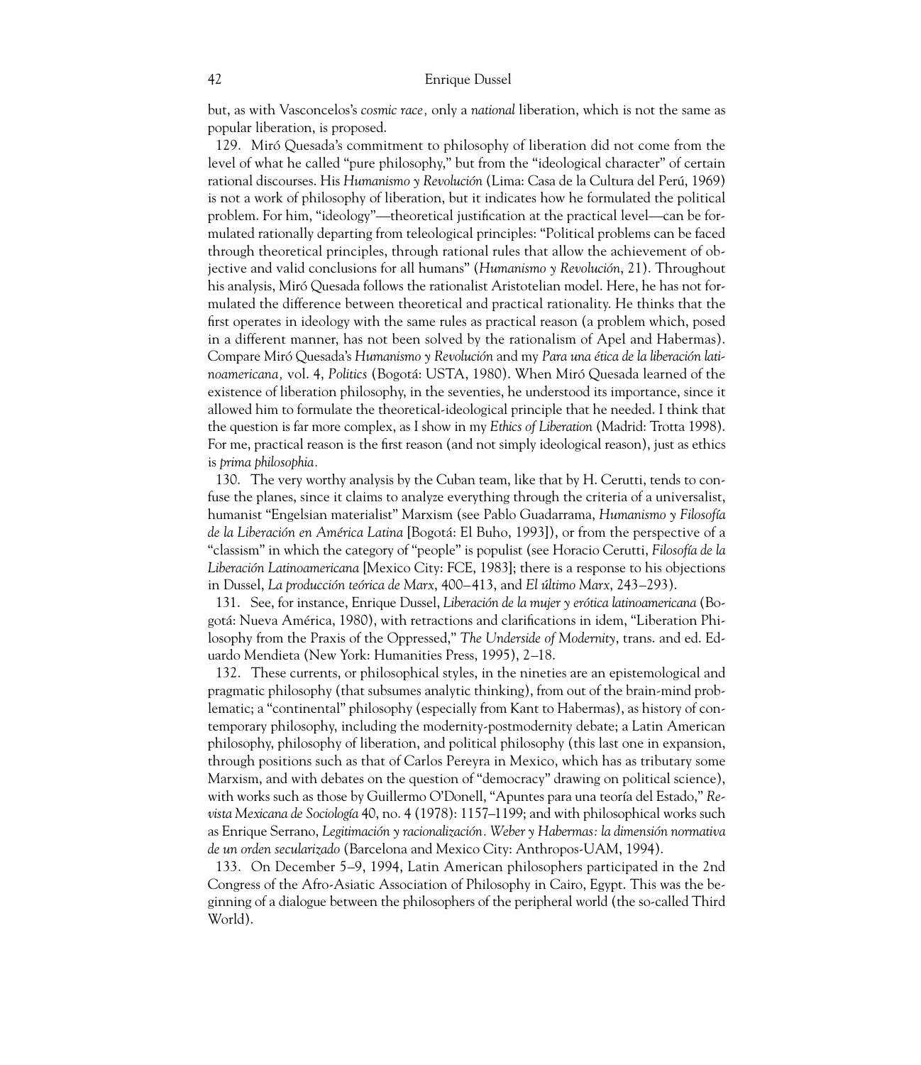but, as with Vasconcelos's *cosmic race*, only a *national* liberation, which is not the same as popular liberation, is proposed.

129. Miró Quesada's commitment to philosophy of liberation did not come from the level of what he called "pure philosophy," but from the "ideological character" of certain rational discourses. His *Humanismo y Revolución* (Lima: Casa de la Cultura del Perú, 1969) is not a work of philosophy of liberation, but it indicates how he formulated the political problem. For him, "ideology"—theoretical justification at the practical level—can be formulated rationally departing from teleological principles: "Political problems can be faced through theoretical principles, through rational rules that allow the achievement of objective and valid conclusions for all humans" (*Humanismo y Revolución*, 21). Throughout his analysis, Miró Quesada follows the rationalist Aristotelian model. Here, he has not formulated the difference between theoretical and practical rationality. He thinks that the first operates in ideology with the same rules as practical reason (a problem which, posed in a different manner, has not been solved by the rationalism of Apel and Habermas). Compare Miró Quesada's *Humanismo y Revolución* and my *Para una ética de la liberación latinoamericana*, vol. 4, *Politics* (Bogotá: USTA, 1980). When Miró Quesada learned of the existence of liberation philosophy, in the seventies, he understood its importance, since it allowed him to formulate the theoretical-ideological principle that he needed. I think that the question is far more complex, as I show in my *Ethics of Liberation* (Madrid: Trotta 1998). For me, practical reason is the first reason (and not simply ideological reason), just as ethics is *prima philosophia*.

130. The very worthy analysis by the Cuban team, like that by H. Cerutti, tends to confuse the planes, since it claims to analyze everything through the criteria of a universalist, humanist "Engelsian materialist" Marxism (see Pablo Guadarrama, *Humanismo y Filosofía de la Liberación en América Latina* [Bogotá: El Buho, 1993]), or from the perspective of a "classism" in which the category of "people" is populist (see Horacio Cerutti, *Filosofía de la Liberación Latinoamericana* [Mexico City: FCE, 1983]; there is a response to his objections in Dussel, *La producción teórica de Marx*, 400–413, and *El último Marx*, 243–293).

131. See, for instance, Enrique Dussel, *Liberación de la mujer y erótica latinoamericana* (Bogotá: Nueva América, 1980), with retractions and clarifications in idem, "Liberation Philosophy from the Praxis of the Oppressed," *The Underside of Modernity*, trans. and ed. Eduardo Mendieta (New York: Humanities Press, 1995), 2–18.

132. These currents, or philosophical styles, in the nineties are an epistemological and pragmatic philosophy (that subsumes analytic thinking), from out of the brain-mind problematic; a "continental" philosophy (especially from Kant to Habermas), as history of contemporary philosophy, including the modernity-postmodernity debate; a Latin American philosophy, philosophy of liberation, and political philosophy (this last one in expansion, through positions such as that of Carlos Pereyra in Mexico, which has as tributary some Marxism, and with debates on the question of "democracy" drawing on political science), with works such as those by Guillermo O'Donell, "Apuntes para una teoría del Estado," *Revista Mexicana de Sociología* 40, no. 4 (1978): 1157–1199; and with philosophical works such as Enrique Serrano, *Legitimación y racionalización. Weber y Habermas: la dimensión normativa de un orden secularizado* (Barcelona and Mexico City: Anthropos-UAM, 1994).

133. On December 5–9, 1994, Latin American philosophers participated in the 2nd Congress of the Afro-Asiatic Association of Philosophy in Cairo, Egypt. This was the beginning of a dialogue between the philosophers of the peripheral world (the so-called Third World).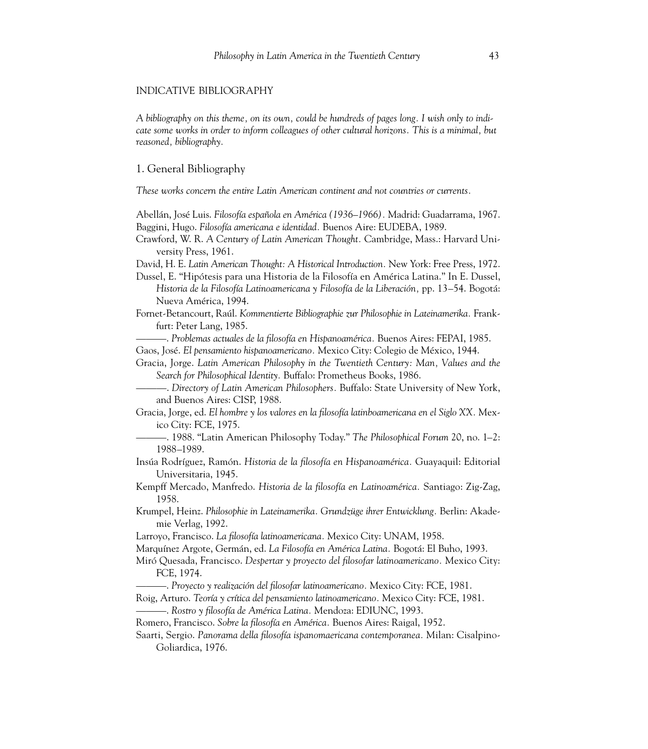## INDICATIVE BIBLIOGRAPHY

*A bibliography on this theme, on its own, could be hundreds of pages long. I wish only to indicate some works in order to inform colleagues of other cultural horizons. This is a minimal, but reasoned, bibliography.*

### 1. General Bibliography

*These works concern the entire Latin American continent and not countries or currents.*

Abellán, José Luis. *Filosofía española en América (1936–1966)*. Madrid: Guadarrama, 1967.

Baggini, Hugo. *Filosofía americana e identidad*. Buenos Aire: EUDEBA, 1989.

Crawford, W. R. *A Century of Latin American Thought*. Cambridge, Mass.: Harvard University Press, 1961.

David, H. E. *Latin American Thought: A Historical Introduction*. New York: Free Press, 1972.

Dussel, E. "Hipótesis para una Historia de la Filosofía en América Latina." In E. Dussel, *Historia de la Filosofía Latinoamericana y Filosofía de la Liberación*, pp. 13–54. Bogotá: Nueva América, 1994.

Fornet-Betancourt, Raúl. *Kommentierte Bibliographie zur Philosophie in Lateinamerika*. Frankfurt: Peter Lang, 1985.

———. *Problemas actuales de la filosofía en Hispanoamérica*. Buenos Aires: FEPAI, 1985.

Gaos, José. *El pensamiento hispanoamericano*. Mexico City: Colegio de México, 1944.

Gracia, Jorge. *Latin American Philosophy in the Twentieth Century: Man, Values and the Search for Philosophical Identity*. Buffalo: Prometheus Books, 1986.

———. *Directory of Latin American Philosophers*. Buffalo: State University of New York, and Buenos Aires: CISP, 1988.

Gracia, Jorge, ed. *El hombre y los valores en la filosofía latinboamericana en el Siglo XX*. Mexico City: FCE, 1975.

———. 1988. "Latin American Philosophy Today." *The Philosophical Forum* 20, no. 1–2: 1988–1989.

Insúa Rodríguez, Ramón. *Historia de la filosofía en Hispanoamérica*. Guayaquil: Editorial Universitaria, 1945.

Kempff Mercado, Manfredo. *Historia de la filosofía en Latinoamérica*. Santiago: Zig-Zag, 1958.

Krumpel, Heinz. *Philosophie in Lateinamerika. Grundzüge ihrer Entwicklung*. Berlin: Akademie Verlag, 1992.

Larroyo, Francisco. *La filosofía latinoamericana*. Mexico City: UNAM, 1958.

Marquínez Argote, Germán, ed. *La Filosofía en América Latina*. Bogotá: El Buho, 1993.

Miró Quesada, Francisco. *Despertar y proyecto del filosofar latinoamericano*. Mexico City: FCE, 1974.

———. *Proyecto y realización del filosofar latinoamericano*. Mexico City: FCE, 1981.

Roig, Arturo. *Teoría y crítica del pensamiento latinoamericano*. Mexico City: FCE, 1981.

———. *Rostro y filosofía de América Latina*. Mendoza: EDIUNC, 1993.

Romero, Francisco. *Sobre la filosofía en América*. Buenos Aires: Raigal, 1952.

Saarti, Sergio. *Panorama della filosofía ispanomaericana contemporanea*. Milan: Cisalpino-Goliardica, 1976.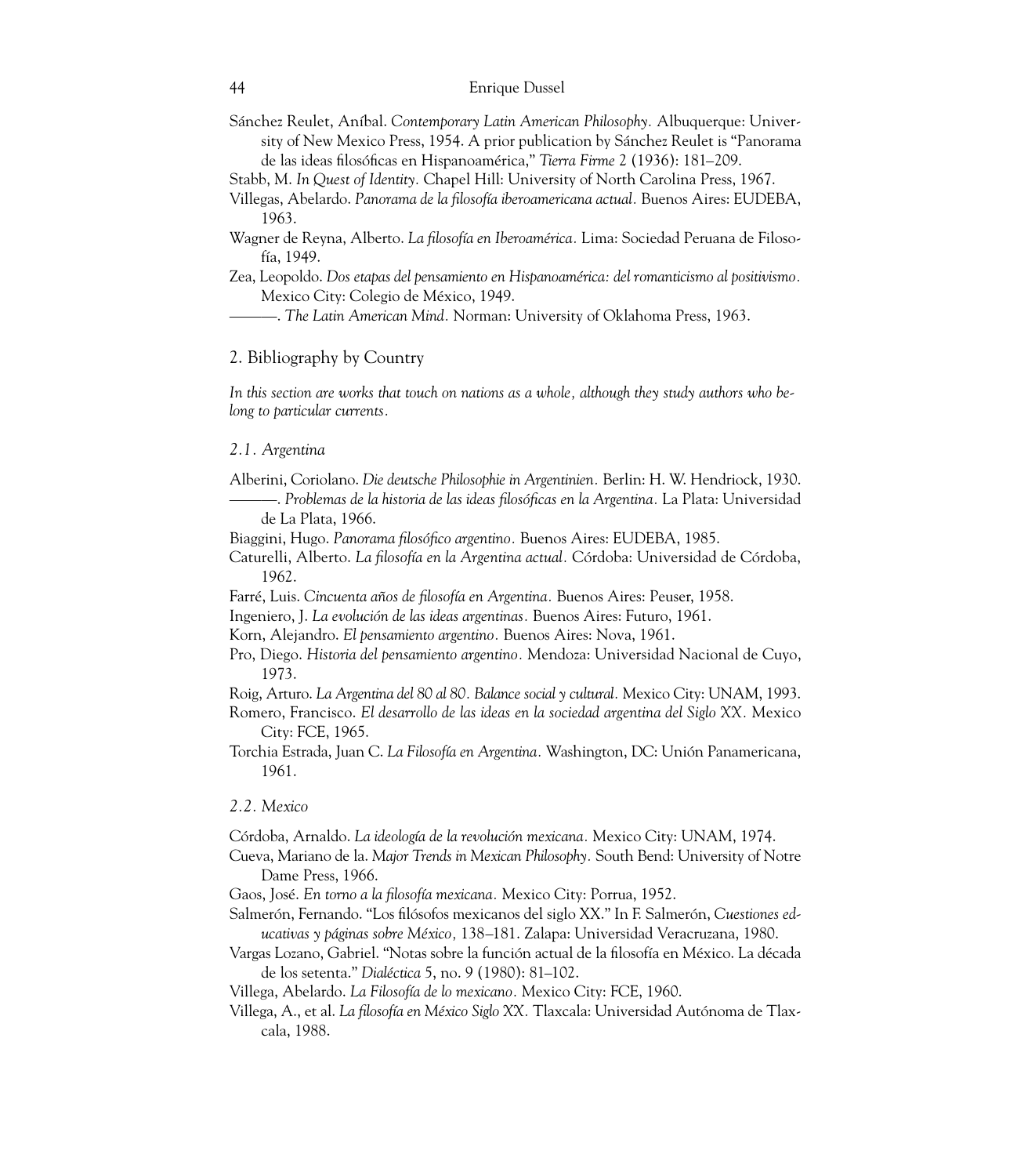Sánchez Reulet, Aníbal. *Contemporary Latin American Philosophy.* Albuquerque: University of New Mexico Press, 1954. A prior publication by Sánchez Reulet is "Panorama de las ideas filosóficas en Hispanoamérica," *Tierra Firme* 2 (1936): 181–209.

Stabb, M. *In Quest of Identity.* Chapel Hill: University of North Carolina Press, 1967.

Villegas, Abelardo. *Panorama de la filosofía iberoamericana actual.* Buenos Aires: EUDEBA, 1963.

Wagner de Reyna, Alberto. *La filosofía en Iberoamérica.* Lima: Sociedad Peruana de Filosofía, 1949.

Zea, Leopoldo. *Dos etapas del pensamiento en Hispanoamérica: del romanticismo al positivismo.* Mexico City: Colegio de México, 1949.

———. *The Latin American Mind.* Norman: University of Oklahoma Press, 1963.

## 2. Bibliography by Country

*In this section are works that touch on nations as a whole, although they study authors who belong to particular currents.*

### *2.1. Argentina*

Alberini, Coriolano. *Die deutsche Philosophie in Argentinien.* Berlin: H. W. Hendriock, 1930.

———. *Problemas de la historia de las ideas filosóficas en la Argentina.* La Plata: Universidad de La Plata, 1966.

Biaggini, Hugo. *Panorama filosófico argentino.* Buenos Aires: EUDEBA, 1985.

Caturelli, Alberto. *La filosofía en la Argentina actual.* Córdoba: Universidad de Córdoba, 1962.

Farré, Luis. *Cincuenta años de filosofía en Argentina.* Buenos Aires: Peuser, 1958.

Ingeniero, J. *La evolución de las ideas argentinas.* Buenos Aires: Futuro, 1961.

Korn, Alejandro. *El pensamiento argentino.* Buenos Aires: Nova, 1961.

Pro, Diego. *Historia del pensamiento argentino.* Mendoza: Universidad Nacional de Cuyo, 1973.

Roig, Arturo. *La Argentina del 80 al 80. Balance social y cultural.* Mexico City: UNAM, 1993.

Romero, Francisco. *El desarrollo de las ideas en la sociedad argentina del Siglo XX.* Mexico City: FCE, 1965.

Torchia Estrada, Juan C. *La Filosofía en Argentina.* Washington, DC: Unión Panamericana, 1961.

### *2.2. Mexico*

Córdoba, Arnaldo. *La ideología de la revolución mexicana.* Mexico City: UNAM, 1974.

Cueva, Mariano de la. *Major Trends in Mexican Philosophy.* South Bend: University of Notre Dame Press, 1966.

Gaos, José. *En torno a la filosofía mexicana.* Mexico City: Porrua, 1952.

Salmerón, Fernando. "Los filósofos mexicanos del siglo XX." In F. Salmerón, *Cuestiones educativas y páginas sobre México,* 138–181. Zalapa: Universidad Veracruzana, 1980.

Vargas Lozano, Gabriel. "Notas sobre la función actual de la filosofía en México. La década de los setenta." *Dialéctica* 5, no. 9 (1980): 81–102.

Villega, Abelardo. *La Filosofía de lo mexicano.* Mexico City: FCE, 1960.

Villega, A., et al. *La filosofía en México Siglo XX.* Tlaxcala: Universidad Autónoma de Tlaxcala, 1988.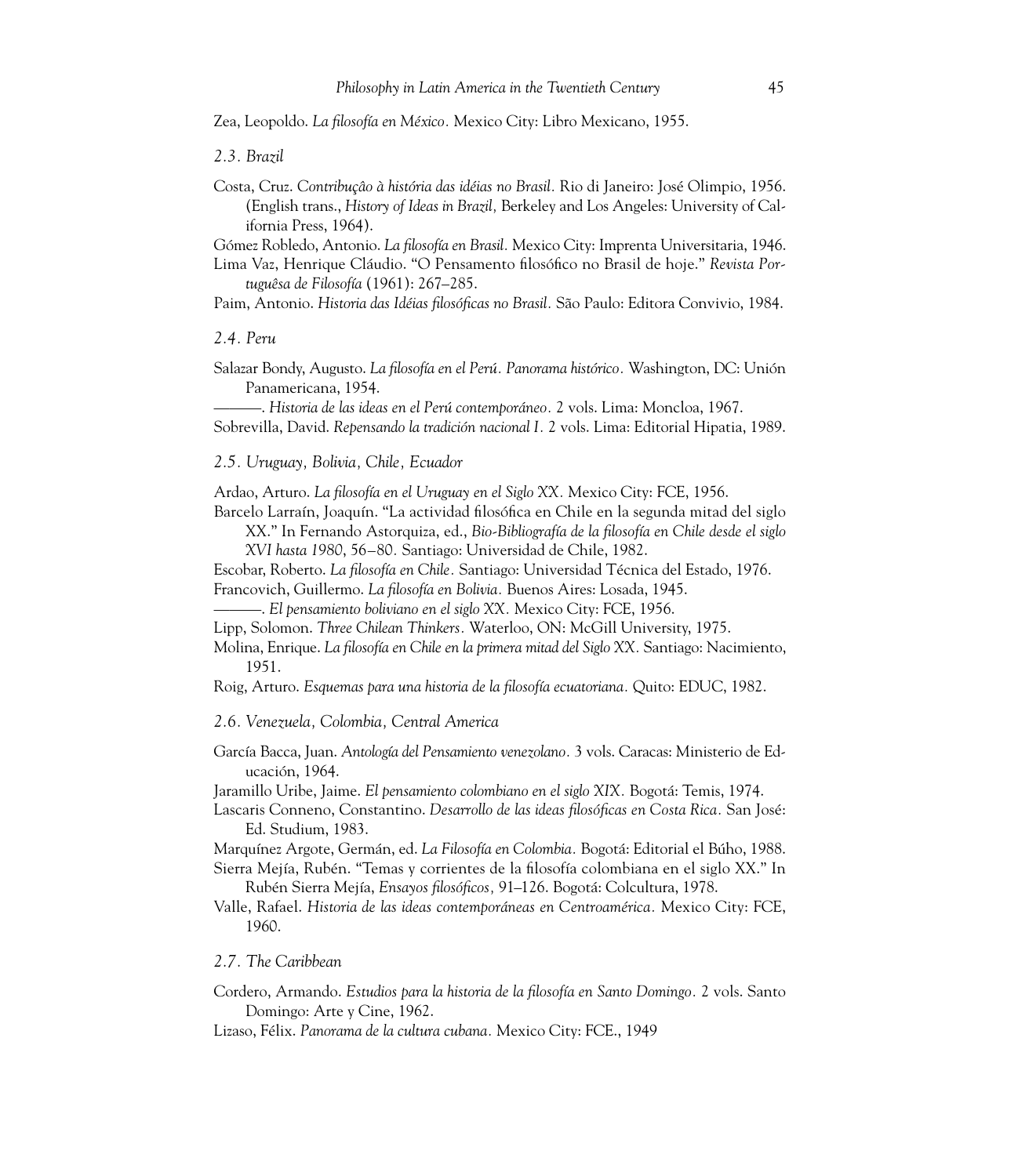Zea, Leopoldo. *La filosofía en México.* Mexico City: Libro Mexicano, 1955.

*2.3. Brazil*

Costa, Cruz. *Contribuçâo à história das idéias no Brasil.* Rio di Janeiro: José Olimpio, 1956. (English trans., *History of Ideas in Brazil,* Berkeley and Los Angeles: University of California Press, 1964).

Gómez Robledo, Antonio. *La filosofía en Brasil.* Mexico City: Imprenta Universitaria, 1946.

Lima Vaz, Henrique Cláudio. "O Pensamento filosófico no Brasil de hoje." *Revista Portuguêsa de Filosofía* (1961): 267–285.

Paim, Antonio. *Historia das Idéias filosóficas no Brasil.* São Paulo: Editora Convivio, 1984.

*2.4. Peru*

Salazar Bondy, Augusto. *La filosofía en el Perú. Panorama histórico.* Washington, DC: Unión Panamericana, 1954.

———. *Historia de las ideas en el Perú contemporáneo.* 2 vols. Lima: Moncloa, 1967.

Sobrevilla, David. *Repensando la tradición nacional I.* 2 vols. Lima: Editorial Hipatia, 1989.

*2.5. Uruguay, Bolivia, Chile, Ecuador*

Ardao, Arturo. *La filosofía en el Uruguay en el Siglo XX.* Mexico City: FCE, 1956.

Barcelo Larraín, Joaquín. "La actividad filosófica en Chile en la segunda mitad del siglo XX." In Fernando Astorquiza, ed., *Bio-Bibliografía de la filosofía en Chile desde el siglo XVI hasta 1980*, 56–80. Santiago: Universidad de Chile, 1982.

Escobar, Roberto. *La filosofía en Chile.* Santiago: Universidad Técnica del Estado, 1976.

Francovich, Guillermo. *La filosofía en Bolivia.* Buenos Aires: Losada, 1945.

———. *El pensamiento boliviano en el siglo XX.* Mexico City: FCE, 1956.

Lipp, Solomon. *Three Chilean Thinkers.* Waterloo, ON: McGill University, 1975.

Molina, Enrique. *La filosofía en Chile en la primera mitad del Siglo XX.* Santiago: Nacimiento, 1951.

Roig, Arturo. *Esquemas para una historia de la filosofía ecuatoriana.* Quito: EDUC, 1982.

*2.6. Venezuela, Colombia, Central America*

García Bacca, Juan. *Antología del Pensamiento venezolano.* 3 vols. Caracas: Ministerio de Educación, 1964.

Jaramillo Uribe, Jaime. *El pensamiento colombiano en el siglo XIX.* Bogotá: Temis, 1974.

Lascaris Conneno, Constantino. *Desarrollo de las ideas filosóficas en Costa Rica.* San José: Ed. Studium, 1983.

Marquínez Argote, Germán, ed. *La Filosofía en Colombia.* Bogotá: Editorial el Búho, 1988.

Sierra Mejía, Rubén. "Temas y corrientes de la filosofía colombiana en el siglo XX." In Rubén Sierra Mejía, *Ensayos filosóficos,* 91–126. Bogotá: Colcultura, 1978.

Valle, Rafael. *Historia de las ideas contemporáneas en Centroamérica.* Mexico City: FCE, 1960.

*2.7. The Caribbean*

Cordero, Armando. *Estudios para la historia de la filosofía en Santo Domingo.* 2 vols. Santo Domingo: Arte y Cine, 1962.

Lizaso, Félix. *Panorama de la cultura cubana.* Mexico City: FCE., 1949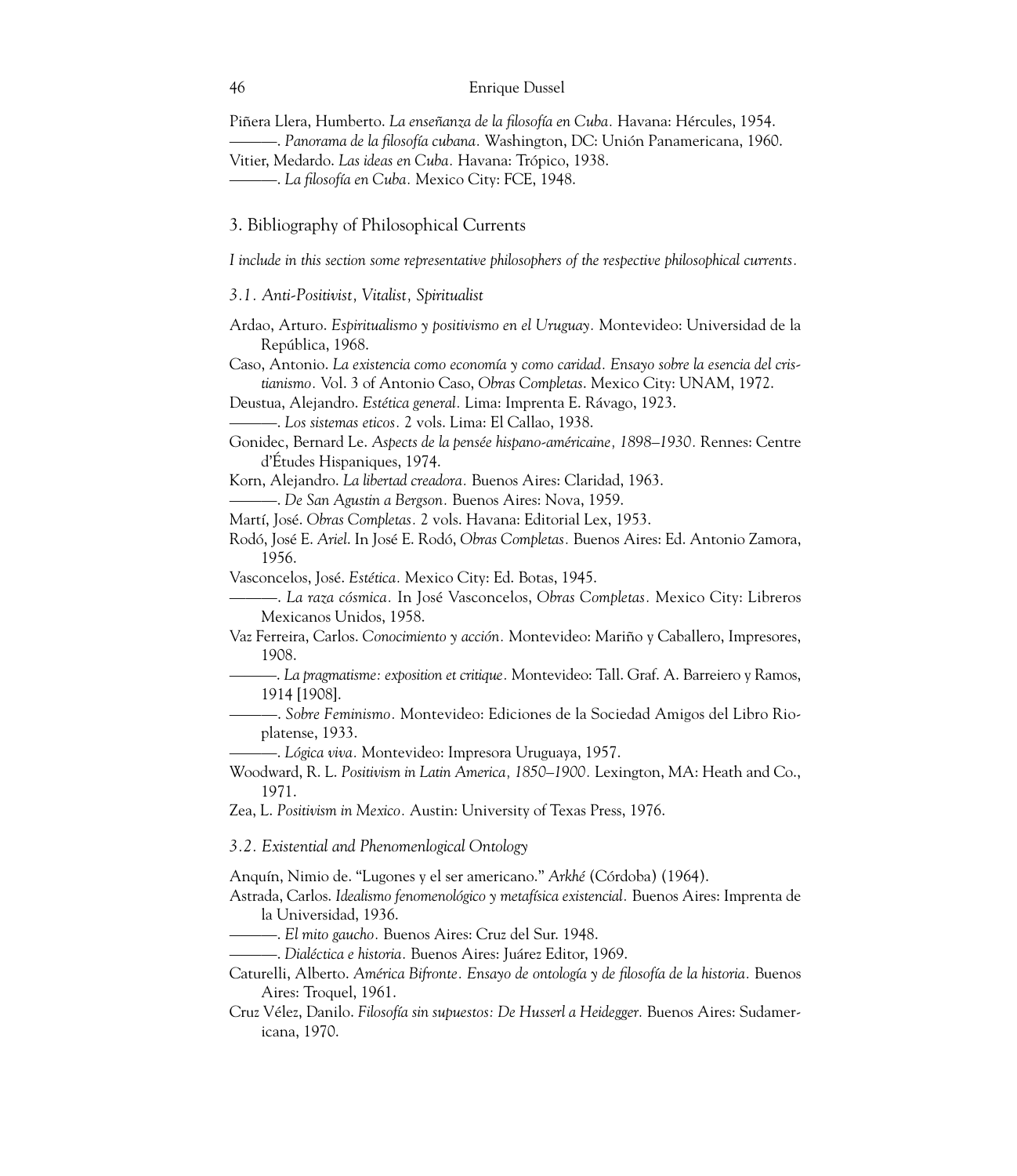Piñera Llera, Humberto. *La enseñanza de la filosofía en Cuba.* Havana: Hércules, 1954.

———. *Panorama de la filosofía cubana.* Washington, DC: Unión Panamericana, 1960.

Vitier, Medardo. *Las ideas en Cuba.* Havana: Trópico, 1938.

———. *La filosofía en Cuba.* Mexico City: FCE, 1948.

## 3. Bibliography of Philosophical Currents

*I include in this section some representative philosophers of the respective philosophical currents.*

### *3.1. Anti-Positivist, Vitalist, Spiritualist*

Ardao, Arturo. *Espiritualismo y positivismo en el Uruguay.* Montevideo: Universidad de la República, 1968.

Caso, Antonio. *La existencia como economía y como caridad. Ensayo sobre la esencia del cristianismo.* Vol. 3 of Antonio Caso, *Obras Completas*. Mexico City: UNAM, 1972.

Deustua, Alejandro. *Estética general.* Lima: Imprenta E. Rávago, 1923.

———. *Los sistemas eticos.* 2 vols. Lima: El Callao, 1938.

Gonidec, Bernard Le. *Aspects de la pensée hispano-américaine, 1898–1930.* Rennes: Centre d'Études Hispaniques, 1974.

Korn, Alejandro. *La libertad creadora.* Buenos Aires: Claridad, 1963.

———. *De San Agustin a Bergson.* Buenos Aires: Nova, 1959.

Martí, José. *Obras Completas.* 2 vols. Havana: Editorial Lex, 1953.

Rodó, José E. *Ariel*. In José E. Rodó, *Obras Completas.* Buenos Aires: Ed. Antonio Zamora, 1956.

Vasconcelos, José. *Estética.* Mexico City: Ed. Botas, 1945.

———. *La raza cósmica.* In José Vasconcelos, *Obras Completas.* Mexico City: Libreros Mexicanos Unidos, 1958.

Vaz Ferreira, Carlos. *Conocimiento y acción.* Montevideo: Mariño y Caballero, Impresores, 1908.

———. *La pragmatisme: exposition et critique.* Montevideo: Tall. Graf. A. Barreiero y Ramos, 1914 [1908].

———. *Sobre Feminismo.* Montevideo: Ediciones de la Sociedad Amigos del Libro Rioplatense, 1933.

———. *Lógica viva.* Montevideo: Impresora Uruguaya, 1957.

Woodward, R. L. *Positivism in Latin America, 1850–1900.* Lexington, MA: Heath and Co., 1971.

Zea, L. *Positivism in Mexico.* Austin: University of Texas Press, 1976.

### *3.2. Existential and Phenomenlogical Ontology*

Anquín, Nimio de. "Lugones y el ser americano." *Arkhé* (Córdoba) (1964).

Astrada, Carlos. *Idealismo fenomenológico y metafísica existencial.* Buenos Aires: Imprenta de la Universidad, 1936.

———. *El mito gaucho.* Buenos Aires: Cruz del Sur. 1948.

———. *Dialéctica e historia.* Buenos Aires: Juárez Editor, 1969.

Caturelli, Alberto. *América Bifronte. Ensayo de ontología y de filosofía de la historia.* Buenos Aires: Troquel, 1961.

Cruz Vélez, Danilo. *Filosofía sin supuestos: De Husserl a Heidegger.* Buenos Aires: Sudamericana, 1970.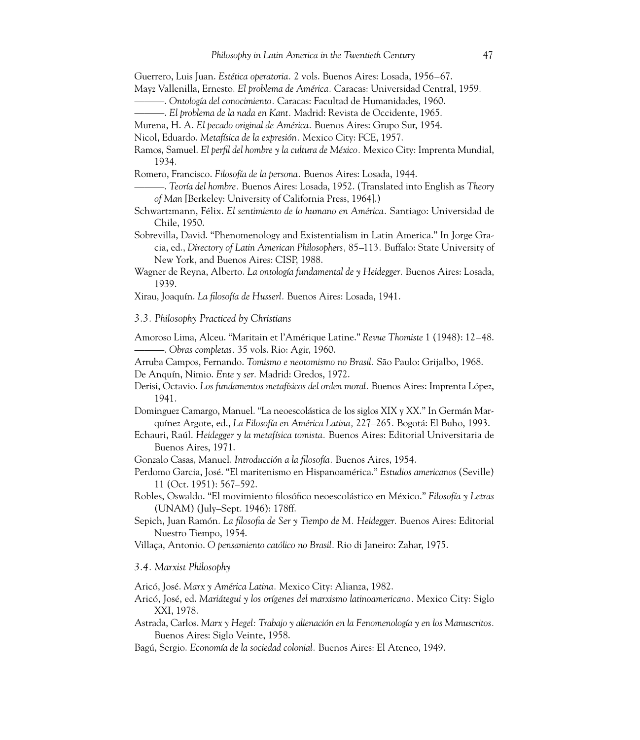Guerrero, Luis Juan. *Estética operatoria.* 2 vols. Buenos Aires: Losada, 1956–67.

Mayz Vallenilla, Ernesto. *El problema de América.* Caracas: Universidad Central, 1959.

———. *Ontología del conocimiento.* Caracas: Facultad de Humanidades, 1960.

———. *El problema de la nada en Kant.* Madrid: Revista de Occidente, 1965.

Murena, H. A. *El pecado original de América.* Buenos Aires: Grupo Sur, 1954.

Nicol, Eduardo. *Metafísica de la expresión.* Mexico City: FCE, 1957.

Ramos, Samuel. *El perfil del hombre y la cultura de México.* Mexico City: Imprenta Mundial, 1934.

Romero, Francisco. *Filosofía de la persona.* Buenos Aires: Losada, 1944.

———. *Teoría del hombre.* Buenos Aires: Losada, 1952. (Translated into English as *Theory of Man* [Berkeley: University of California Press, 1964].)

Schwartzmann, Félix. *El sentimiento de lo humano en América.* Santiago: Universidad de Chile, 1950.

Sobrevilla, David. "Phenomenology and Existentialism in Latin America." In Jorge Gracia, ed., *Directory of Latin American Philosophers,* 85–113. Buffalo: State University of New York, and Buenos Aires: CISP, 1988.

Wagner de Reyna, Alberto. *La ontología fundamental de y Heidegger.* Buenos Aires: Losada, 1939.

Xirau, Joaquín. *La filosofía de Husserl.* Buenos Aires: Losada, 1941.

### *3.3. Philosophy Practiced by Christians*

Amoroso Lima, Alceu. "Maritain et l'Amérique Latine." *Revue Thomiste* 1 (1948): 12–48.

———. *Obras completas.* 35 vols. Rio: Agir, 1960.

Arruba Campos, Fernando. *Tomismo e neotomismo no Brasil.* São Paulo: Grijalbo, 1968.

De Anquín, Nimio. *Ente y ser.* Madrid: Gredos, 1972.

Derisi, Octavio. *Los fundamentos metafísicos del orden moral.* Buenos Aires: Imprenta López, 1941.

Dominguez Camargo, Manuel. "La neoescolástica de los siglos XIX y XX." In Germán Marquínez Argote, ed., *La Filosofía en América Latina,* 227–265. Bogotá: El Buho, 1993.

Echauri, Raúl. *Heidegger y la metafísica tomista.* Buenos Aires: Editorial Universitaria de Buenos Aires, 1971.

Gonzalo Casas, Manuel. *Introducción a la filosofía.* Buenos Aires, 1954.

Perdomo Garcia, José. "El maritenismo en Hispanoamérica." *Estudios americanos* (Seville) 11 (Oct. 1951): 567–592.

Robles, Oswaldo. "El movimiento filosófico neoescolástico en México." *Filosofía y Letras* (UNAM) (July–Sept. 1946): 178ff.

Sepich, Juan Ramón. *La filosofia de Ser y Tiempo de M. Heidegger.* Buenos Aires: Editorial Nuestro Tiempo, 1954.

Villaça, Antonio. *O pensamiento católico no Brasil.* Rio di Janeiro: Zahar, 1975.

### *3.4. Marxist Philosophy*

Aricó, José. *Marx y América Latina.* Mexico City: Alianza, 1982.

Aricó, José, ed. *Mariátegui y los orígenes del marxismo latinoamericano.* Mexico City: Siglo XXI, 1978.

Astrada, Carlos. *Marx y Hegel: Trabajo y alienación en la Fenomenología y en los Manuscritos.* Buenos Aires: Siglo Veinte, 1958.

Bagú, Sergio. *Economía de la sociedad colonial.* Buenos Aires: El Ateneo, 1949.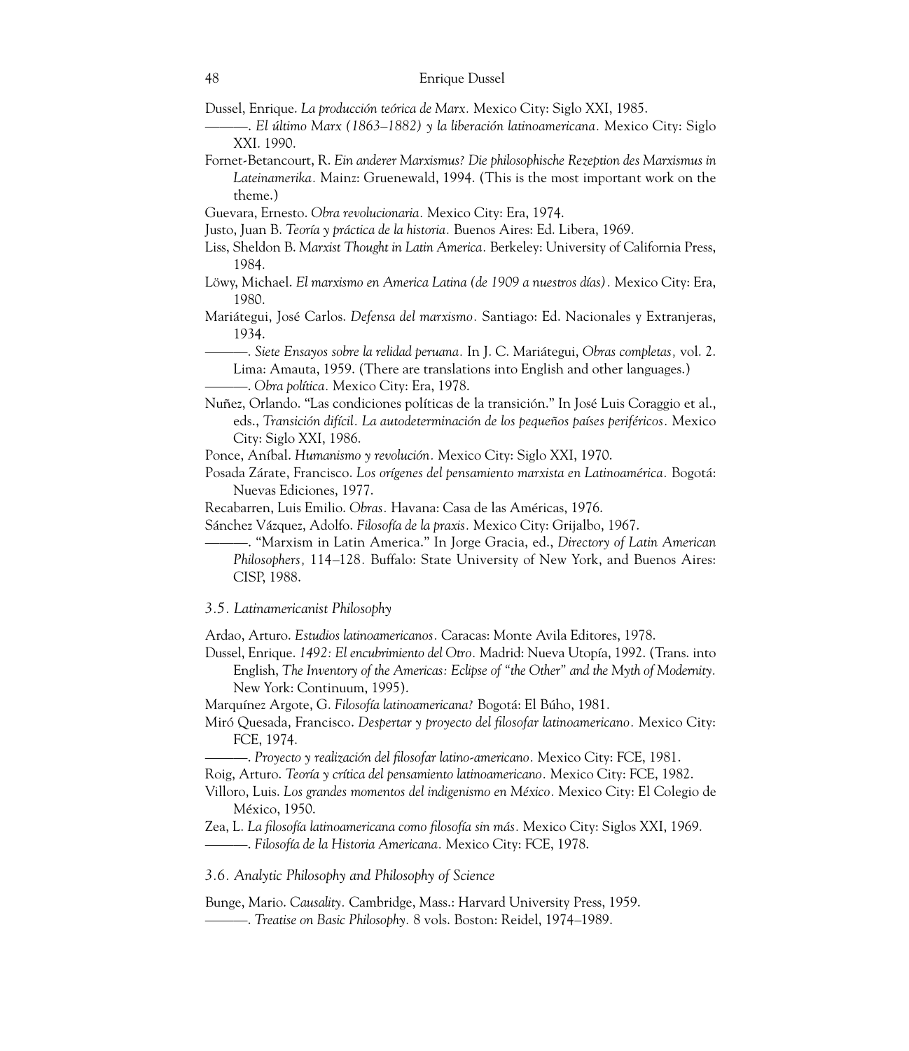Dussel, Enrique. *La producción teórica de Marx.* Mexico City: Siglo XXI, 1985.

———. *El último Marx (1863–1882) y la liberación latinoamericana.* Mexico City: Siglo XXI. 1990.

Fornet-Betancourt, R. *Ein anderer Marxismus? Die philosophische Rezeption des Marxismus in Lateinamerika.* Mainz: Gruenewald, 1994. (This is the most important work on the theme.)

Guevara, Ernesto. *Obra revolucionaria.* Mexico City: Era, 1974.

Justo, Juan B. *Teoría y práctica de la historia.* Buenos Aires: Ed. Libera, 1969.

Liss, Sheldon B. *Marxist Thought in Latin America.* Berkeley: University of California Press, 1984.

Löwy, Michael. *El marxismo en America Latina (de 1909 a nuestros días).* Mexico City: Era, 1980.

Mariátegui, José Carlos. *Defensa del marxismo.* Santiago: Ed. Nacionales y Extranjeras, 1934.

———. *Siete Ensayos sobre la relidad peruana.* In J. C. Mariátegui, *Obras completas,* vol. 2. Lima: Amauta, 1959. (There are translations into English and other languages.)

———. *Obra política.* Mexico City: Era, 1978.

Nuñez, Orlando. "Las condiciones políticas de la transición." In José Luis Coraggio et al., eds., *Transición difícil. La autodeterminación de los pequeños países periféricos.* Mexico City: Siglo XXI, 1986.

Ponce, Aníbal. *Humanismo y revolución.* Mexico City: Siglo XXI, 1970.

Posada Zárate, Francisco. *Los orígenes del pensamiento marxista en Latinoamérica.* Bogotá: Nuevas Ediciones, 1977.

Recabarren, Luis Emilio. *Obras.* Havana: Casa de las Américas, 1976.

Sánchez Vázquez, Adolfo. *Filosofía de la praxis.* Mexico City: Grijalbo, 1967.

———. "Marxism in Latin America." In Jorge Gracia, ed., *Directory of Latin American Philosophers,* 114–128. Buffalo: State University of New York, and Buenos Aires: CISP, 1988.

### *3.5. Latinamericanist Philosophy*

Ardao, Arturo. *Estudios latinoamericanos.* Caracas: Monte Avila Editores, 1978.

Dussel, Enrique. *1492: El encubrimiento del Otro.* Madrid: Nueva Utopía, 1992. (Trans. into English, *The Inventory of the Americas: Eclipse of "the Other" and the Myth of Modernity.* New York: Continuum, 1995).

Marquínez Argote, G. *Filosofía latinoamericana?* Bogotá: El Búho, 1981.

Miró Quesada, Francisco. *Despertar y proyecto del filosofar latinoamericano.* Mexico City: FCE, 1974.

———. *Proyecto y realización del filosofar latino-americano.* Mexico City: FCE, 1981.

Roig, Arturo. *Teoría y crítica del pensamiento latinoamericano.* Mexico City: FCE, 1982.

Villoro, Luis. *Los grandes momentos del indigenismo en México.* Mexico City: El Colegio de México, 1950.

Zea, L. *La filosofía latinoamericana como filosofía sin más.* Mexico City: Siglos XXI, 1969.

———. *Filosofía de la Historia Americana.* Mexico City: FCE, 1978.

### *3.6. Analytic Philosophy and Philosophy of Science*

Bunge, Mario. *Causality.* Cambridge, Mass.: Harvard University Press, 1959.

———. *Treatise on Basic Philosophy.* 8 vols. Boston: Reidel, 1974–1989.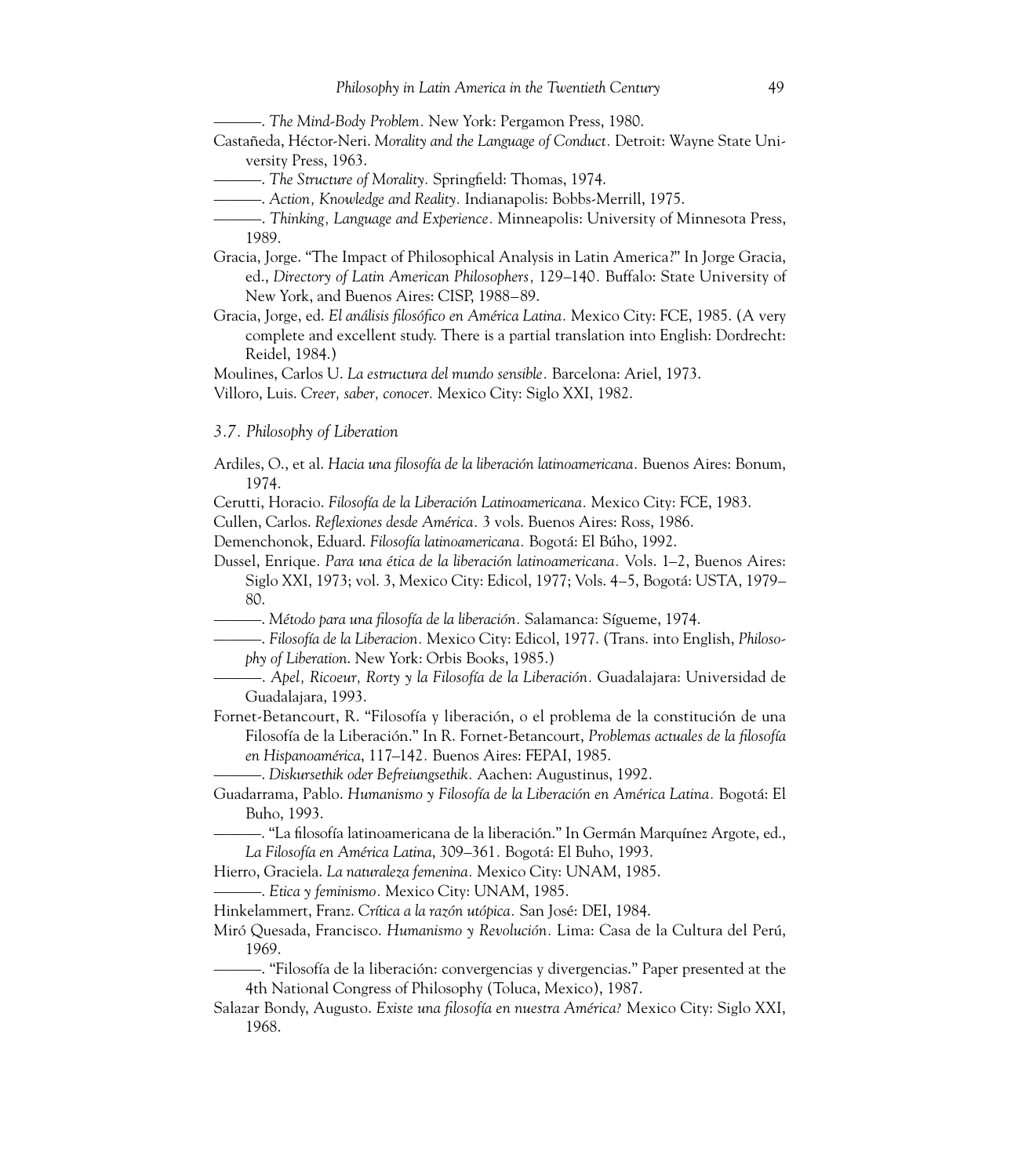———. *The Mind-Body Problem.* New York: Pergamon Press, 1980.

Castañeda, Héctor-Neri. *Morality and the Language of Conduct.* Detroit: Wayne State University Press, 1963.

———. *The Structure of Morality.* Springfield: Thomas, 1974.

———. *Action, Knowledge and Reality.* Indianapolis: Bobbs-Merrill, 1975.

———. *Thinking, Language and Experience.* Minneapolis: University of Minnesota Press, 1989.

Gracia, Jorge. "The Impact of Philosophical Analysis in Latin America?" In Jorge Gracia, ed., *Directory of Latin American Philosophers,* 129–140. Buffalo: State University of New York, and Buenos Aires: CISP, 1988–89.

Gracia, Jorge, ed. *El análisis filosófico en América Latina.* Mexico City: FCE, 1985. (A very complete and excellent study. There is a partial translation into English: Dordrecht: Reidel, 1984.)

Moulines, Carlos U. *La estructura del mundo sensible.* Barcelona: Ariel, 1973.

Villoro, Luis. *Creer, saber, conocer.* Mexico City: Siglo XXI, 1982.

### *3.7. Philosophy of Liberation*

Ardiles, O., et al. *Hacia una filosofía de la liberación latinoamericana.* Buenos Aires: Bonum, 1974.

Cerutti, Horacio. *Filosofía de la Liberación Latinoamericana.* Mexico City: FCE, 1983.

Cullen, Carlos. *Reflexiones desde América.* 3 vols. Buenos Aires: Ross, 1986.

Demenchonok, Eduard. *Filosofía latinoamericana.* Bogotá: El Búho, 1992.

Dussel, Enrique. *Para una ética de la liberación latinoamericana.* Vols. 1–2, Buenos Aires: Siglo XXI, 1973; vol. 3, Mexico City: Edicol, 1977; Vols. 4–5, Bogotá: USTA, 1979–80.

———. *Método para una filosofía de la liberación.* Salamanca: Sígueme, 1974.

———. *Filosofía de la Liberacion.* Mexico City: Edicol, 1977. (Trans. into English, *Philosophy of Liberation.* New York: Orbis Books, 1985.)

———. *Apel, Ricoeur, Rorty y la Filosofía de la Liberación.* Guadalajara: Universidad de Guadalajara, 1993.

Fornet-Betancourt, R. "Filosofía y liberación, o el problema de la constitución de una Filosofía de la Liberación." In R. Fornet-Betancourt, *Problemas actuales de la filosofía en Hispanoamérica*, 117–142. Buenos Aires: FEPAI, 1985.

———. *Diskursethik oder Befreiungsethik.* Aachen: Augustinus, 1992.

Guadarrama, Pablo. *Humanismo y Filosofía de la Liberación en América Latina.* Bogotá: El Buho, 1993.

———. "La filosofía latinoamericana de la liberación." In Germán Marquínez Argote, ed., *La Filosofía en América Latina*, 309–361. Bogotá: El Buho, 1993.

Hierro, Graciela. *La naturaleza femenina.* Mexico City: UNAM, 1985.

———. *Etica y feminismo.* Mexico City: UNAM, 1985.

Hinkelammert, Franz. *Crítica a la razón utópica.* San José: DEI, 1984.

Miró Quesada, Francisco. *Humanismo y Revolución.* Lima: Casa de la Cultura del Perú, 1969.

———. "Filosofía de la liberación: convergencias y divergencias." Paper presented at the 4th National Congress of Philosophy (Toluca, Mexico), 1987.

Salazar Bondy, Augusto. *Existe una filosofía en nuestra América?* Mexico City: Siglo XXI, 1968.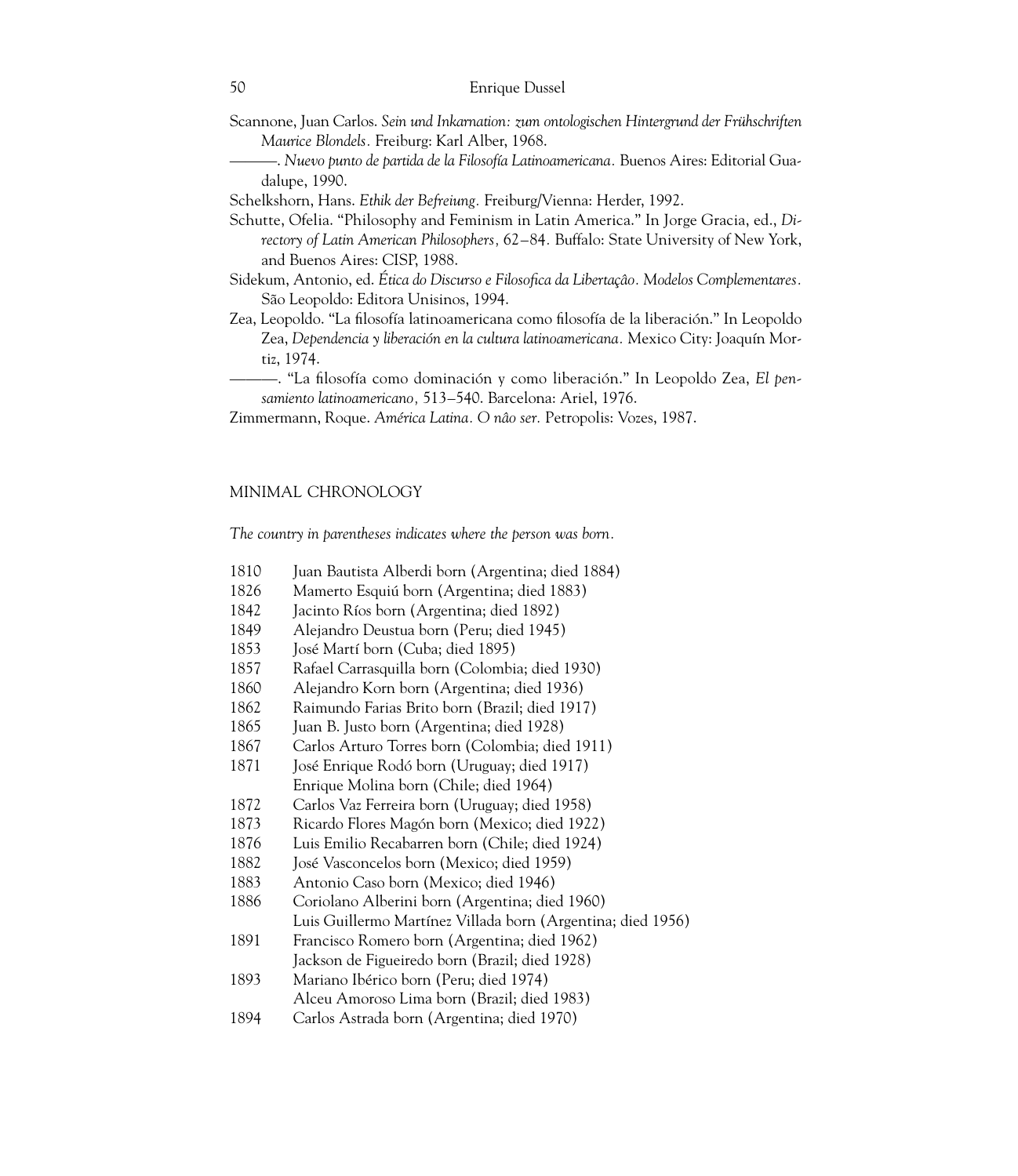Scannone, Juan Carlos. *Sein und Inkarnation: zum ontologischen Hintergrund der Frühschriften Maurice Blondels.* Freiburg: Karl Alber, 1968.

———. *Nuevo punto de partida de la Filosofía Latinoamericana.* Buenos Aires: Editorial Guadalupe, 1990.

Schelkshorn, Hans. *Ethik der Befreiung.* Freiburg/Vienna: Herder, 1992.

Schutte, Ofelia. "Philosophy and Feminism in Latin America." In Jorge Gracia, ed., *Directory of Latin American Philosophers,* 62–84. Buffalo: State University of New York, and Buenos Aires: CISP, 1988.

Sidekum, Antonio, ed. *Ética do Discurso e Filosofica da Libertaçâo. Modelos Complementares.* São Leopoldo: Editora Unisinos, 1994.

Zea, Leopoldo. "La filosofía latinoamericana como filosofía de la liberación." In Leopoldo Zea, *Dependencia y liberación en la cultura latinoamericana.* Mexico City: Joaquín Mortiz, 1974.

———. "La filosofía como dominación y como liberación." In Leopoldo Zea, *El pensamiento latinoamericano,* 513–540. Barcelona: Ariel, 1976.

Zimmermann, Roque. *América Latina. O nâo ser.* Petropolis: Vozes, 1987.

## MINIMAL CHRONOLOGY

*The country in parentheses indicates where the person was born.*

| | |
|---|---|
| 1810 | Juan Bautista Alberdi born (Argentina; died 1884) |
| 1826 | Mamerto Esquiú born (Argentina; died 1883) |
| 1842 | Jacinto Ríos born (Argentina; died 1892) |
| 1849 | Alejandro Deustua born (Peru; died 1945) |
| 1853 | José Martí born (Cuba; died 1895) |
| 1857 | Rafael Carrasquilla born (Colombia; died 1930) |
| 1860 | Alejandro Korn born (Argentina; died 1936) |
| 1862 | Raimundo Farias Brito born (Brazil; died 1917) |
| 1865 | Juan B. Justo born (Argentina; died 1928) |
| 1867 | Carlos Arturo Torres born (Colombia; died 1911) |
| 1871 | José Enrique Rodó born (Uruguay; died 1917) |
| | Enrique Molina born (Chile; died 1964) |
| 1872 | Carlos Vaz Ferreira born (Uruguay; died 1958) |
| 1873 | Ricardo Flores Magón born (Mexico; died 1922) |
| 1876 | Luis Emilio Recabarren born (Chile; died 1924) |
| 1882 | José Vasconcelos born (Mexico; died 1959) |
| 1883 | Antonio Caso born (Mexico; died 1946) |
| 1886 | Coriolano Alberini born (Argentina; died 1960) |
| | Luis Guillermo Martínez Villada born (Argentina; died 1956) |
| 1891 | Francisco Romero born (Argentina; died 1962) |
| | Jackson de Figueiredo born (Brazil; died 1928) |
| 1893 | Mariano Ibérico born (Peru; died 1974) |
| | Alceu Amoroso Lima born (Brazil; died 1983) |
| 1894 | Carlos Astrada born (Argentina; died 1970) |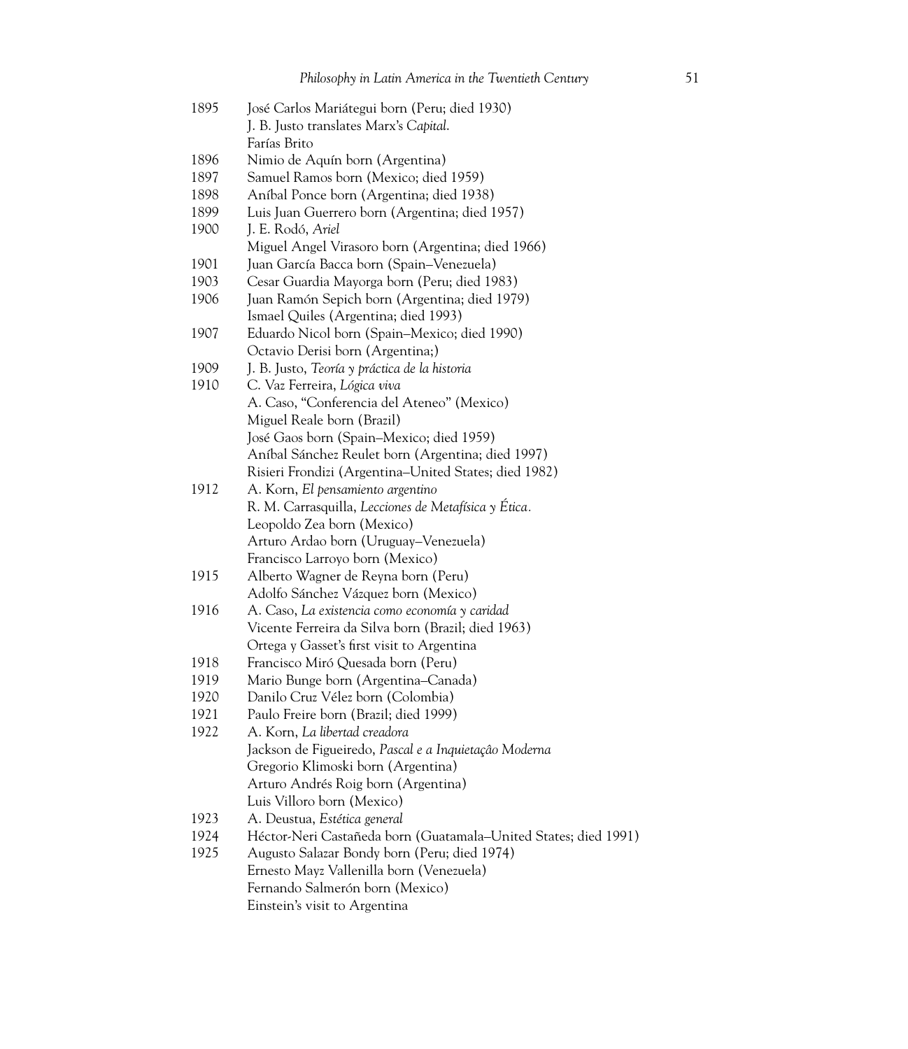| | |
|---|---|
| 1895 | José Carlos Mariátegui born (Peru; died 1930) |
| | J. B. Justo translates Marx's *Capital*. |
| | Farías Brito |
| 1896 | Nimio de Aquín born (Argentina) |
| 1897 | Samuel Ramos born (Mexico; died 1959) |
| 1898 | Aníbal Ponce born (Argentina; died 1938) |
| 1899 | Luis Juan Guerrero born (Argentina; died 1957) |
| 1900 | J. E. Rodó, *Ariel* |
| | Miguel Angel Virasoro born (Argentina; died 1966) |
| 1901 | Juan García Bacca born (Spain–Venezuela) |
| 1903 | Cesar Guardia Mayorga born (Peru; died 1983) |
| 1906 | Juan Ramón Sepich born (Argentina; died 1979) |
| | Ismael Quiles (Argentina; died 1993) |
| 1907 | Eduardo Nicol born (Spain–Mexico; died 1990) |
| | Octavio Derisi born (Argentina;) |
| 1909 | J. B. Justo, *Teoría y práctica de la historia* |
| 1910 | C. Vaz Ferreira, *Lógica viva* |
| | A. Caso, "Conferencia del Ateneo" (Mexico) |
| | Miguel Reale born (Brazil) |
| | José Gaos born (Spain–Mexico; died 1959) |
| | Aníbal Sánchez Reulet born (Argentina; died 1997) |
| | Risieri Frondizi (Argentina–United States; died 1982) |
| 1912 | A. Korn, *El pensamiento argentino* |
| | R. M. Carrasquilla, *Lecciones de Metafísica y Ética*. |
| | Leopoldo Zea born (Mexico) |
| | Arturo Ardao born (Uruguay–Venezuela) |
| | Francisco Larroyo born (Mexico) |
| 1915 | Alberto Wagner de Reyna born (Peru) |
| | Adolfo Sánchez Vázquez born (Mexico) |
| 1916 | A. Caso, *La existencia como economía y caridad* |
| | Vicente Ferreira da Silva born (Brazil; died 1963) |
| | Ortega y Gasset's first visit to Argentina |
| 1918 | Francisco Miró Quesada born (Peru) |
| 1919 | Mario Bunge born (Argentina–Canada) |
| 1920 | Danilo Cruz Vélez born (Colombia) |
| 1921 | Paulo Freire born (Brazil; died 1999) |
| 1922 | A. Korn, *La libertad creadora* |
| | Jackson de Figueiredo, *Pascal e a Inquietaçâo Moderna* |
| | Gregorio Klimoski born (Argentina) |
| | Arturo Andrés Roig born (Argentina) |
| | Luis Villoro born (Mexico) |
| 1923 | A. Deustua, *Estética general* |
| 1924 | Héctor-Neri Castañeda born (Guatamala–United States; died 1991) |
| 1925 | Augusto Salazar Bondy born (Peru; died 1974) |
| | Ernesto Mayz Vallenilla born (Venezuela) |
| | Fernando Salmerón born (Mexico) |
| | Einstein's visit to Argentina |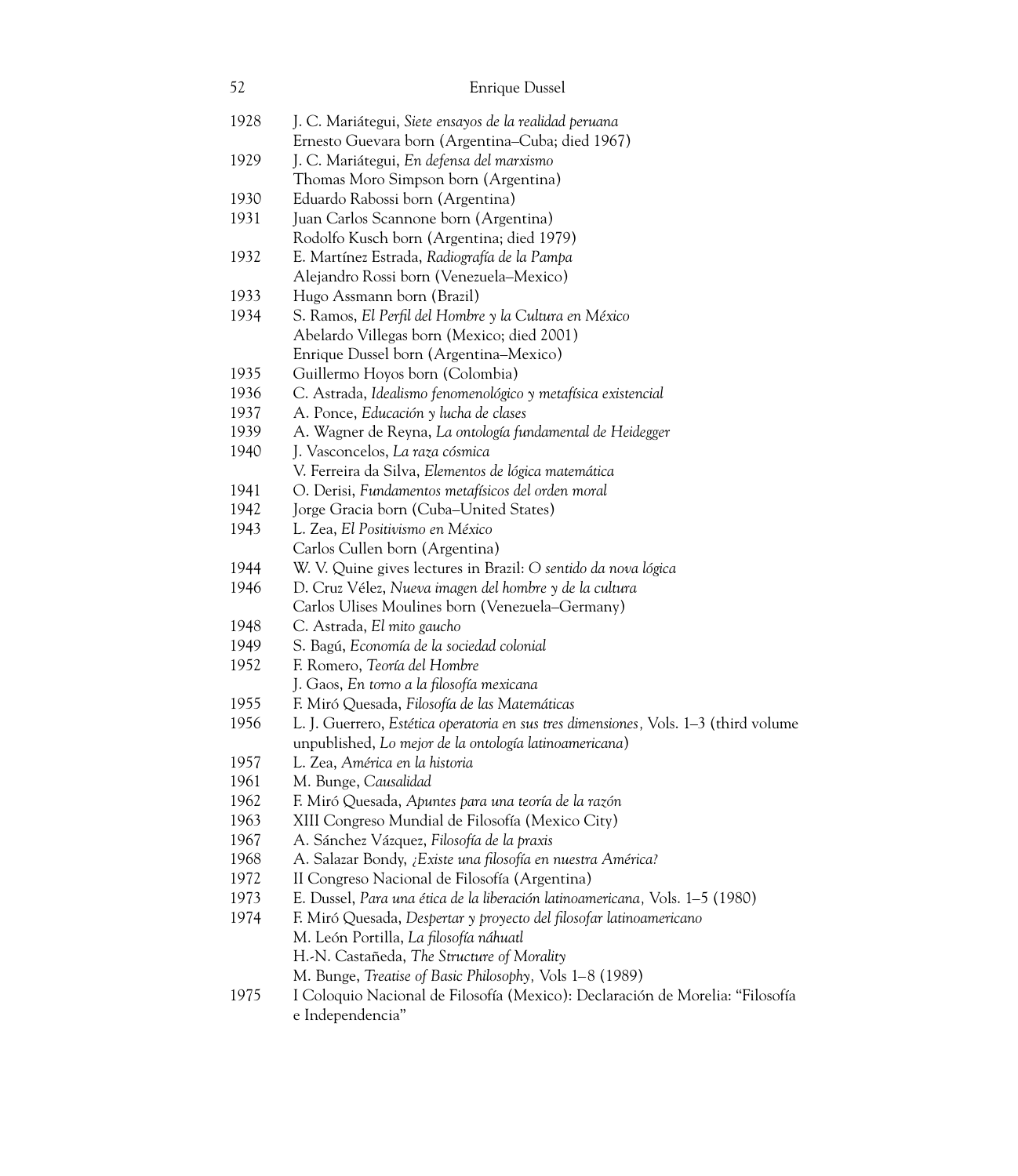| | |
|---|---|
| 1928 | J. C. Mariátegui, *Siete ensayos de la realidad peruana* |
| | Ernesto Guevara born (Argentina–Cuba; died 1967) |
| 1929 | J. C. Mariátegui, *En defensa del marxismo* |
| | Thomas Moro Simpson born (Argentina) |
| 1930 | Eduardo Rabossi born (Argentina) |
| 1931 | Juan Carlos Scannone born (Argentina) |
| | Rodolfo Kusch born (Argentina; died 1979) |
| 1932 | E. Martínez Estrada, *Radiografía de la Pampa* |
| | Alejandro Rossi born (Venezuela–Mexico) |
| 1933 | Hugo Assmann born (Brazil) |
| 1934 | S. Ramos, *El Perfil del Hombre y la Cultura en México* |
| | Abelardo Villegas born (Mexico; died 2001) |
| | Enrique Dussel born (Argentina–Mexico) |
| 1935 | Guillermo Hoyos born (Colombia) |
| 1936 | C. Astrada, *Idealismo fenomenológico y metafísica existencial* |
| 1937 | A. Ponce, *Educación y lucha de clases* |
| 1939 | A. Wagner de Reyna, *La ontología fundamental de Heidegger* |
| 1940 | J. Vasconcelos, *La raza cósmica* |
| | V. Ferreira da Silva, *Elementos de lógica matemática* |
| 1941 | O. Derisi, *Fundamentos metafísicos del orden moral* |
| 1942 | Jorge Gracia born (Cuba–United States) |
| 1943 | L. Zea, *El Positivismo en México* |
| | Carlos Cullen born (Argentina) |
| 1944 | W. V. Quine gives lectures in Brazil: *O sentido da nova lógica* |
| 1946 | D. Cruz Vélez, *Nueva imagen del hombre y de la cultura* |
| | Carlos Ulises Moulines born (Venezuela–Germany) |
| 1948 | C. Astrada, *El mito gaucho* |
| 1949 | S. Bagú, *Economía de la sociedad colonial* |
| 1952 | F. Romero, *Teoría del Hombre* |
| | J. Gaos, *En torno a la filosofía mexicana* |
| 1955 | F. Miró Quesada, *Filosofía de las Matemáticas* |
| 1956 | L. J. Guerrero, *Estética operatoria en sus tres dimensiones,* Vols. 1–3 (third volume unpublished, *Lo mejor de la ontología latinoamericana*) |
| 1957 | L. Zea, *América en la historia* |
| 1961 | M. Bunge, *Causalidad* |
| 1962 | F. Miró Quesada, *Apuntes para una teoría de la razón* |
| 1963 | XIII Congreso Mundial de Filosofía (Mexico City) |
| 1967 | A. Sánchez Vázquez, *Filosofía de la praxis* |
| 1968 | A. Salazar Bondy, *¿Existe una filosofía en nuestra América?* |
| 1972 | II Congreso Nacional de Filosofía (Argentina) |
| 1973 | E. Dussel, *Para una ética de la liberación latinoamericana,* Vols. 1–5 (1980) |
| 1974 | F. Miró Quesada, *Despertar y proyecto del filosofar latinoamericano* |
| | M. León Portilla, *La filosofía náhuatl* |
| | H.-N. Castañeda, *The Structure of Morality* |
| | M. Bunge, *Treatise of Basic Philosophy,* Vols 1–8 (1989) |
| 1975 | I Coloquio Nacional de Filosofía (Mexico): Declaración de Morelia: "Filosofía e Independencia" |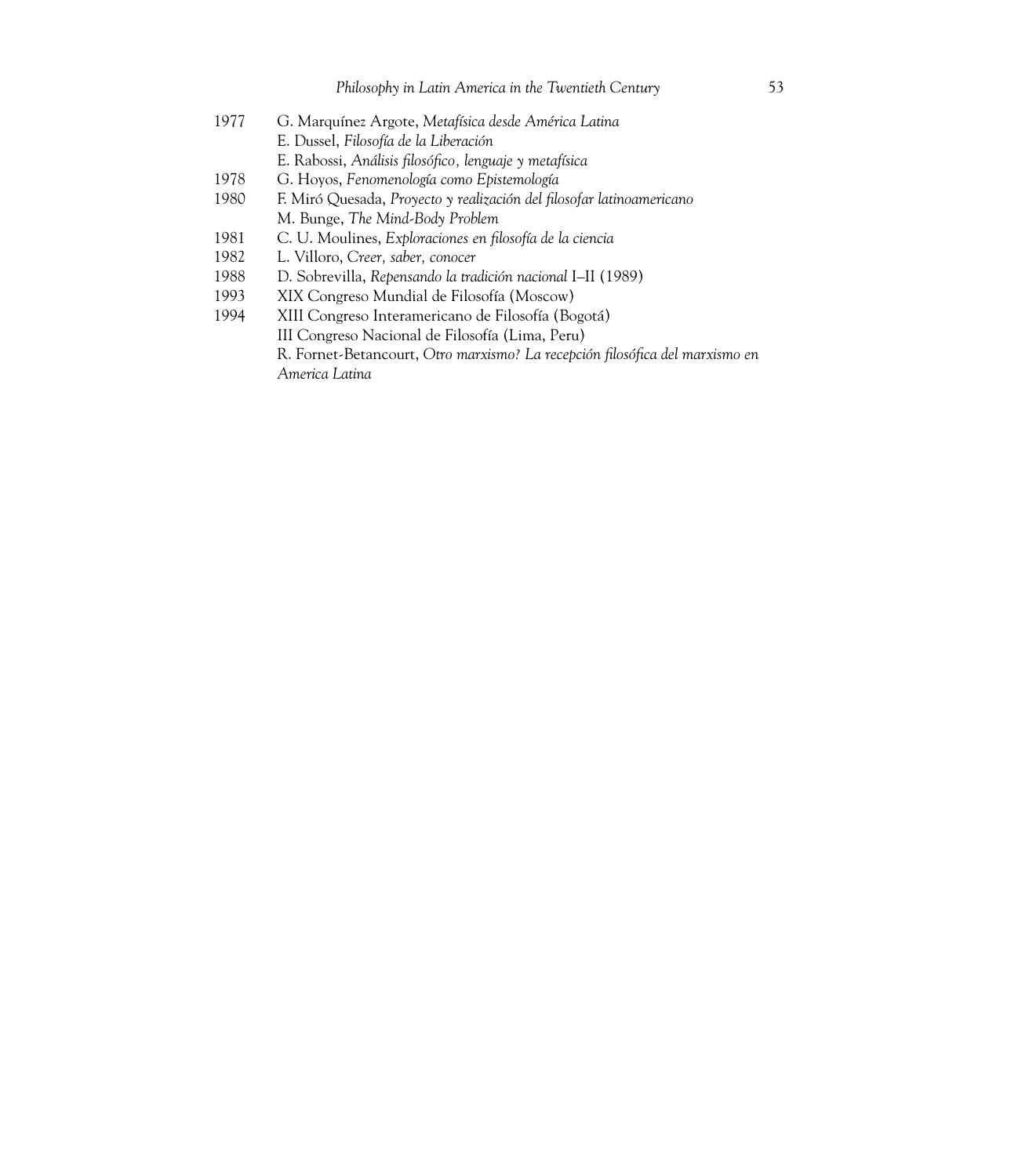| | |
|---|---|
| 1977 | G. Marquínez Argote, *Metafísica desde América Latina* |
| | E. Dussel, *Filosofía de la Liberación* |
| | E. Rabossi, *Análisis filosófico, lenguaje y metafísica* |
| 1978 | G. Hoyos, *Fenomenología como Epistemología* |
| 1980 | F. Miró Quesada, *Proyecto y realización del filosofar latinoamericano* |
| | M. Bunge, *The Mind-Body Problem* |
| 1981 | C. U. Moulines, *Exploraciones en filosofía de la ciencia* |
| 1982 | L. Villoro, *Creer, saber, conocer* |
| 1988 | D. Sobrevilla, *Repensando la tradición nacional* I–II (1989) |
| 1993 | XIX Congreso Mundial de Filosofía (Moscow) |
| 1994 | XIII Congreso Interamericano de Filosofía (Bogotá) |
| | III Congreso Nacional de Filosofía (Lima, Peru) |
| | R. Fornet-Betancourt, *Otro marxismo? La recepción filosófica del marxismo en America Latina* |